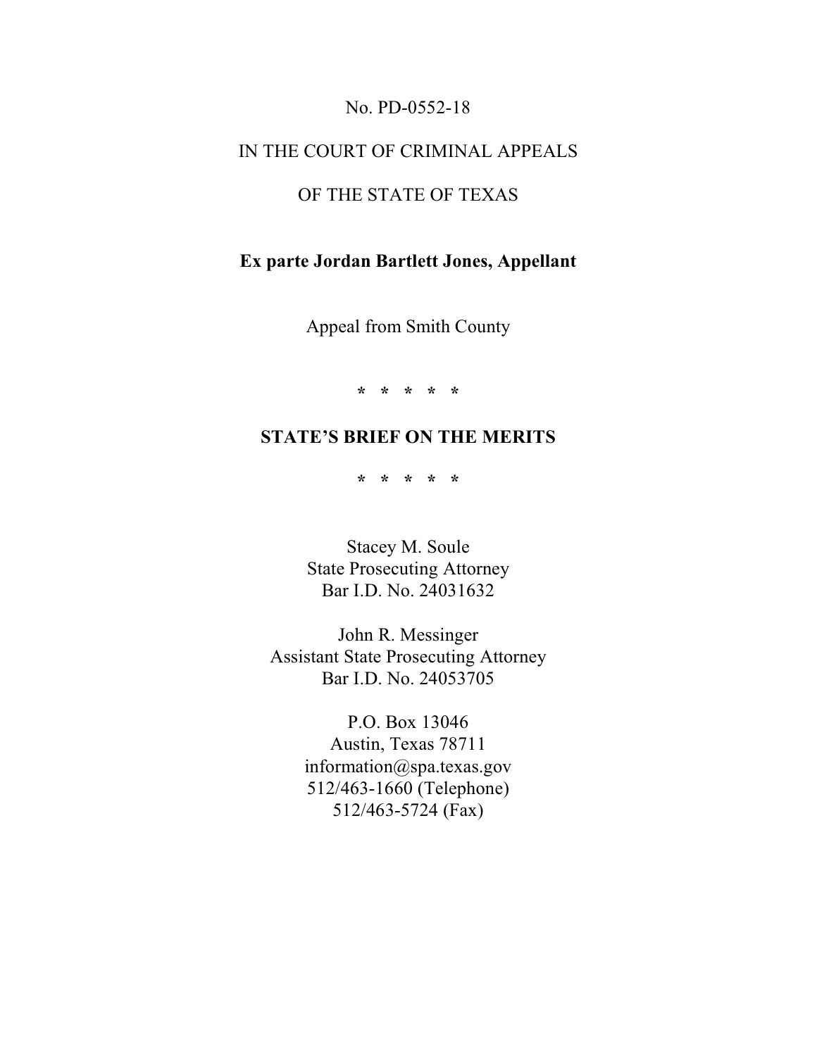No. PD-0552-18

IN THE COURT OF CRIMINAL APPEALS

OF THE STATE OF TEXAS

**Ex parte Jordan Bartlett Jones, Appellant**

Appeal from Smith County

\* \* \* \* \*

**STATE'S BRIEF ON THE MERITS**

\* \* \* \* \*

Stacey M. Soule
State Prosecuting Attorney
Bar I.D. No. 24031632

John R. Messinger
Assistant State Prosecuting Attorney
Bar I.D. No. 24053705

P.O. Box 13046
Austin, Texas 78711
information@spa.texas.gov
512/463-1660 (Telephone)
512/463-5724 (Fax)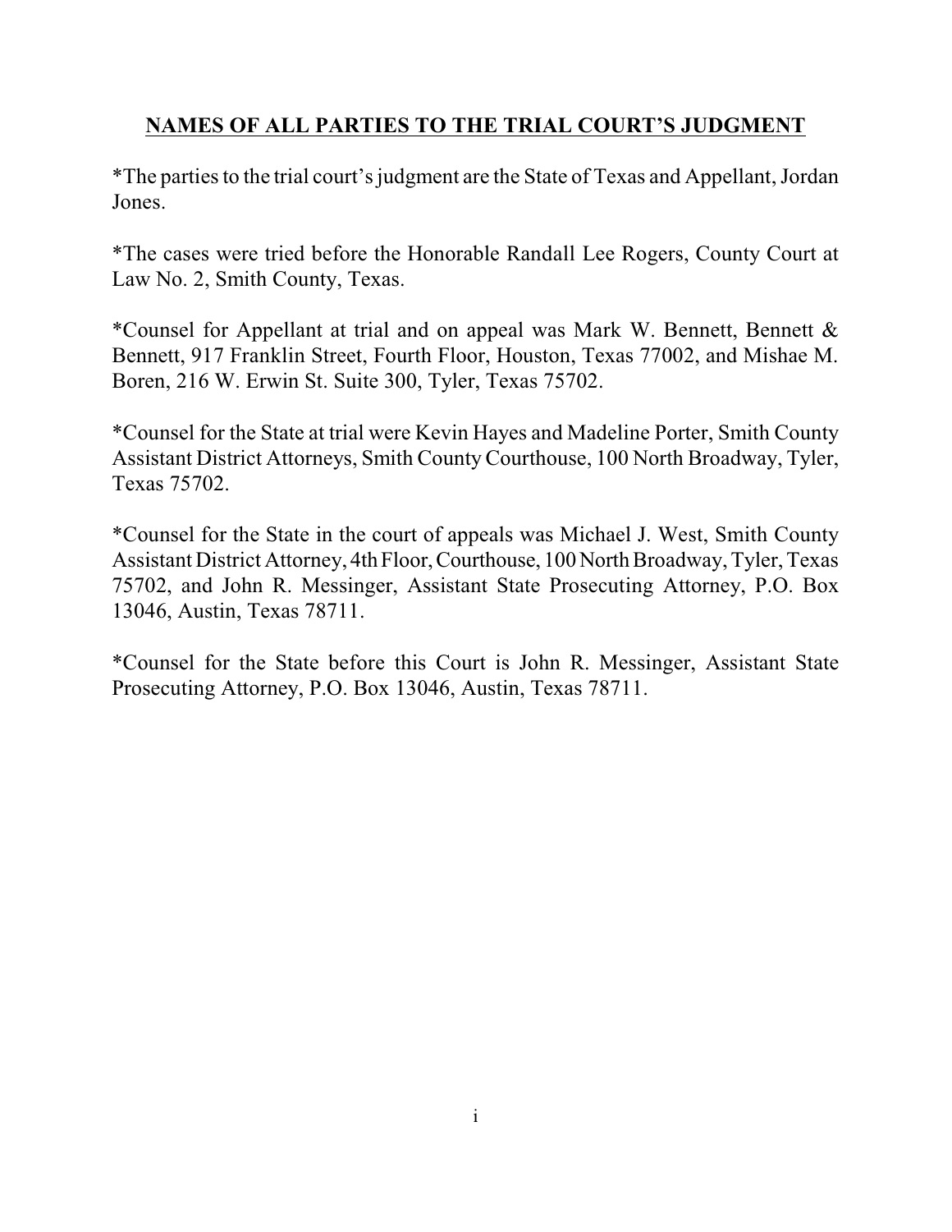## NAMES OF ALL PARTIES TO THE TRIAL COURT'S JUDGMENT

*The parties to the trial court's judgment are the State of Texas and Appellant, Jordan Jones.

*The cases were tried before the Honorable Randall Lee Rogers, County Court at Law No. 2, Smith County, Texas.

*Counsel for Appellant at trial and on appeal was Mark W. Bennett, Bennett & Bennett, 917 Franklin Street, Fourth Floor, Houston, Texas 77002, and Mishae M. Boren, 216 W. Erwin St. Suite 300, Tyler, Texas 75702.

*Counsel for the State at trial were Kevin Hayes and Madeline Porter, Smith County Assistant District Attorneys, Smith County Courthouse, 100 North Broadway, Tyler, Texas 75702.

*Counsel for the State in the court of appeals was Michael J. West, Smith County Assistant District Attorney, 4th Floor, Courthouse, 100 North Broadway, Tyler, Texas 75702, and John R. Messinger, Assistant State Prosecuting Attorney, P.O. Box 13046, Austin, Texas 78711.

*Counsel for the State before this Court is John R. Messinger, Assistant State Prosecuting Attorney, P.O. Box 13046, Austin, Texas 78711.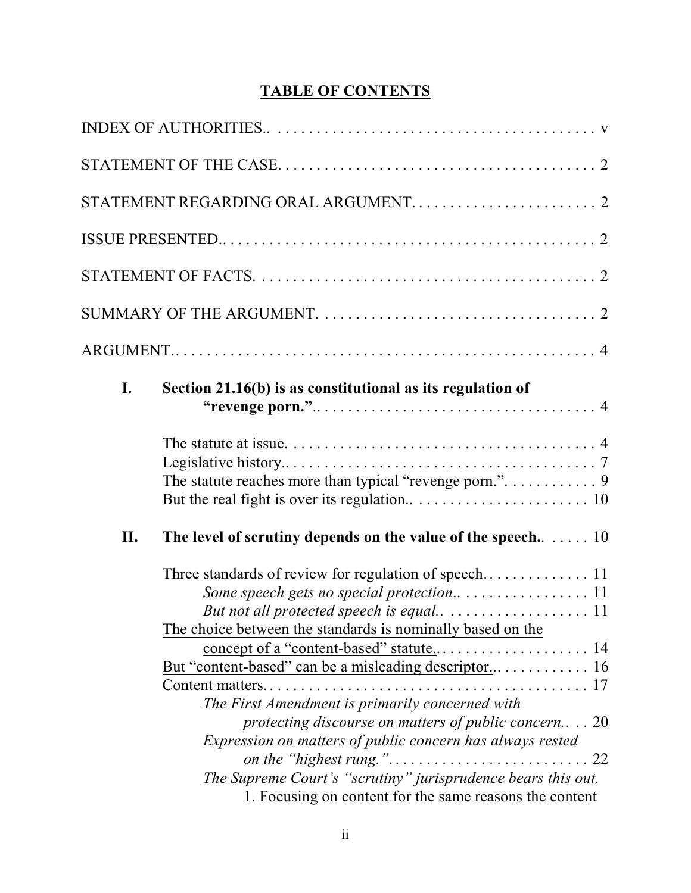**TABLE OF CONTENTS**

INDEX OF AUTHORITIES.. . . . . . . . . . . . . . . . . . . . . . . . . . . . . . . . . . . . . . . . . v

STATEMENT OF THE CASE. . . . . . . . . . . . . . . . . . . . . . . . . . . . . . . . . . . . . . . . . 2

STATEMENT REGARDING ORAL ARGUMENT. . . . . . . . . . . . . . . . . . . . . . . . 2

ISSUE PRESENTED.. . . . . . . . . . . . . . . . . . . . . . . . . . . . . . . . . . . . . . . . . . . . . . 2

STATEMENT OF FACTS. . . . . . . . . . . . . . . . . . . . . . . . . . . . . . . . . . . . . . . . . . . 2

SUMMARY OF THE ARGUMENT. . . . . . . . . . . . . . . . . . . . . . . . . . . . . . . . . . . 2

ARGUMENT.. . . . . . . . . . . . . . . . . . . . . . . . . . . . . . . . . . . . . . . . . . . . . . . . . . . . 4

**I. Section 21.16(b) is as constitutional as its regulation of "revenge porn."**.. . . . . . . . . . . . . . . . . . . . . . . . . . . . . . . . . . . . 4

The statute at issue. . . . . . . . . . . . . . . . . . . . . . . . . . . . . . . . . . . . . . . . 4
Legislative history.. . . . . . . . . . . . . . . . . . . . . . . . . . . . . . . . . . . . . . . . 7
The statute reaches more than typical "revenge porn.". . . . . . . . . . . . 9
But the real fight is over its regulation.. . . . . . . . . . . . . . . . . . . . . . . 10

**II. The level of scrutiny depends on the value of the speech.**. . . . . . 10

Three standards of review for regulation of speech. . . . . . . . . . . . . . 11
*Some speech gets no special protection.*. . . . . . . . . . . . . . . . . 11
*But not all protected speech is equal.*. . . . . . . . . . . . . . . . . . . 11
The choice between the standards is nominally based on the concept of a "content-based" statute.. . . . . . . . . . . . . . . . . . . . . 14
But "content-based" can be a misleading descriptor... . . . . . . . . . . . 16
Content matters. . . . . . . . . . . . . . . . . . . . . . . . . . . . . . . . . . . . . . . . . . 17
*The First Amendment is primarily concerned with protecting discourse on matters of public concern.*. . . 20
*Expression on matters of public concern has always rested on the "highest rung."*. . . . . . . . . . . . . . . . . . . . . . . . . . 22
*The Supreme Court's "scrutiny" jurisprudence bears this out.*
1. Focusing on content for the same reasons the content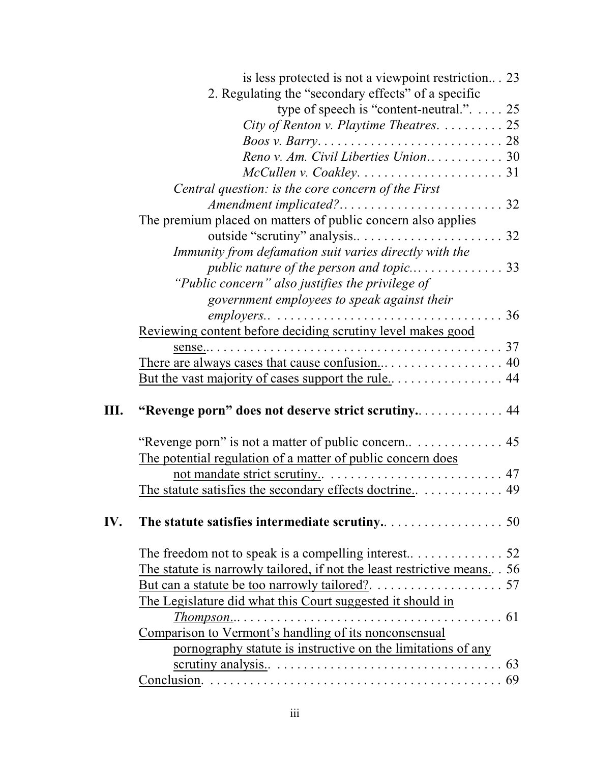is less protected is not a viewpoint restriction.. . 23

2. Regulating the "secondary effects" of a specific type of speech is "content-neutral.". . . . . 25

*City of Renton v. Playtime Theatres*. . . . . . . . . . 25

*Boos v. Barry*. . . . . . . . . . . . . . . . . . . . . . . . . . . . 28

*Reno v. Am. Civil Liberties Union*. . . . . . . . . . . . 30

*McCullen v. Coakley*. . . . . . . . . . . . . . . . . . . . . . 31

*Central question: is the core concern of the First Amendment implicated?*. . . . . . . . . . . . . . . . . . . . . . . . . 32

The premium placed on matters of public concern also applies outside "scrutiny" analysis.. . . . . . . . . . . . . . . . . . . . . . 32

*Immunity from defamation suit varies directly with the public nature of the person and topic.*. . . . . . . . . . . . . . 33

*"Public concern" also justifies the privilege of government employees to speak against their employers.*. . . . . . . . . . . . . . . . . . . . . . . . . . . . . . . . . . . 36

Reviewing content before deciding scrutiny level makes good sense.. . . . . . . . . . . . . . . . . . . . . . . . . . . . . . . . . . . . . . . . . . . 37

There are always cases that cause confusion.. . . . . . . . . . . . . . . . . . . 40

But the vast majority of cases support the rule.. . . . . . . . . . . . . . . . . 44

**III. "Revenge porn" does not deserve strict scrutiny.**. . . . . . . . . . . . . 44

"Revenge porn" is not a matter of public concern.. . . . . . . . . . . . . . 45

The potential regulation of a matter of public concern does not mandate strict scrutiny.. . . . . . . . . . . . . . . . . . . . . . . . . . . 47

The statute satisfies the secondary effects doctrine.. . . . . . . . . . . . . 49

**IV. The statute satisfies intermediate scrutiny.**. . . . . . . . . . . . . . . . . . 50

The freedom not to speak is a compelling interest.. . . . . . . . . . . . . . 52

The statute is narrowly tailored, if not the least restrictive means.. . 56

But can a statute be too narrowly tailored?. . . . . . . . . . . . . . . . . . . . 57

The Legislature did what this Court suggested it should in *Thompson*.. . . . . . . . . . . . . . . . . . . . . . . . . . . . . . . . . . . . . . . . 61

Comparison to Vermont's handling of its nonconsensual pornography statute is instructive on the limitations of any scrutiny analysis.. . . . . . . . . . . . . . . . . . . . . . . . . . . . . . . . . . . 63

Conclusion. . . . . . . . . . . . . . . . . . . . . . . . . . . . . . . . . . . . . . . . . . . . . 69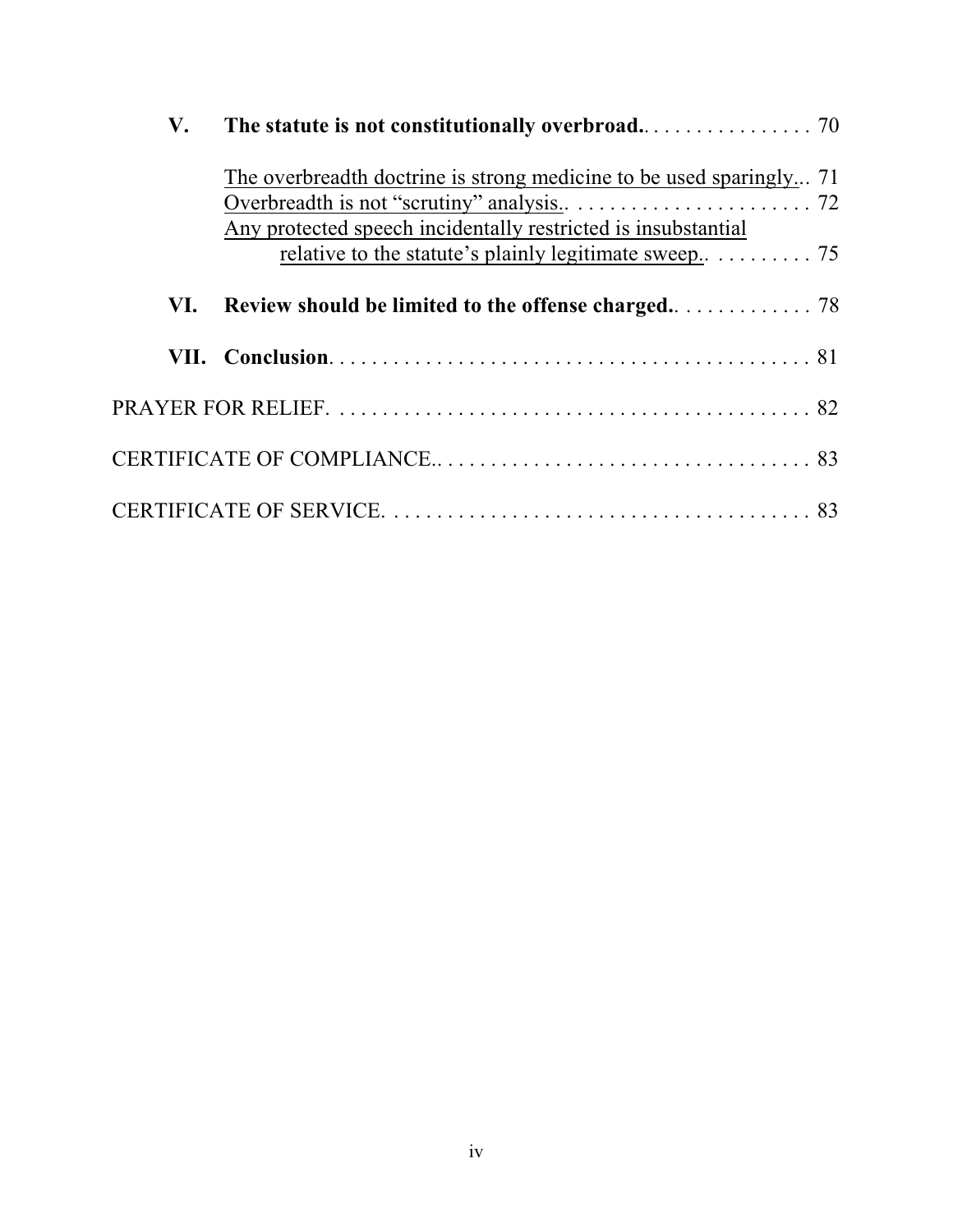**V. The statute is not constitutionally overbroad.** . . . . . . . . . . . . . . . . 70

The overbreadth doctrine is strong medicine to be used sparingly... 71

Overbreadth is not "scrutiny" analysis.. . . . . . . . . . . . . . . . . . . . . . . 72

Any protected speech incidentally restricted is insubstantial relative to the statute's plainly legitimate sweep.. . . . . . . . . . 75

**VI. Review should be limited to the offense charged.** . . . . . . . . . . . . . 78

**VII. Conclusion**. . . . . . . . . . . . . . . . . . . . . . . . . . . . . . . . . . . . . . . . . . . . . 81

PRAYER FOR RELIEF. . . . . . . . . . . . . . . . . . . . . . . . . . . . . . . . . . . . . . . . . . . . . 82

CERTIFICATE OF COMPLIANCE.. . . . . . . . . . . . . . . . . . . . . . . . . . . . . . . . . . . 83

CERTIFICATE OF SERVICE. . . . . . . . . . . . . . . . . . . . . . . . . . . . . . . . . . . . . . . . 83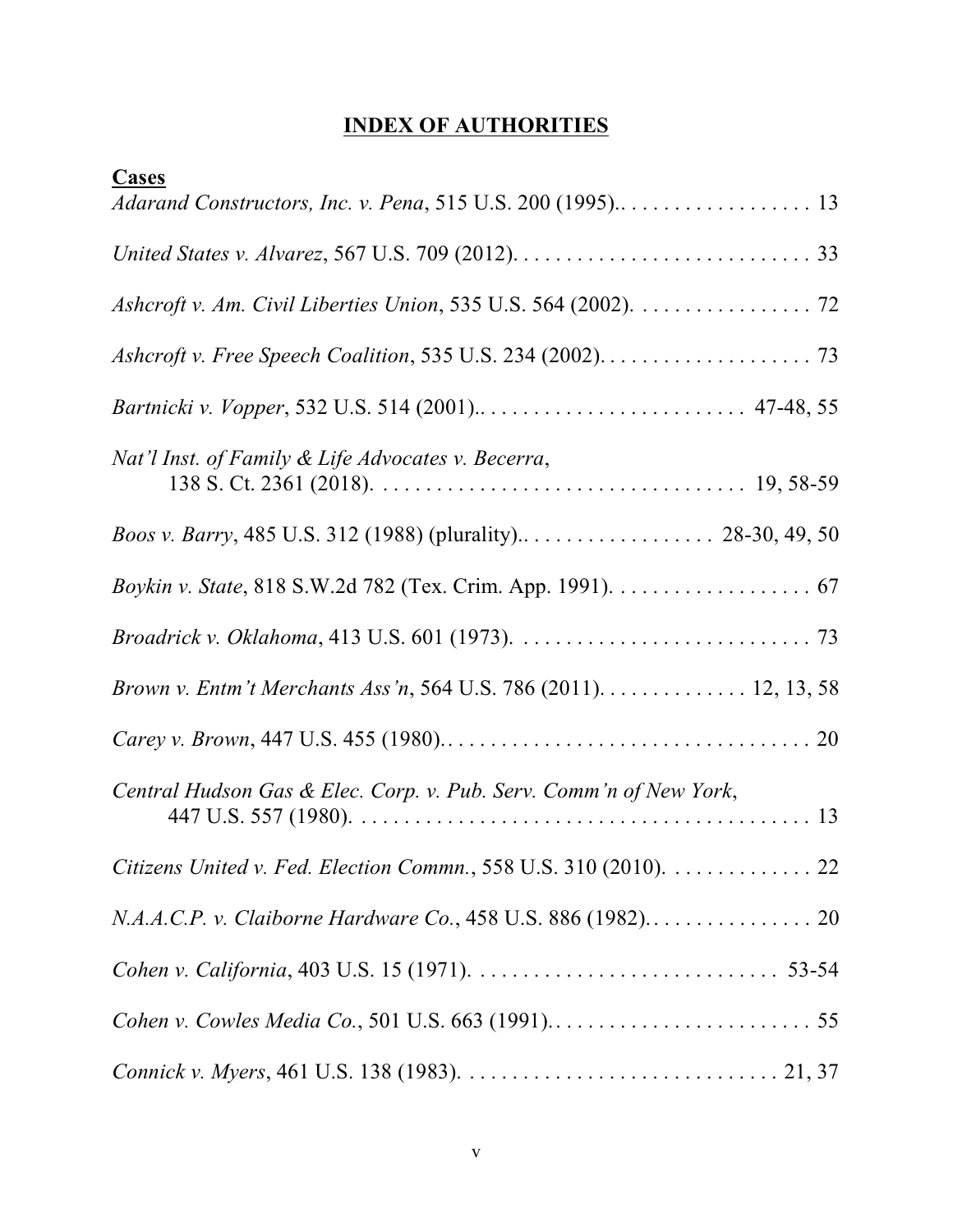# INDEX OF AUTHORITIES

**Cases**

*Adarand Constructors, Inc. v. Pena*, 515 U.S. 200 (1995).. . . . . . . . . . . . . . . . . 13

*United States v. Alvarez*, 567 U.S. 709 (2012). . . . . . . . . . . . . . . . . . . . . . . . . . . . 33

*Ashcroft v. Am. Civil Liberties Union*, 535 U.S. 564 (2002). . . . . . . . . . . . . . . . . 72

*Ashcroft v. Free Speech Coalition*, 535 U.S. 234 (2002). . . . . . . . . . . . . . . . . . . . 73

*Bartnicki v. Vopper*, 532 U.S. 514 (2001).. . . . . . . . . . . . . . . . . . . . . . . . . 47-48, 55

*Nat'l Inst. of Family & Life Advocates v. Becerra*, 138 S. Ct. 2361 (2018). . . . . . . . . . . . . . . . . . . . . . . . . . . . . . . . . . . 19, 58-59

*Boos v. Barry*, 485 U.S. 312 (1988) (plurality).. . . . . . . . . . . . . . . . . . 28-30, 49, 50

*Boykin v. State*, 818 S.W.2d 782 (Tex. Crim. App. 1991). . . . . . . . . . . . . . . . . . . 67

*Broadrick v. Oklahoma*, 413 U.S. 601 (1973). . . . . . . . . . . . . . . . . . . . . . . . . . . . 73

*Brown v. Entm't Merchants Ass'n*, 564 U.S. 786 (2011). . . . . . . . . . . . . . 12, 13, 58

*Carey v. Brown*, 447 U.S. 455 (1980).. . . . . . . . . . . . . . . . . . . . . . . . . . . . . . . . . . 20

*Central Hudson Gas & Elec. Corp. v. Pub. Serv. Comm'n of New York*, 447 U.S. 557 (1980). . . . . . . . . . . . . . . . . . . . . . . . . . . . . . . . . . . . . . . . . . . 13

*Citizens United v. Fed. Election Commn.*, 558 U.S. 310 (2010). . . . . . . . . . . . . . 22

*N.A.A.C.P. v. Claiborne Hardware Co.*, 458 U.S. 886 (1982). . . . . . . . . . . . . . . . 20

*Cohen v. California*, 403 U.S. 15 (1971). . . . . . . . . . . . . . . . . . . . . . . . . . . . 53-54

*Cohen v. Cowles Media Co.*, 501 U.S. 663 (1991). . . . . . . . . . . . . . . . . . . . . . . . . 55

*Connick v. Myers*, 461 U.S. 138 (1983). . . . . . . . . . . . . . . . . . . . . . . . . . . . . . 21, 37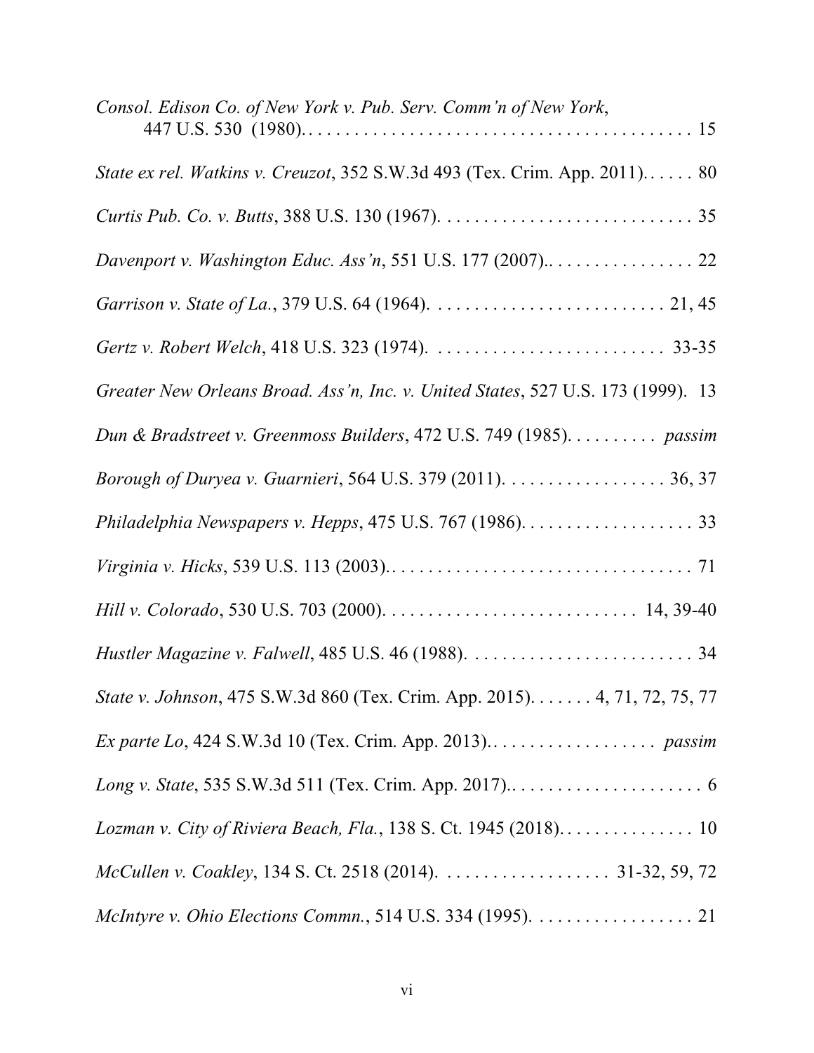*Consol. Edison Co. of New York v. Pub. Serv. Comm'n of New York*, 447 U.S. 530 (1980). . . . . . . . . . . . . . . . . . . . . . . . . . . . . . . . . . . . . . . . . . . 15

*State ex rel. Watkins v. Creuzot*, 352 S.W.3d 493 (Tex. Crim. App. 2011). . . . . . 80

*Curtis Pub. Co. v. Butts*, 388 U.S. 130 (1967). . . . . . . . . . . . . . . . . . . . . . . . . . . . 35

*Davenport v. Washington Educ. Ass'n*, 551 U.S. 177 (2007).. . . . . . . . . . . . . . . . 22

*Garrison v. State of La.*, 379 U.S. 64 (1964). . . . . . . . . . . . . . . . . . . . . . . . . . 21, 45

*Gertz v. Robert Welch*, 418 U.S. 323 (1974). . . . . . . . . . . . . . . . . . . . . . . . . . 33-35

*Greater New Orleans Broad. Ass'n, Inc. v. United States*, 527 U.S. 173 (1999). 13

*Dun & Bradstreet v. Greenmoss Builders*, 472 U.S. 749 (1985). . . . . . . . . . *passim*

*Borough of Duryea v. Guarnieri*, 564 U.S. 379 (2011). . . . . . . . . . . . . . . . . . 36, 37

*Philadelphia Newspapers v. Hepps*, 475 U.S. 767 (1986). . . . . . . . . . . . . . . . . . . 33

*Virginia v. Hicks*, 539 U.S. 113 (2003).. . . . . . . . . . . . . . . . . . . . . . . . . . . . . . . . 71

*Hill v. Colorado*, 530 U.S. 703 (2000). . . . . . . . . . . . . . . . . . . . . . . . . . . 14, 39-40

*Hustler Magazine v. Falwell*, 485 U.S. 46 (1988). . . . . . . . . . . . . . . . . . . . . . . . . 34

*State v. Johnson*, 475 S.W.3d 860 (Tex. Crim. App. 2015). . . . . . . 4, 71, 72, 75, 77

*Ex parte Lo*, 424 S.W.3d 10 (Tex. Crim. App. 2013).. . . . . . . . . . . . . . . . . . *passim*

*Long v. State*, 535 S.W.3d 511 (Tex. Crim. App. 2017).. . . . . . . . . . . . . . . . . . . . . 6

*Lozman v. City of Riviera Beach, Fla.*, 138 S. Ct. 1945 (2018). . . . . . . . . . . . . . . 10

*McCullen v. Coakley*, 134 S. Ct. 2518 (2014). . . . . . . . . . . . . . . . . . . 31-32, 59, 72

*McIntyre v. Ohio Elections Commn.*, 514 U.S. 334 (1995). . . . . . . . . . . . . . . . . . 21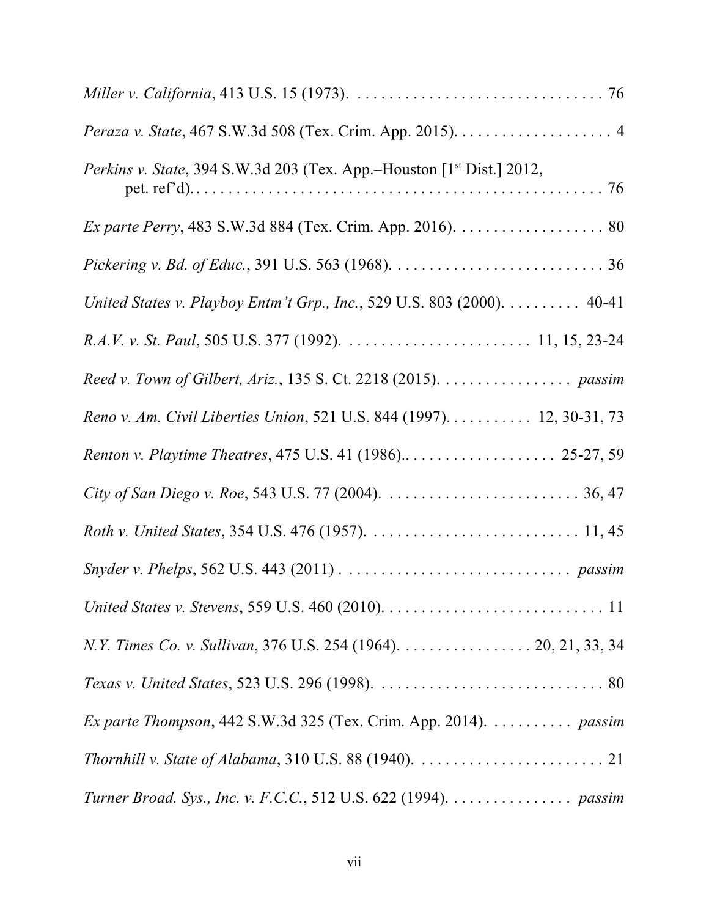*Miller v. California*, 413 U.S. 15 (1973). . . . . . . . . . . . . . . . . . . . . . . . . . . . . . . . 76

*Peraza v. State*, 467 S.W.3d 508 (Tex. Crim. App. 2015). . . . . . . . . . . . . . . . . . . . 4

*Perkins v. State*, 394 S.W.3d 203 (Tex. App.–Houston [1st Dist.] 2012, pet. ref'd). . . . . . . . . . . . . . . . . . . . . . . . . . . . . . . . . . . . . . . . . . . . . . . . . . . 76

*Ex parte Perry*, 483 S.W.3d 884 (Tex. Crim. App. 2016). . . . . . . . . . . . . . . . . . . 80

*Pickering v. Bd. of Educ.*, 391 U.S. 563 (1968). . . . . . . . . . . . . . . . . . . . . . . . . . . 36

*United States v. Playboy Entm't Grp., Inc.*, 529 U.S. 803 (2000). . . . . . . . . . 40-41

*R.A.V. v. St. Paul*, 505 U.S. 377 (1992). . . . . . . . . . . . . . . . . . . . . . . . 11, 15, 23-24

*Reed v. Town of Gilbert, Ariz.*, 135 S. Ct. 2218 (2015). . . . . . . . . . . . . . . . . *passim*

*Reno v. Am. Civil Liberties Union*, 521 U.S. 844 (1997). . . . . . . . . . . 12, 30-31, 73

*Renton v. Playtime Theatres*, 475 U.S. 41 (1986).. . . . . . . . . . . . . . . . . . . 25-27, 59

*City of San Diego v. Roe*, 543 U.S. 77 (2004). . . . . . . . . . . . . . . . . . . . . . . . . 36, 47

*Roth v. United States*, 354 U.S. 476 (1957). . . . . . . . . . . . . . . . . . . . . . . . . . . 11, 45

*Snyder v. Phelps*, 562 U.S. 443 (2011) . . . . . . . . . . . . . . . . . . . . . . . . . . . . . *passim*

*United States v. Stevens*, 559 U.S. 460 (2010). . . . . . . . . . . . . . . . . . . . . . . . . . . . 11

*N.Y. Times Co. v. Sullivan*, 376 U.S. 254 (1964). . . . . . . . . . . . . . . . . 20, 21, 33, 34

*Texas v. United States*, 523 U.S. 296 (1998). . . . . . . . . . . . . . . . . . . . . . . . . . . . . 80

*Ex parte Thompson*, 442 S.W.3d 325 (Tex. Crim. App. 2014). . . . . . . . . . . *passim*

*Thornhill v. State of Alabama*, 310 U.S. 88 (1940). . . . . . . . . . . . . . . . . . . . . . . . 21

*Turner Broad. Sys., Inc. v. F.C.C.*, 512 U.S. 622 (1994). . . . . . . . . . . . . . . . *passim*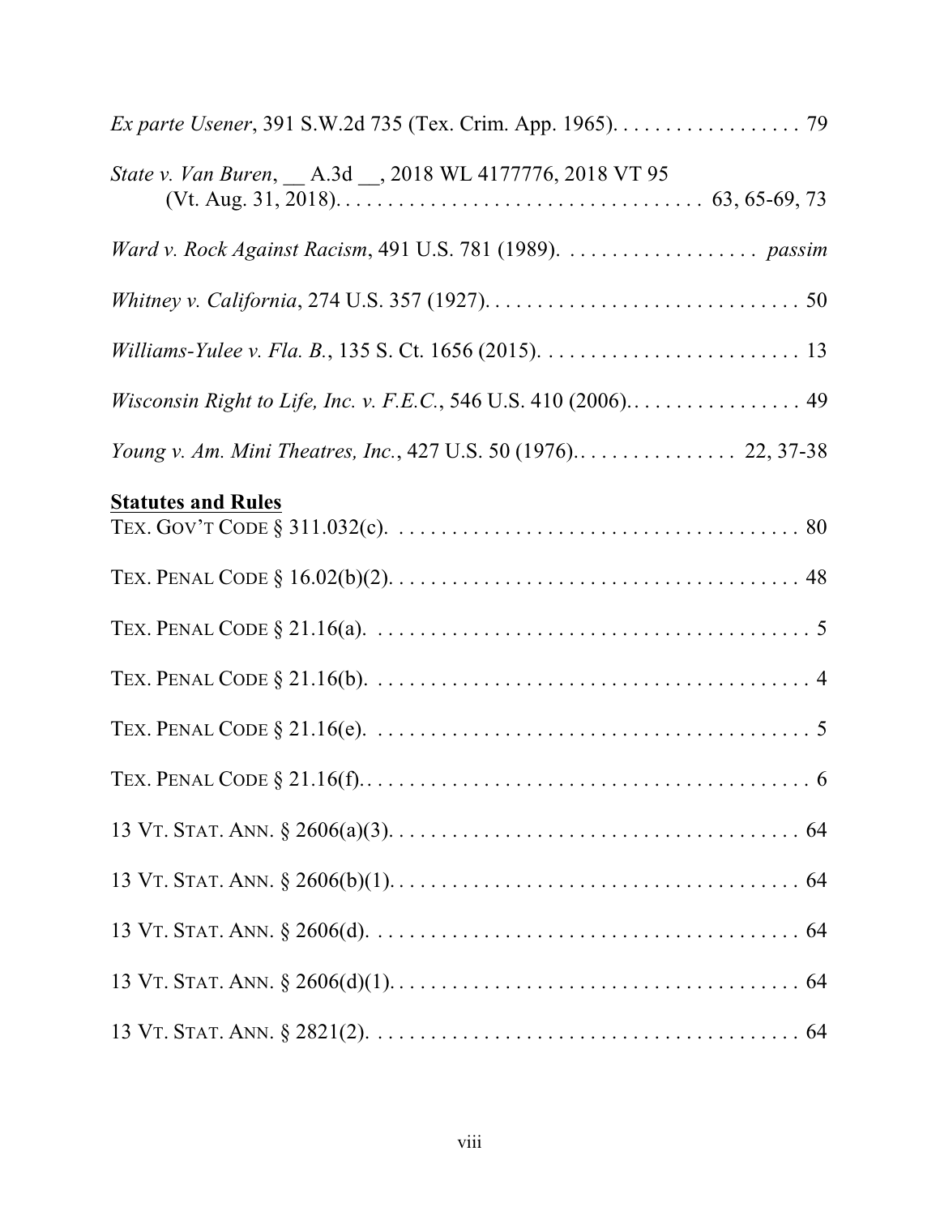*Ex parte Usener*, 391 S.W.2d 735 (Tex. Crim. App. 1965). . . . . . . . . . . . . . . . . . 79

*State v. Van Buren*, __ A.3d __, 2018 WL 4177776, 2018 VT 95 (Vt. Aug. 31, 2018). . . . . . . . . . . . . . . . . . . . . . . . . . . . . . . . . . 63, 65-69, 73

*Ward v. Rock Against Racism*, 491 U.S. 781 (1989). . . . . . . . . . . . . . . . . . *passim*

*Whitney v. California*, 274 U.S. 357 (1927). . . . . . . . . . . . . . . . . . . . . . . . . . . . . . 50

*Williams-Yulee v. Fla. B.*, 135 S. Ct. 1656 (2015). . . . . . . . . . . . . . . . . . . . . . . . . 13

*Wisconsin Right to Life, Inc. v. F.E.C.*, 546 U.S. 410 (2006). . . . . . . . . . . . . . . . . 49

*Young v. Am. Mini Theatres, Inc.*, 427 U.S. 50 (1976). . . . . . . . . . . . . . . . 22, 37-38

**Statutes and Rules**

TEX. GOV'T CODE § 311.032(c). . . . . . . . . . . . . . . . . . . . . . . . . . . . . . . . . . . . . . 80

TEX. PENAL CODE § 16.02(b)(2). . . . . . . . . . . . . . . . . . . . . . . . . . . . . . . . . . . . . . 48

TEX. PENAL CODE § 21.16(a). . . . . . . . . . . . . . . . . . . . . . . . . . . . . . . . . . . . . . . . . 5

TEX. PENAL CODE § 21.16(b). . . . . . . . . . . . . . . . . . . . . . . . . . . . . . . . . . . . . . . . . 4

TEX. PENAL CODE § 21.16(e). . . . . . . . . . . . . . . . . . . . . . . . . . . . . . . . . . . . . . . . . 5

TEX. PENAL CODE § 21.16(f). . . . . . . . . . . . . . . . . . . . . . . . . . . . . . . . . . . . . . . . . . 6

13 VT. STAT. ANN. § 2606(a)(3). . . . . . . . . . . . . . . . . . . . . . . . . . . . . . . . . . . . . . 64

13 VT. STAT. ANN. § 2606(b)(1). . . . . . . . . . . . . . . . . . . . . . . . . . . . . . . . . . . . . . 64

13 VT. STAT. ANN. § 2606(d). . . . . . . . . . . . . . . . . . . . . . . . . . . . . . . . . . . . . . . . 64

13 VT. STAT. ANN. § 2606(d)(1). . . . . . . . . . . . . . . . . . . . . . . . . . . . . . . . . . . . . . 64

13 VT. STAT. ANN. § 2821(2). . . . . . . . . . . . . . . . . . . . . . . . . . . . . . . . . . . . . . . . 64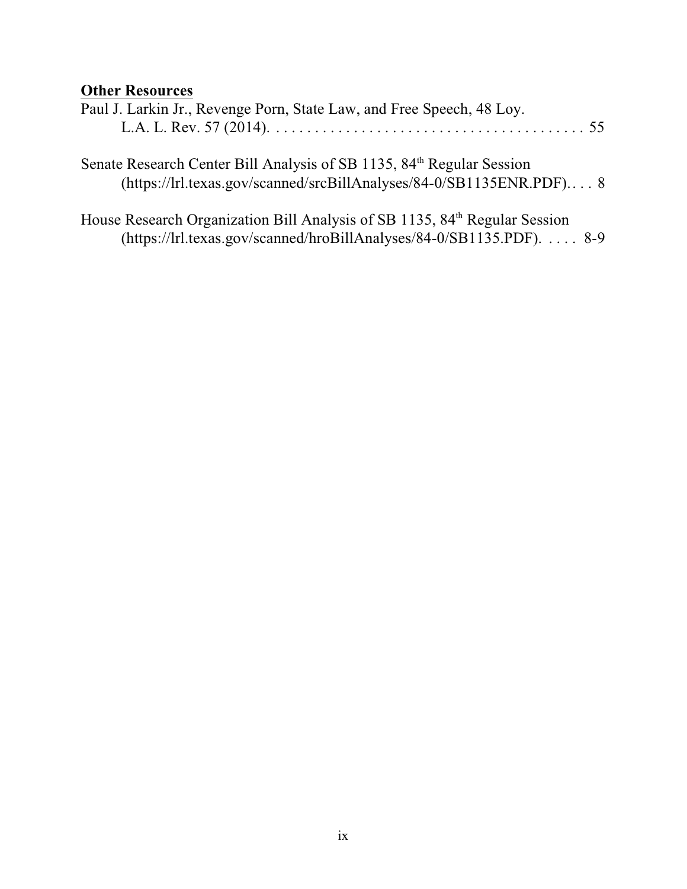**Other Resources**

Paul J. Larkin Jr., Revenge Porn, State Law, and Free Speech, 48 Loy. L.A. L. Rev. 57 (2014). . . . . . . . . . . . . . . . . . . . . . . . . . . . . . . . . . . . . . . . . 55

Senate Research Center Bill Analysis of SB 1135, 84th Regular Session (https://lrl.texas.gov/scanned/srcBillAnalyses/84-0/SB1135ENR.PDF). . . . 8

House Research Organization Bill Analysis of SB 1135, 84th Regular Session (https://lrl.texas.gov/scanned/hroBillAnalyses/84-0/SB1135.PDF). . . . . 8-9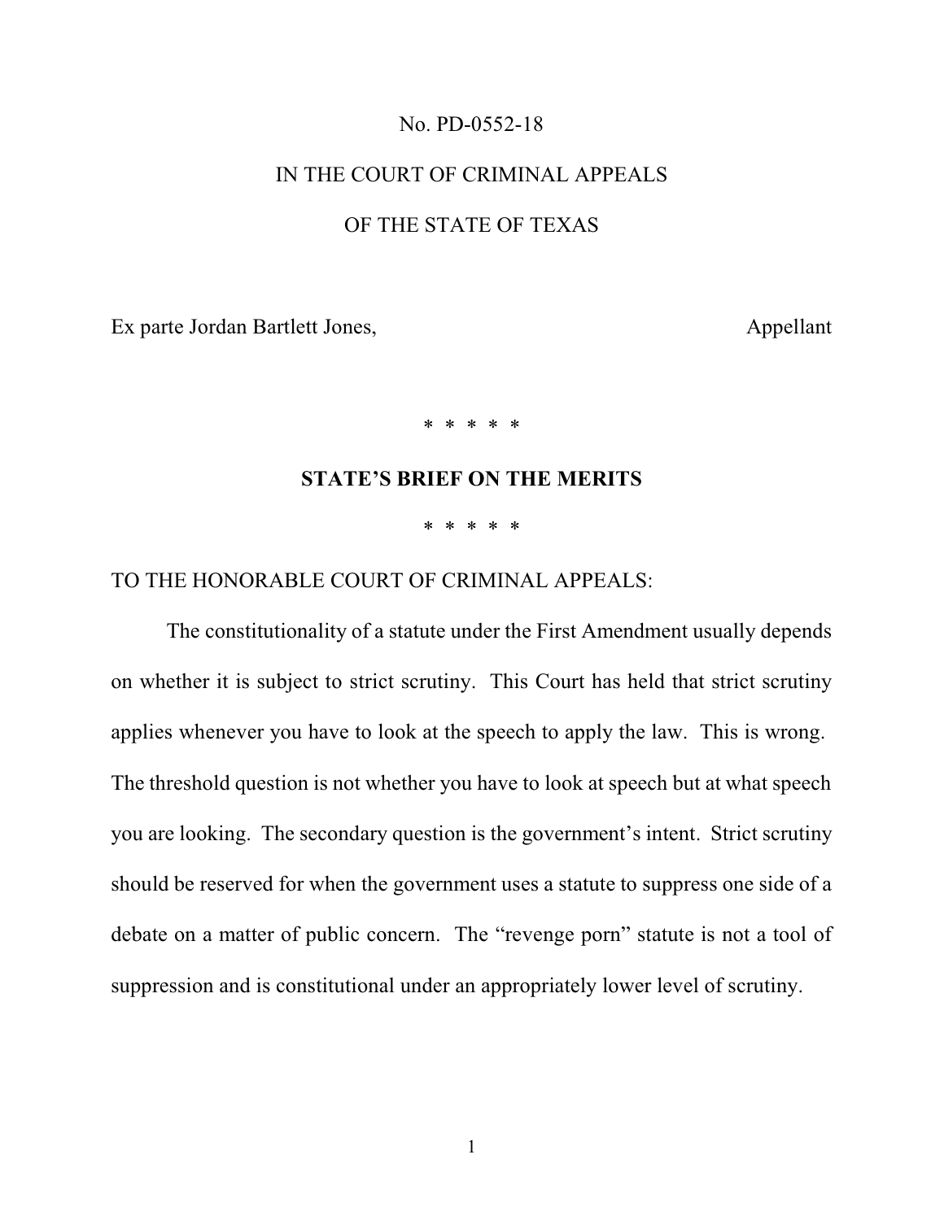No. PD-0552-18

IN THE COURT OF CRIMINAL APPEALS

OF THE STATE OF TEXAS

Ex parte Jordan Bartlett Jones, Appellant

\* \* \* \* \*

**STATE'S BRIEF ON THE MERITS**

\* \* \* \* \*

TO THE HONORABLE COURT OF CRIMINAL APPEALS:

The constitutionality of a statute under the First Amendment usually depends on whether it is subject to strict scrutiny. This Court has held that strict scrutiny applies whenever you have to look at the speech to apply the law. This is wrong. The threshold question is not whether you have to look at speech but at what speech you are looking. The secondary question is the government's intent. Strict scrutiny should be reserved for when the government uses a statute to suppress one side of a debate on a matter of public concern. The "revenge porn" statute is not a tool of suppression and is constitutional under an appropriately lower level of scrutiny.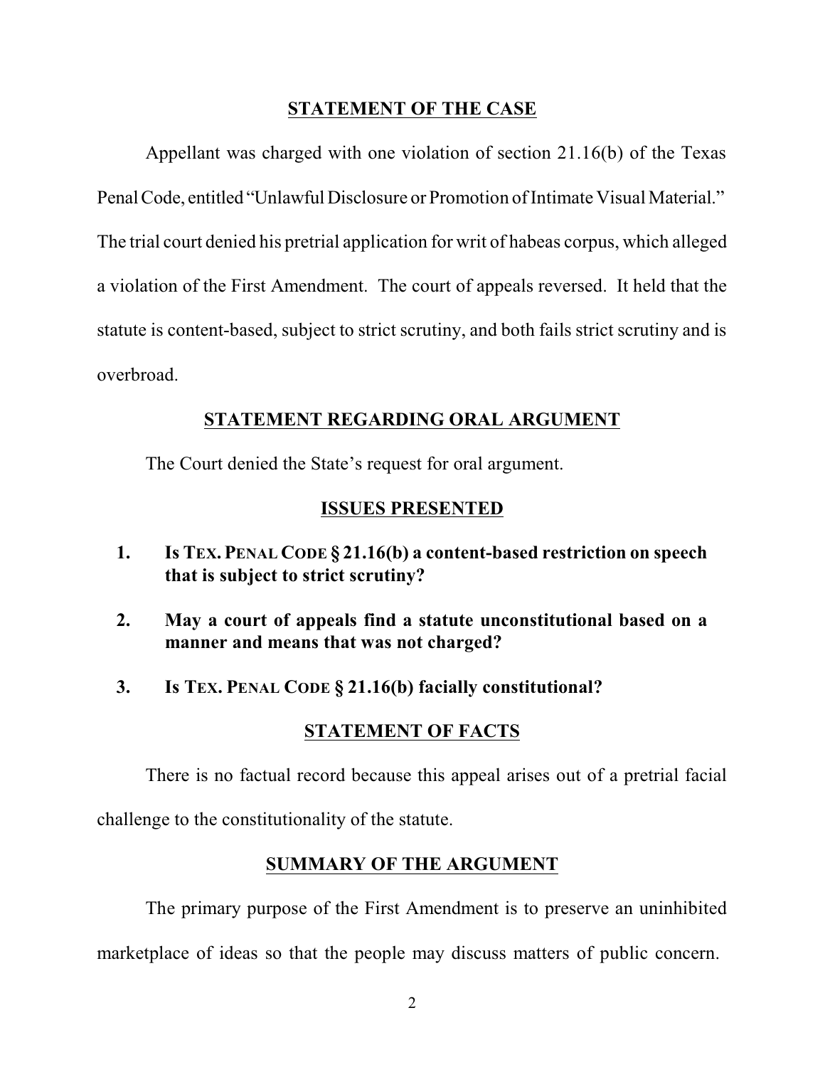## STATEMENT OF THE CASE

Appellant was charged with one violation of section 21.16(b) of the Texas Penal Code, entitled "Unlawful Disclosure or Promotion of Intimate Visual Material." The trial court denied his pretrial application for writ of habeas corpus, which alleged a violation of the First Amendment. The court of appeals reversed. It held that the statute is content-based, subject to strict scrutiny, and both fails strict scrutiny and is overbroad.

## STATEMENT REGARDING ORAL ARGUMENT

The Court denied the State's request for oral argument.

## ISSUES PRESENTED

1. **Is TEX. PENAL CODE § 21.16(b) a content-based restriction on speech that is subject to strict scrutiny?**

2. **May a court of appeals find a statute unconstitutional based on a manner and means that was not charged?**

3. **Is TEX. PENAL CODE § 21.16(b) facially constitutional?**

## STATEMENT OF FACTS

There is no factual record because this appeal arises out of a pretrial facial challenge to the constitutionality of the statute.

## SUMMARY OF THE ARGUMENT

The primary purpose of the First Amendment is to preserve an uninhibited marketplace of ideas so that the people may discuss matters of public concern.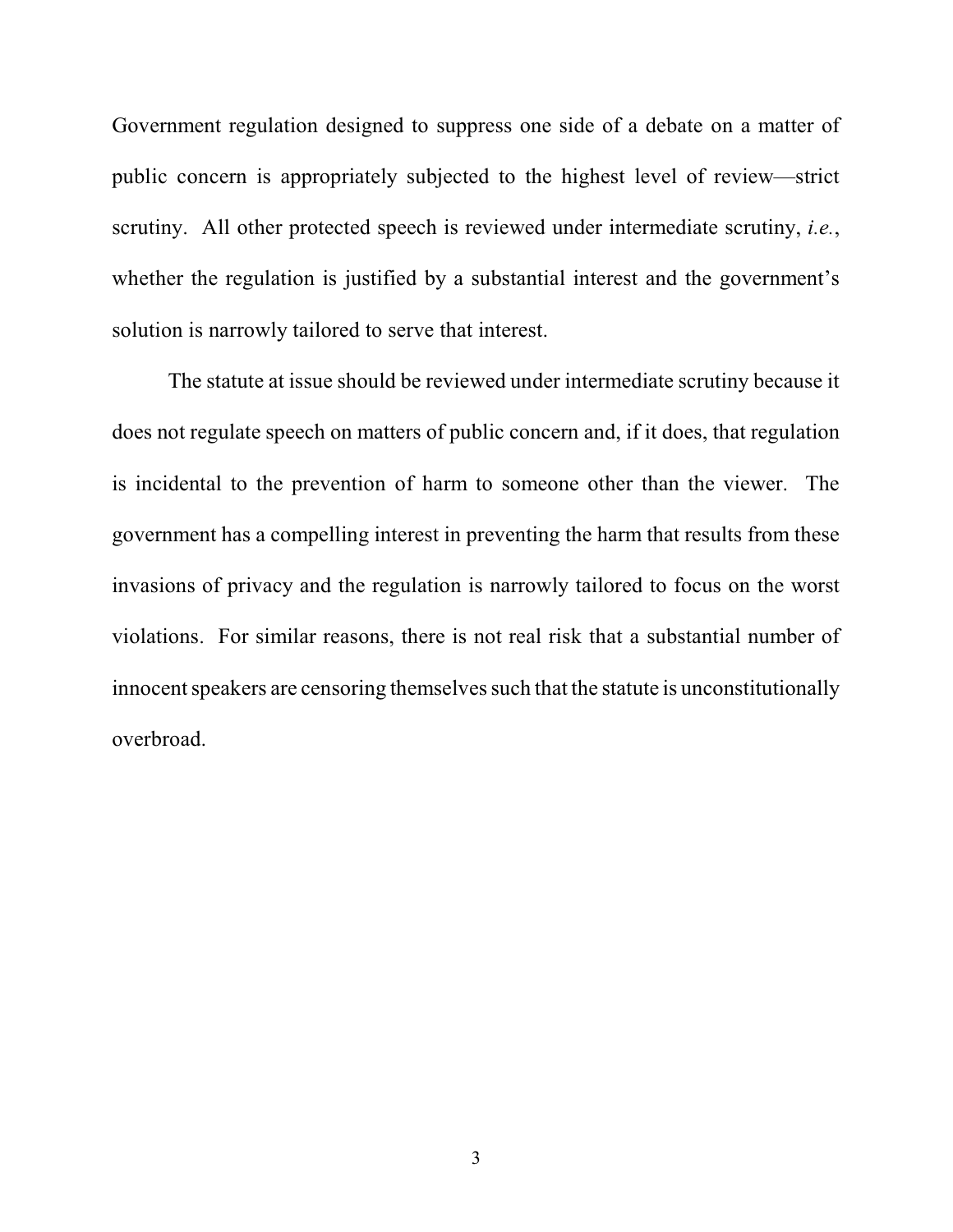Government regulation designed to suppress one side of a debate on a matter of public concern is appropriately subjected to the highest level of review—strict scrutiny. All other protected speech is reviewed under intermediate scrutiny, *i.e.*, whether the regulation is justified by a substantial interest and the government's solution is narrowly tailored to serve that interest.

The statute at issue should be reviewed under intermediate scrutiny because it does not regulate speech on matters of public concern and, if it does, that regulation is incidental to the prevention of harm to someone other than the viewer. The government has a compelling interest in preventing the harm that results from these invasions of privacy and the regulation is narrowly tailored to focus on the worst violations. For similar reasons, there is not real risk that a substantial number of innocent speakers are censoring themselves such that the statute is unconstitutionally overbroad.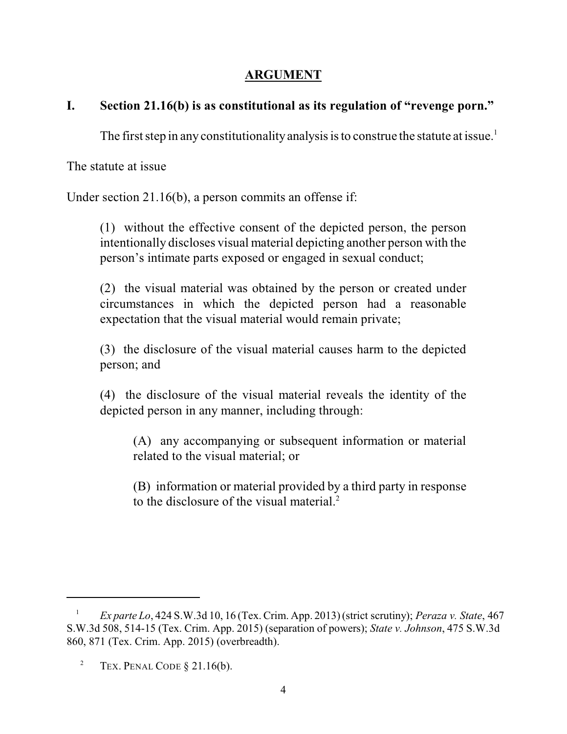## ARGUMENT

### I. Section 21.16(b) is as constitutional as its regulation of "revenge porn."

The first step in any constitutionality analysis is to construe the statute at issue.[1]

The statute at issue

Under section 21.16(b), a person commits an offense if:

> (1) without the effective consent of the depicted person, the person intentionally discloses visual material depicting another person with the person's intimate parts exposed or engaged in sexual conduct;
>
> (2) the visual material was obtained by the person or created under circumstances in which the depicted person had a reasonable expectation that the visual material would remain private;
>
> (3) the disclosure of the visual material causes harm to the depicted person; and
>
> (4) the disclosure of the visual material reveals the identity of the depicted person in any manner, including through:
>
> > (A) any accompanying or subsequent information or material related to the visual material; or
> >
> > (B) information or material provided by a third party in response to the disclosure of the visual material.[2]

---

[1] *Ex parte Lo*, 424 S.W.3d 10, 16 (Tex. Crim. App. 2013) (strict scrutiny); *Peraza v. State*, 467 S.W.3d 508, 514-15 (Tex. Crim. App. 2015) (separation of powers); *State v. Johnson*, 475 S.W.3d 860, 871 (Tex. Crim. App. 2015) (overbreadth).

[2] Tex. Penal Code § 21.16(b).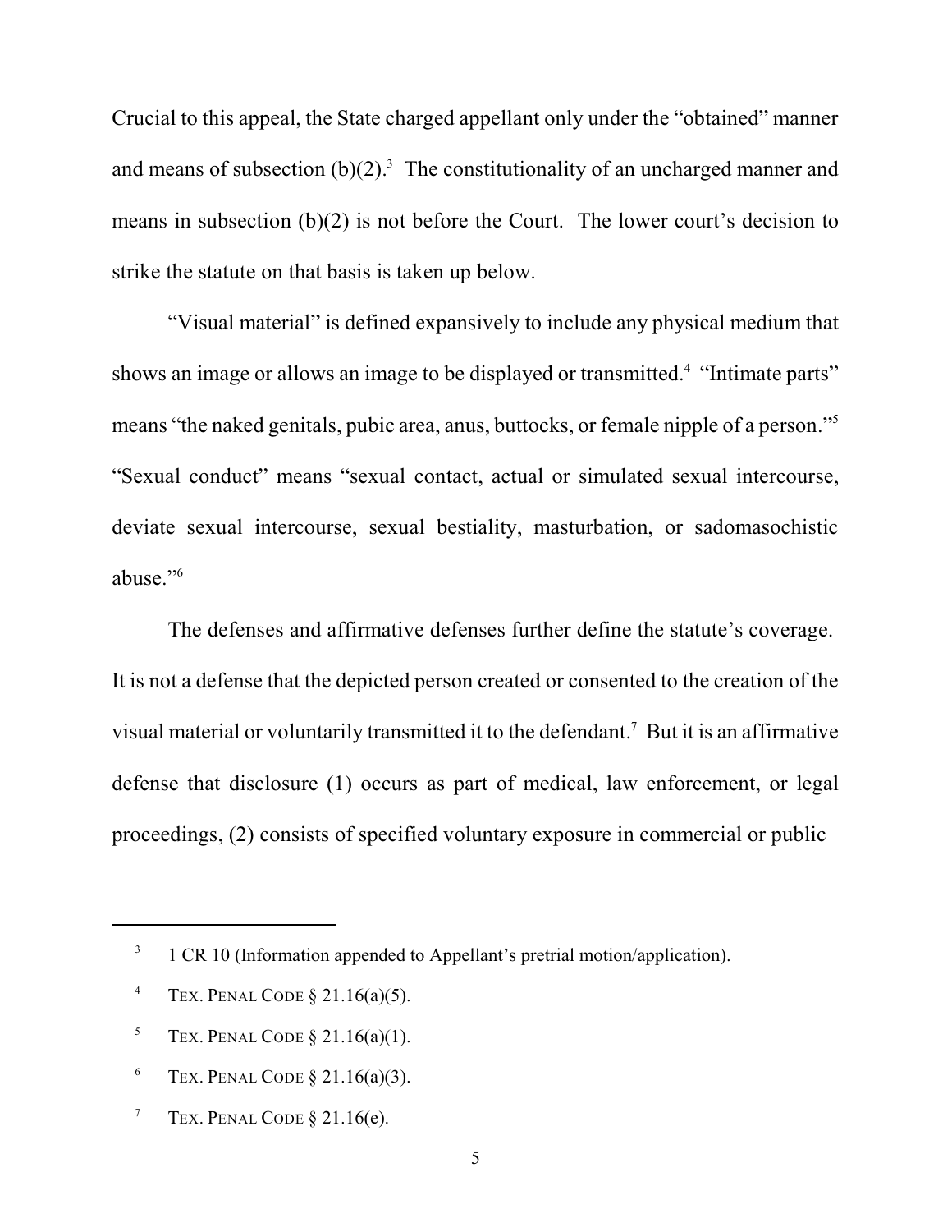Crucial to this appeal, the State charged appellant only under the "obtained" manner and means of subsection (b)(2).[3] The constitutionality of an uncharged manner and means in subsection (b)(2) is not before the Court. The lower court's decision to strike the statute on that basis is taken up below.

"Visual material" is defined expansively to include any physical medium that shows an image or allows an image to be displayed or transmitted.[4] "Intimate parts" means "the naked genitals, pubic area, anus, buttocks, or female nipple of a person."[5] "Sexual conduct" means "sexual contact, actual or simulated sexual intercourse, deviate sexual intercourse, sexual bestiality, masturbation, or sadomasochistic abuse."[6]

The defenses and affirmative defenses further define the statute's coverage. It is not a defense that the depicted person created or consented to the creation of the visual material or voluntarily transmitted it to the defendant.[7] But it is an affirmative defense that disclosure (1) occurs as part of medical, law enforcement, or legal proceedings, (2) consists of specified voluntary exposure in commercial or public

---

[3] 1 CR 10 (Information appended to Appellant's pretrial motion/application).

[4] TEX. PENAL CODE § 21.16(a)(5).

[5] TEX. PENAL CODE § 21.16(a)(1).

[6] TEX. PENAL CODE § 21.16(a)(3).

[7] TEX. PENAL CODE § 21.16(e).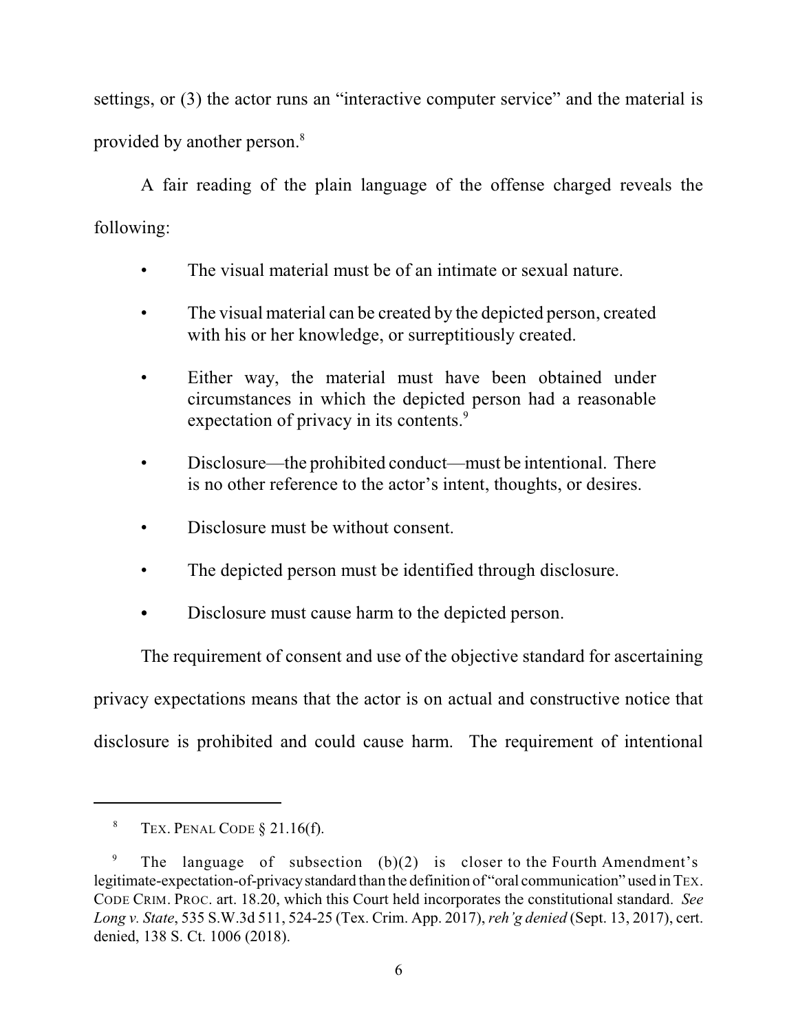settings, or (3) the actor runs an "interactive computer service" and the material is provided by another person.[8]

A fair reading of the plain language of the offense charged reveals the following:

- The visual material must be of an intimate or sexual nature.
- The visual material can be created by the depicted person, created with his or her knowledge, or surreptitiously created.
- Either way, the material must have been obtained under circumstances in which the depicted person had a reasonable expectation of privacy in its contents.[9]
- Disclosure—the prohibited conduct—must be intentional. There is no other reference to the actor's intent, thoughts, or desires.
- Disclosure must be without consent.
- The depicted person must be identified through disclosure.
- Disclosure must cause harm to the depicted person.

The requirement of consent and use of the objective standard for ascertaining privacy expectations means that the actor is on actual and constructive notice that disclosure is prohibited and could cause harm. The requirement of intentional

---

[8] TEX. PENAL CODE § 21.16(f).

[9] The language of subsection (b)(2) is closer to the Fourth Amendment's legitimate-expectation-of-privacy standard than the definition of "oral communication" used in TEX. CODE CRIM. PROC. art. 18.20, which this Court held incorporates the constitutional standard. *See Long v. State*, 535 S.W.3d 511, 524-25 (Tex. Crim. App. 2017), *reh'g denied* (Sept. 13, 2017), cert. denied, 138 S. Ct. 1006 (2018).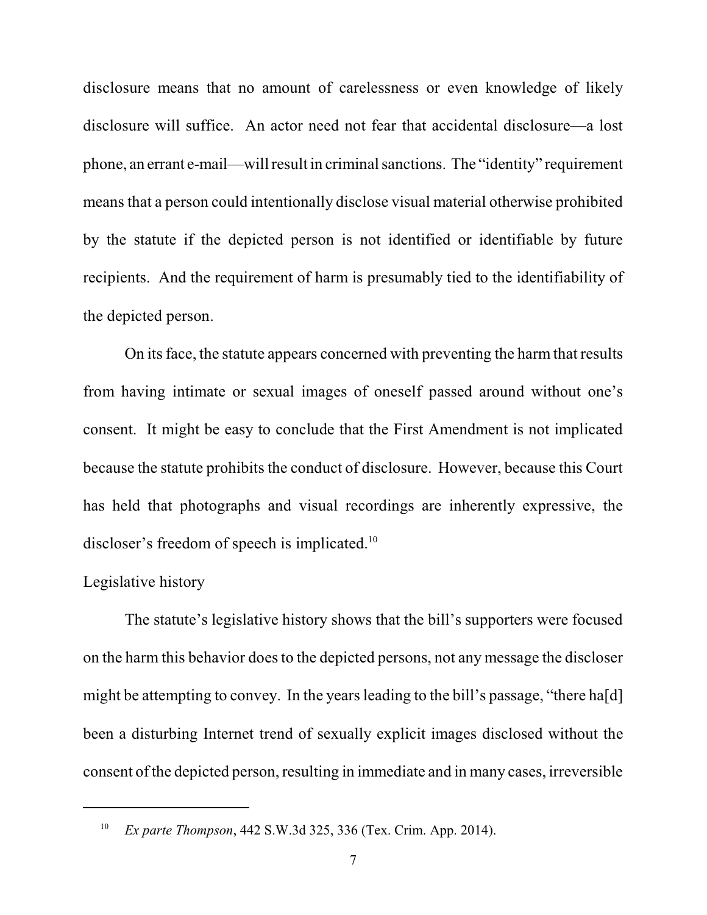disclosure means that no amount of carelessness or even knowledge of likely disclosure will suffice. An actor need not fear that accidental disclosure—a lost phone, an errant e-mail—will result in criminal sanctions. The "identity" requirement means that a person could intentionally disclose visual material otherwise prohibited by the statute if the depicted person is not identified or identifiable by future recipients. And the requirement of harm is presumably tied to the identifiability of the depicted person.

On its face, the statute appears concerned with preventing the harm that results from having intimate or sexual images of oneself passed around without one's consent. It might be easy to conclude that the First Amendment is not implicated because the statute prohibits the conduct of disclosure. However, because this Court has held that photographs and visual recordings are inherently expressive, the discloser's freedom of speech is implicated.[10]

Legislative history

The statute's legislative history shows that the bill's supporters were focused on the harm this behavior does to the depicted persons, not any message the discloser might be attempting to convey. In the years leading to the bill's passage, "there ha[d] been a disturbing Internet trend of sexually explicit images disclosed without the consent of the depicted person, resulting in immediate and in many cases, irreversible

---

[10] *Ex parte Thompson*, 442 S.W.3d 325, 336 (Tex. Crim. App. 2014).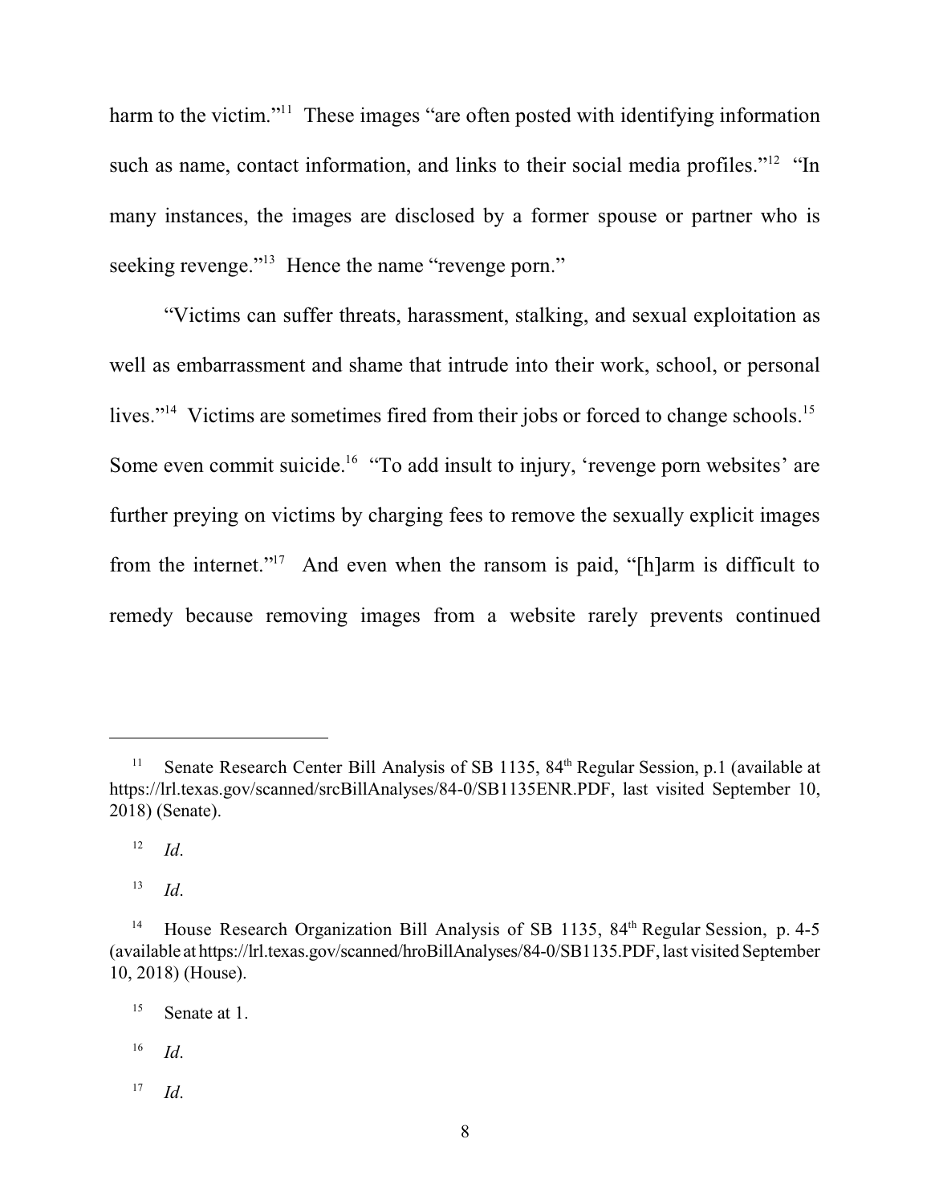harm to the victim."[11] These images "are often posted with identifying information such as name, contact information, and links to their social media profiles."[12] "In many instances, the images are disclosed by a former spouse or partner who is seeking revenge."[13] Hence the name "revenge porn."

"Victims can suffer threats, harassment, stalking, and sexual exploitation as well as embarrassment and shame that intrude into their work, school, or personal lives."[14] Victims are sometimes fired from their jobs or forced to change schools.[15] Some even commit suicide.[16] "To add insult to injury, 'revenge porn websites' are further preying on victims by charging fees to remove the sexually explicit images from the internet."[17] And even when the ransom is paid, "[h]arm is difficult to remedy because removing images from a website rarely prevents continued

---

[11] Senate Research Center Bill Analysis of SB 1135, 84th Regular Session, p.1 (available at https://lrl.texas.gov/scanned/srcBillAnalyses/84-0/SB1135ENR.PDF, last visited September 10, 2018) (Senate).

[12] *Id*.

[13] *Id*.

[14] House Research Organization Bill Analysis of SB 1135, 84th Regular Session, p. 4-5 (available at https://lrl.texas.gov/scanned/hroBillAnalyses/84-0/SB1135.PDF, last visited September 10, 2018) (House).

[15] Senate at 1.

[16] *Id*.

[17] *Id*.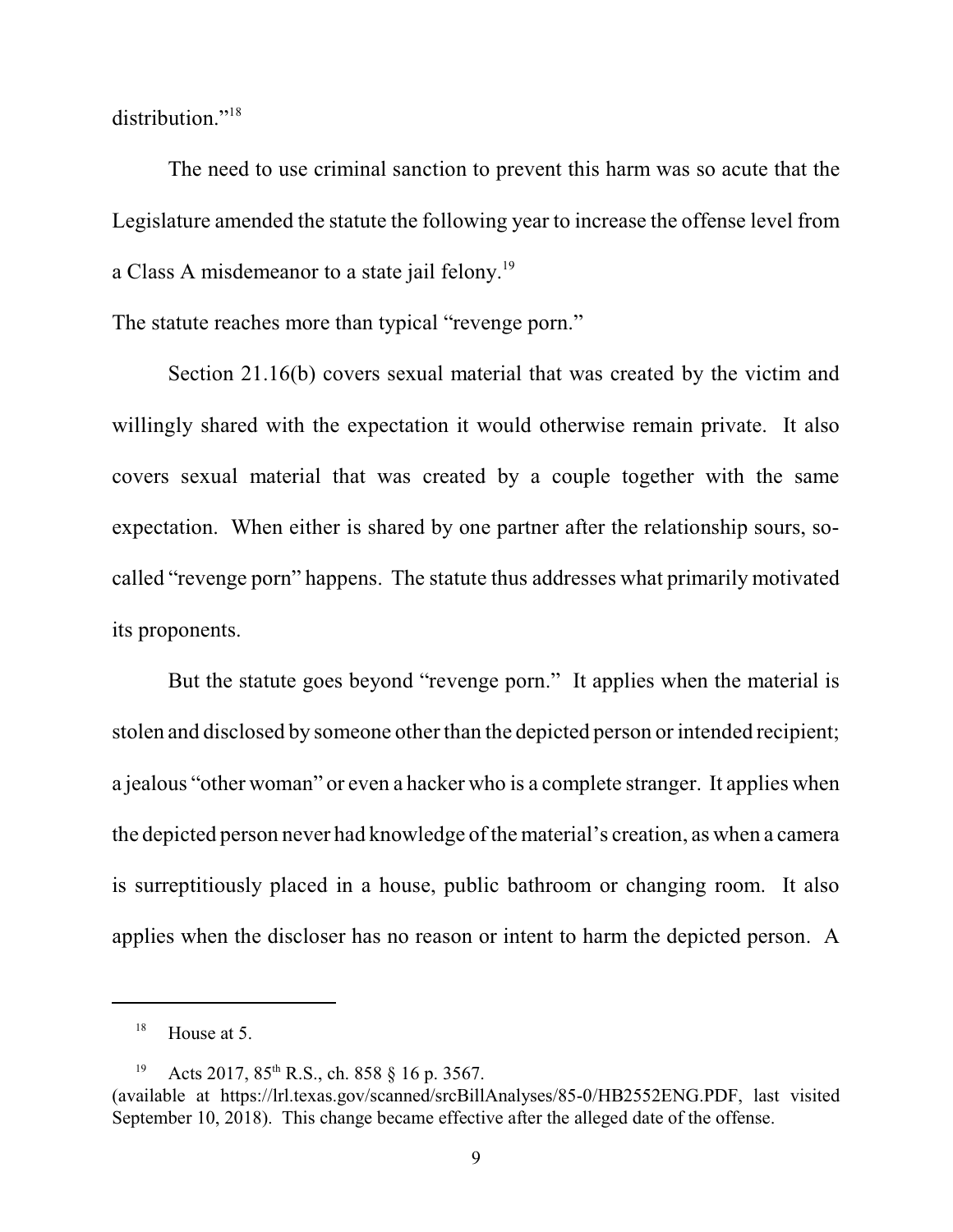distribution."[18]

The need to use criminal sanction to prevent this harm was so acute that the Legislature amended the statute the following year to increase the offense level from a Class A misdemeanor to a state jail felony.[19]

The statute reaches more than typical "revenge porn."

Section 21.16(b) covers sexual material that was created by the victim and willingly shared with the expectation it would otherwise remain private. It also covers sexual material that was created by a couple together with the same expectation. When either is shared by one partner after the relationship sours, so-called "revenge porn" happens. The statute thus addresses what primarily motivated its proponents.

But the statute goes beyond "revenge porn." It applies when the material is stolen and disclosed by someone other than the depicted person or intended recipient; a jealous "other woman" or even a hacker who is a complete stranger. It applies when the depicted person never had knowledge of the material's creation, as when a camera is surreptitiously placed in a house, public bathroom or changing room. It also applies when the discloser has no reason or intent to harm the depicted person. A

---

[18] House at 5.

[19] Acts 2017, 85th R.S., ch. 858 § 16 p. 3567. (available at https://lrl.texas.gov/scanned/srcBillAnalyses/85-0/HB2552ENG.PDF, last visited September 10, 2018). This change became effective after the alleged date of the offense.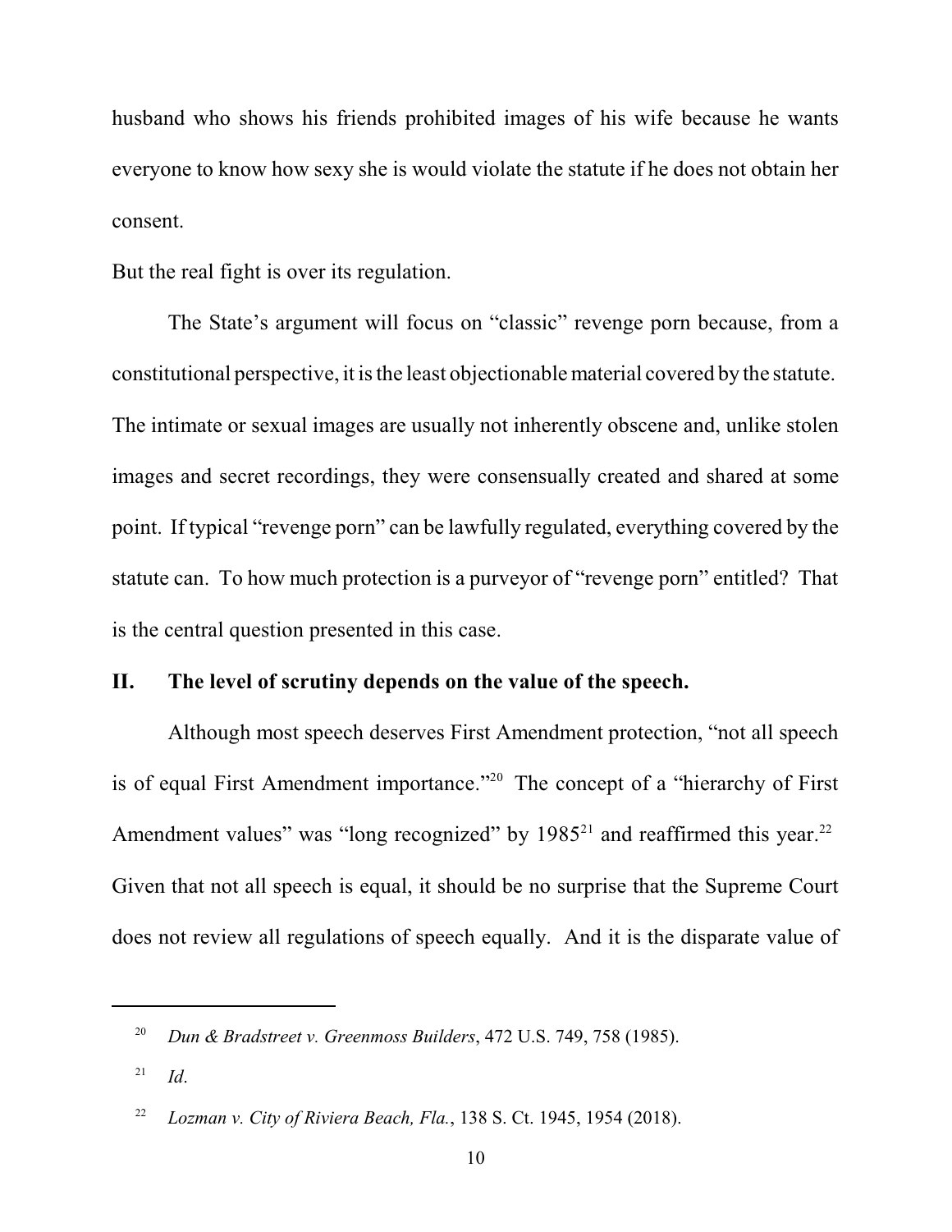husband who shows his friends prohibited images of his wife because he wants everyone to know how sexy she is would violate the statute if he does not obtain her consent.

But the real fight is over its regulation.

The State's argument will focus on "classic" revenge porn because, from a constitutional perspective, it is the least objectionable material covered by the statute. The intimate or sexual images are usually not inherently obscene and, unlike stolen images and secret recordings, they were consensually created and shared at some point. If typical "revenge porn" can be lawfully regulated, everything covered by the statute can. To how much protection is a purveyor of "revenge porn" entitled? That is the central question presented in this case.

## II. The level of scrutiny depends on the value of the speech.

Although most speech deserves First Amendment protection, "not all speech is of equal First Amendment importance."[20] The concept of a "hierarchy of First Amendment values" was "long recognized" by 1985[21] and reaffirmed this year.[22] Given that not all speech is equal, it should be no surprise that the Supreme Court does not review all regulations of speech equally. And it is the disparate value of

---

[20] *Dun & Bradstreet v. Greenmoss Builders*, 472 U.S. 749, 758 (1985).

[21] *Id*.

[22] *Lozman v. City of Riviera Beach, Fla.*, 138 S. Ct. 1945, 1954 (2018).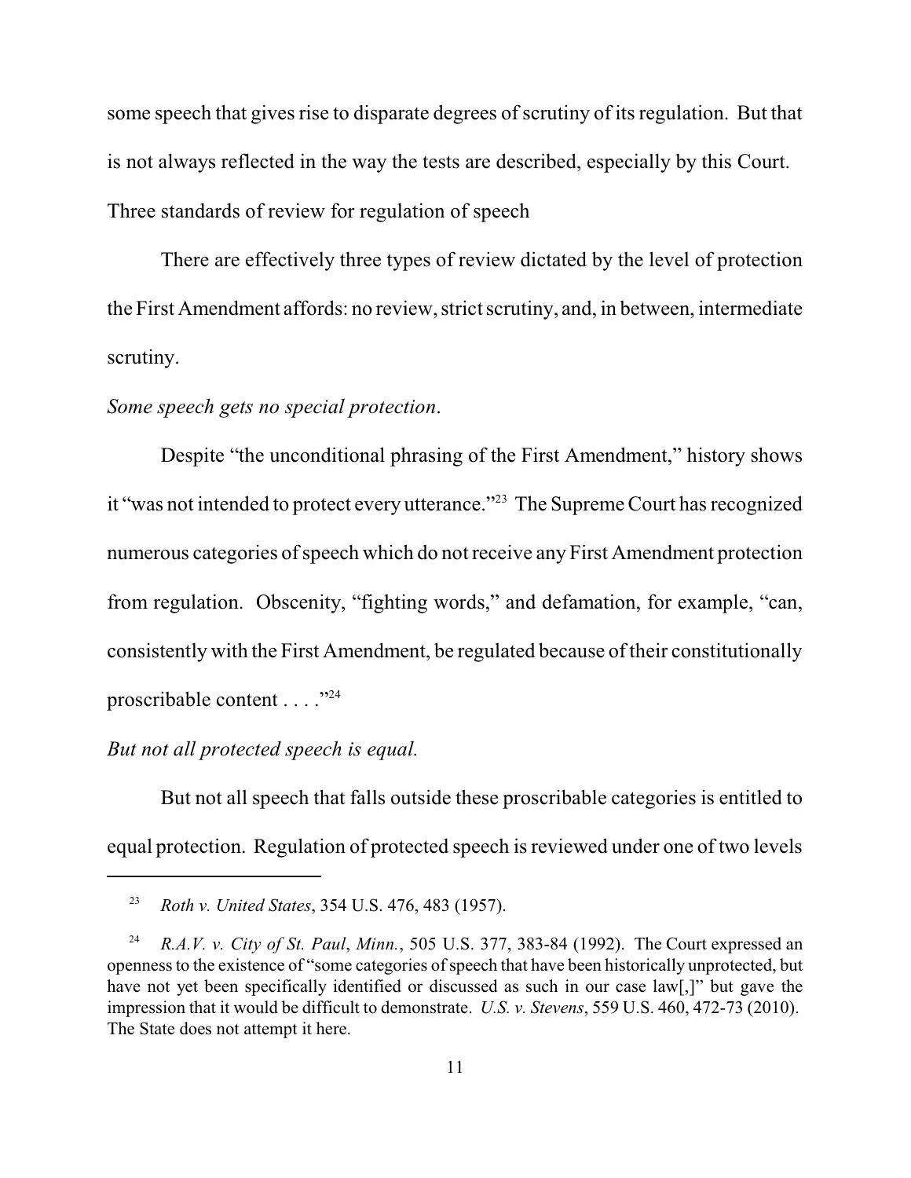some speech that gives rise to disparate degrees of scrutiny of its regulation. But that is not always reflected in the way the tests are described, especially by this Court.

Three standards of review for regulation of speech

There are effectively three types of review dictated by the level of protection the First Amendment affords: no review, strict scrutiny, and, in between, intermediate scrutiny.

*Some speech gets no special protection.*

Despite "the unconditional phrasing of the First Amendment," history shows it "was not intended to protect every utterance."[23] The Supreme Court has recognized numerous categories of speech which do not receive any First Amendment protection from regulation. Obscenity, "fighting words," and defamation, for example, "can, consistently with the First Amendment, be regulated because of their constitutionally proscribable content . . . ."[24]

*But not all protected speech is equal.*

But not all speech that falls outside these proscribable categories is entitled to equal protection. Regulation of protected speech is reviewed under one of two levels

---

[23] *Roth v. United States*, 354 U.S. 476, 483 (1957).

[24] *R.A.V. v. City of St. Paul, Minn.*, 505 U.S. 377, 383-84 (1992). The Court expressed an openness to the existence of "some categories of speech that have been historically unprotected, but have not yet been specifically identified or discussed as such in our case law[,]" but gave the impression that it would be difficult to demonstrate. *U.S. v. Stevens*, 559 U.S. 460, 472-73 (2010). The State does not attempt it here.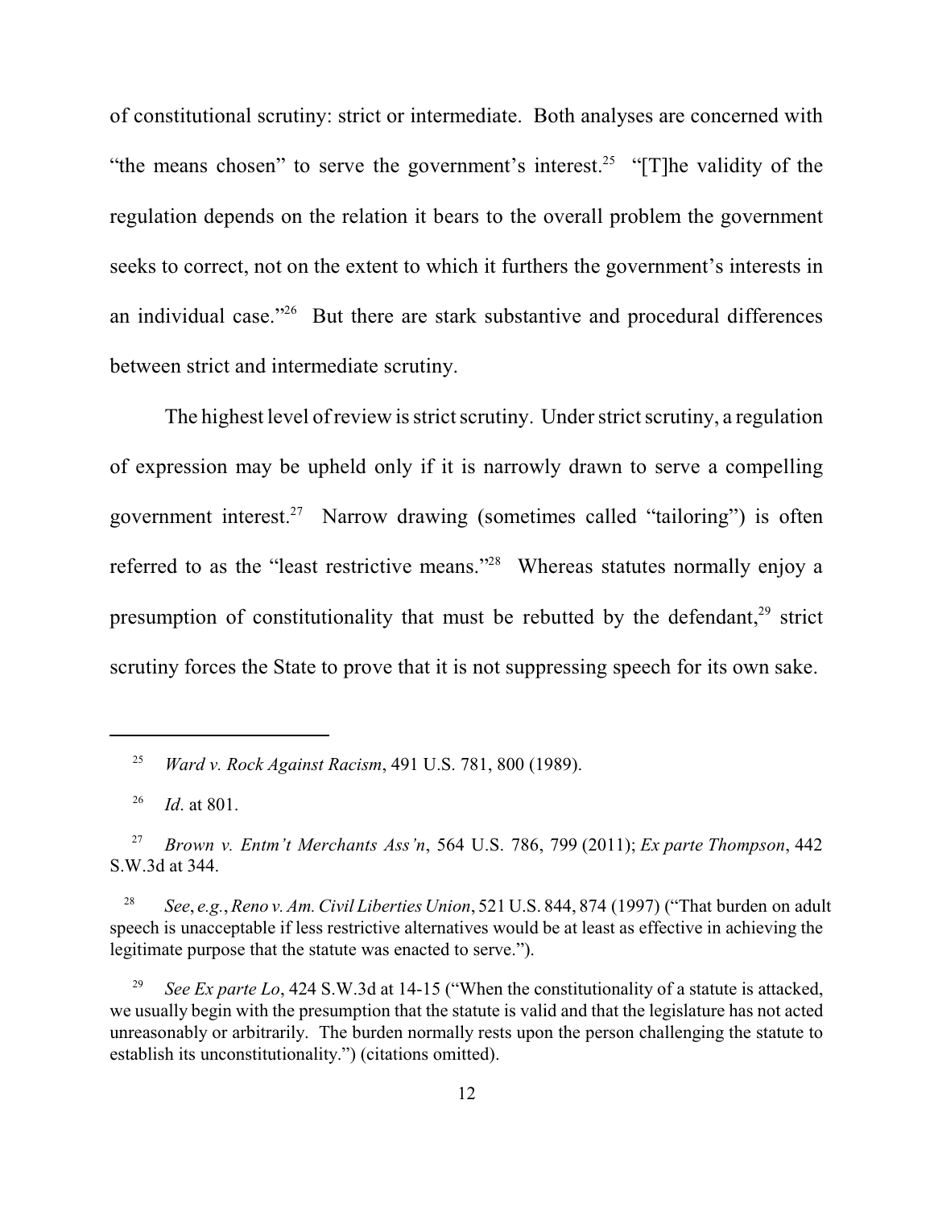of constitutional scrutiny: strict or intermediate. Both analyses are concerned with "the means chosen" to serve the government's interest.[25] "[T]he validity of the regulation depends on the relation it bears to the overall problem the government seeks to correct, not on the extent to which it furthers the government's interests in an individual case."[26] But there are stark substantive and procedural differences between strict and intermediate scrutiny.

The highest level of review is strict scrutiny. Under strict scrutiny, a regulation of expression may be upheld only if it is narrowly drawn to serve a compelling government interest.[27] Narrow drawing (sometimes called "tailoring") is often referred to as the "least restrictive means."[28] Whereas statutes normally enjoy a presumption of constitutionality that must be rebutted by the defendant,[29] strict scrutiny forces the State to prove that it is not suppressing speech for its own sake.

---

[25] *Ward v. Rock Against Racism*, 491 U.S. 781, 800 (1989).

[26] *Id*. at 801.

[27] *Brown v. Entm't Merchants Ass'n*, 564 U.S. 786, 799 (2011); *Ex parte Thompson*, 442 S.W.3d at 344.

[28] *See*, *e.g.*, *Reno v. Am. Civil Liberties Union*, 521 U.S. 844, 874 (1997) ("That burden on adult speech is unacceptable if less restrictive alternatives would be at least as effective in achieving the legitimate purpose that the statute was enacted to serve.").

[29] *See Ex parte Lo*, 424 S.W.3d at 14-15 ("When the constitutionality of a statute is attacked, we usually begin with the presumption that the statute is valid and that the legislature has not acted unreasonably or arbitrarily. The burden normally rests upon the person challenging the statute to establish its unconstitutionality.") (citations omitted).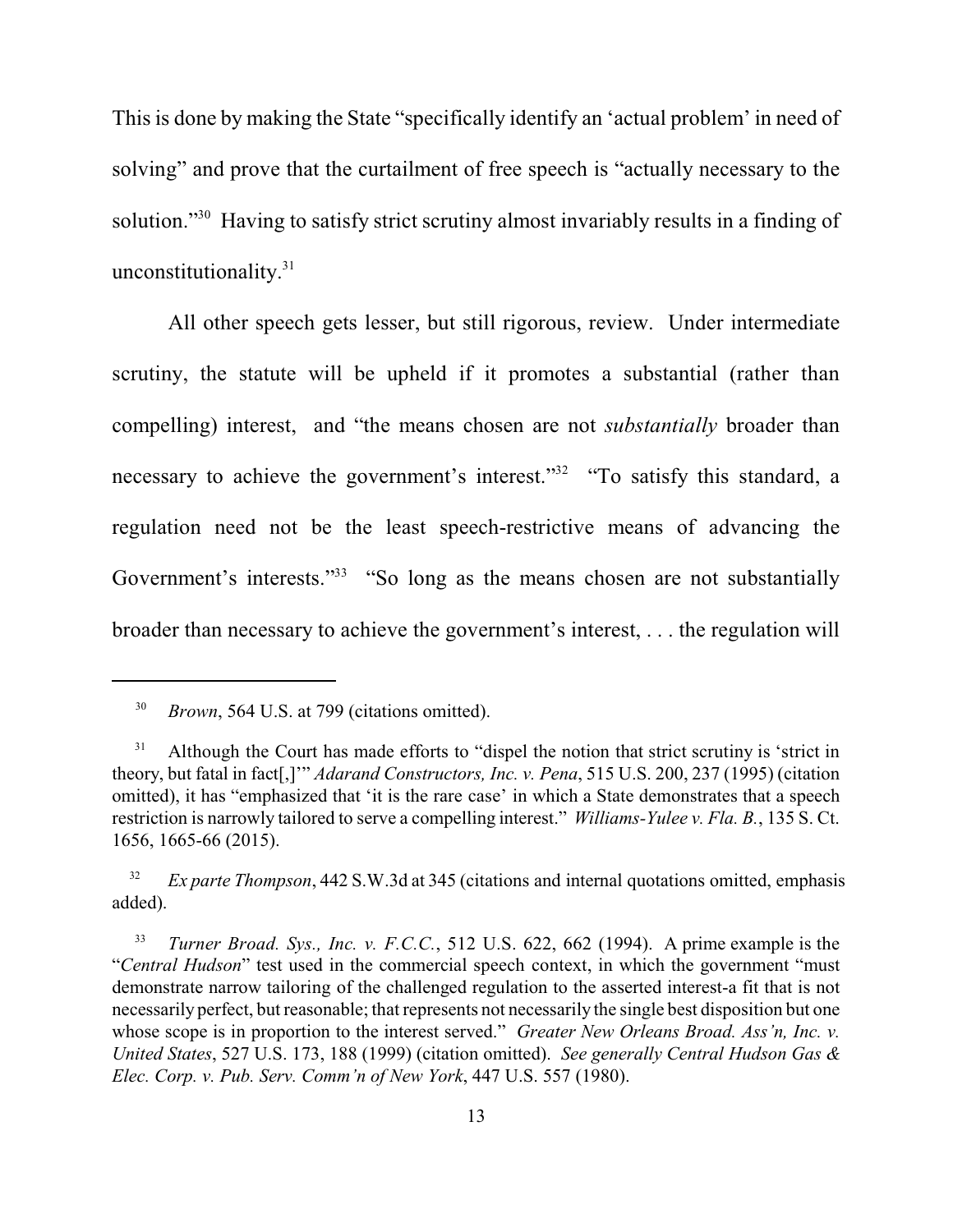This is done by making the State "specifically identify an 'actual problem' in need of solving" and prove that the curtailment of free speech is "actually necessary to the solution."[30] Having to satisfy strict scrutiny almost invariably results in a finding of unconstitutionality.[31]

All other speech gets lesser, but still rigorous, review. Under intermediate scrutiny, the statute will be upheld if it promotes a substantial (rather than compelling) interest, and "the means chosen are not *substantially* broader than necessary to achieve the government's interest."[32] "To satisfy this standard, a regulation need not be the least speech-restrictive means of advancing the Government's interests."[33] "So long as the means chosen are not substantially broader than necessary to achieve the government's interest, . . . the regulation will

---

[30] *Brown*, 564 U.S. at 799 (citations omitted).

[31] Although the Court has made efforts to "dispel the notion that strict scrutiny is 'strict in theory, but fatal in fact[,]'" *Adarand Constructors, Inc. v. Pena*, 515 U.S. 200, 237 (1995) (citation omitted), it has "emphasized that 'it is the rare case' in which a State demonstrates that a speech restriction is narrowly tailored to serve a compelling interest." *Williams-Yulee v. Fla. B.*, 135 S. Ct. 1656, 1665-66 (2015).

[32] *Ex parte Thompson*, 442 S.W.3d at 345 (citations and internal quotations omitted, emphasis added).

[33] *Turner Broad. Sys., Inc. v. F.C.C.*, 512 U.S. 622, 662 (1994). A prime example is the "*Central Hudson*" test used in the commercial speech context, in which the government "must demonstrate narrow tailoring of the challenged regulation to the asserted interest-a fit that is not necessarily perfect, but reasonable; that represents not necessarily the single best disposition but one whose scope is in proportion to the interest served." *Greater New Orleans Broad. Ass'n, Inc. v. United States*, 527 U.S. 173, 188 (1999) (citation omitted). *See generally Central Hudson Gas & Elec. Corp. v. Pub. Serv. Comm'n of New York*, 447 U.S. 557 (1980).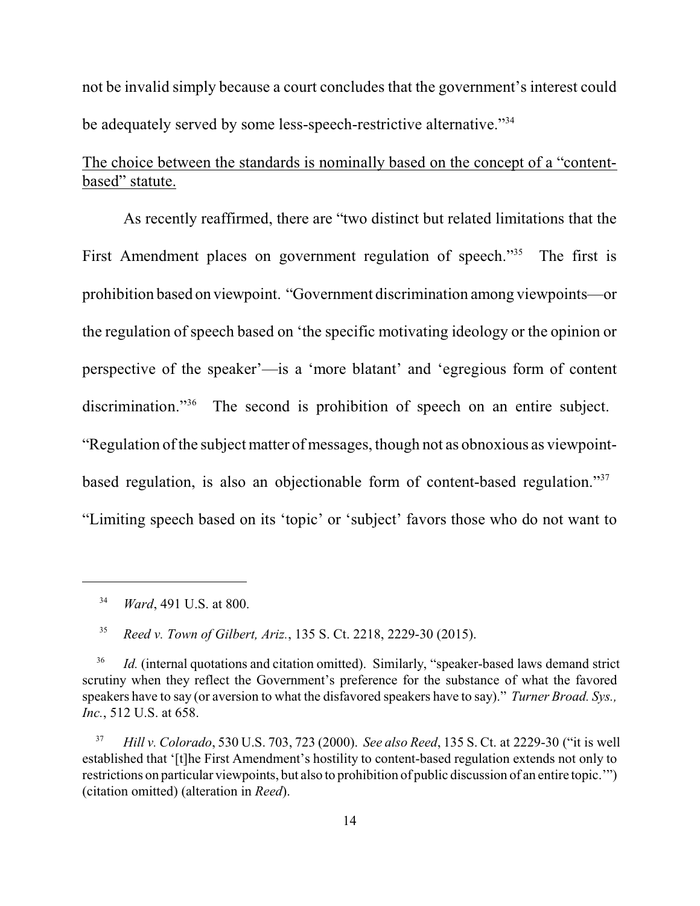not be invalid simply because a court concludes that the government's interest could be adequately served by some less-speech-restrictive alternative."[34]

<u>The choice between the standards is nominally based on the concept of a "content-based" statute.</u>

As recently reaffirmed, there are "two distinct but related limitations that the First Amendment places on government regulation of speech."[35] The first is prohibition based on viewpoint. "Government discrimination among viewpoints—or the regulation of speech based on 'the specific motivating ideology or the opinion or perspective of the speaker'—is a 'more blatant' and 'egregious form of content discrimination."[36] The second is prohibition of speech on an entire subject. "Regulation of the subject matter of messages, though not as obnoxious as viewpoint-based regulation, is also an objectionable form of content-based regulation."[37] "Limiting speech based on its 'topic' or 'subject' favors those who do not want to

---

[34] *Ward*, 491 U.S. at 800.

[35] *Reed v. Town of Gilbert, Ariz.*, 135 S. Ct. 2218, 2229-30 (2015).

[36] *Id.* (internal quotations and citation omitted). Similarly, "speaker-based laws demand strict scrutiny when they reflect the Government's preference for the substance of what the favored speakers have to say (or aversion to what the disfavored speakers have to say)." *Turner Broad. Sys., Inc.*, 512 U.S. at 658.

[37] *Hill v. Colorado*, 530 U.S. 703, 723 (2000). *See also Reed*, 135 S. Ct. at 2229-30 ("it is well established that '[t]he First Amendment's hostility to content-based regulation extends not only to restrictions on particular viewpoints, but also to prohibition of public discussion of an entire topic.'") (citation omitted) (alteration in *Reed*).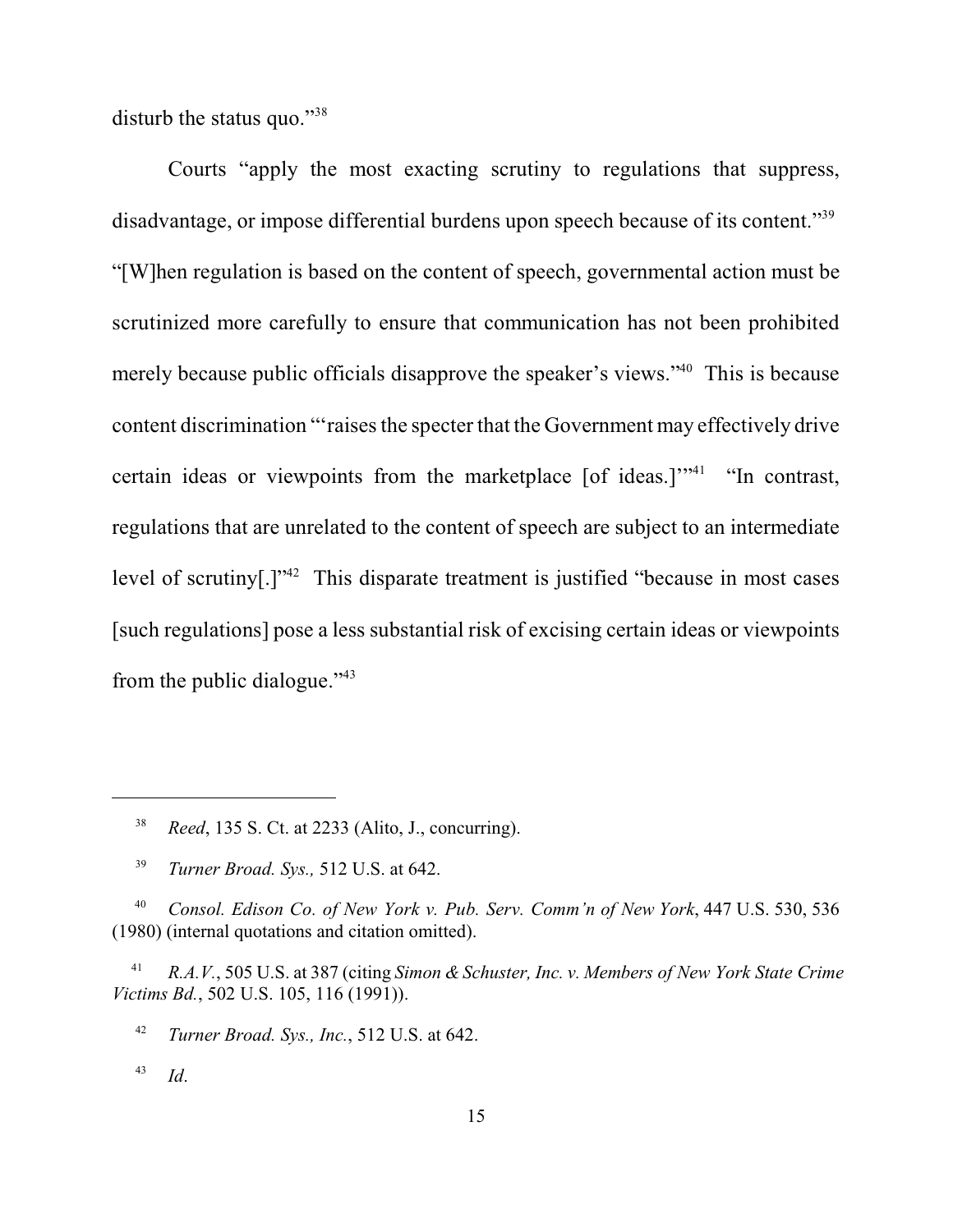disturb the status quo."[38]

Courts "apply the most exacting scrutiny to regulations that suppress, disadvantage, or impose differential burdens upon speech because of its content."[39] "[W]hen regulation is based on the content of speech, governmental action must be scrutinized more carefully to ensure that communication has not been prohibited merely because public officials disapprove the speaker's views."[40] This is because content discrimination "'raises the specter that the Government may effectively drive certain ideas or viewpoints from the marketplace [of ideas.]'"[41] "In contrast, regulations that are unrelated to the content of speech are subject to an intermediate level of scrutiny[.]"[42] This disparate treatment is justified "because in most cases [such regulations] pose a less substantial risk of excising certain ideas or viewpoints from the public dialogue."[43]

---

[38] *Reed*, 135 S. Ct. at 2233 (Alito, J., concurring).

[39] *Turner Broad. Sys.,* 512 U.S. at 642.

[40] *Consol. Edison Co. of New York v. Pub. Serv. Comm'n of New York*, 447 U.S. 530, 536 (1980) (internal quotations and citation omitted).

[41] *R.A.V.*, 505 U.S. at 387 (citing *Simon & Schuster, Inc. v. Members of New York State Crime Victims Bd.*, 502 U.S. 105, 116 (1991)).

[42] *Turner Broad. Sys., Inc.*, 512 U.S. at 642.

[43] *Id*.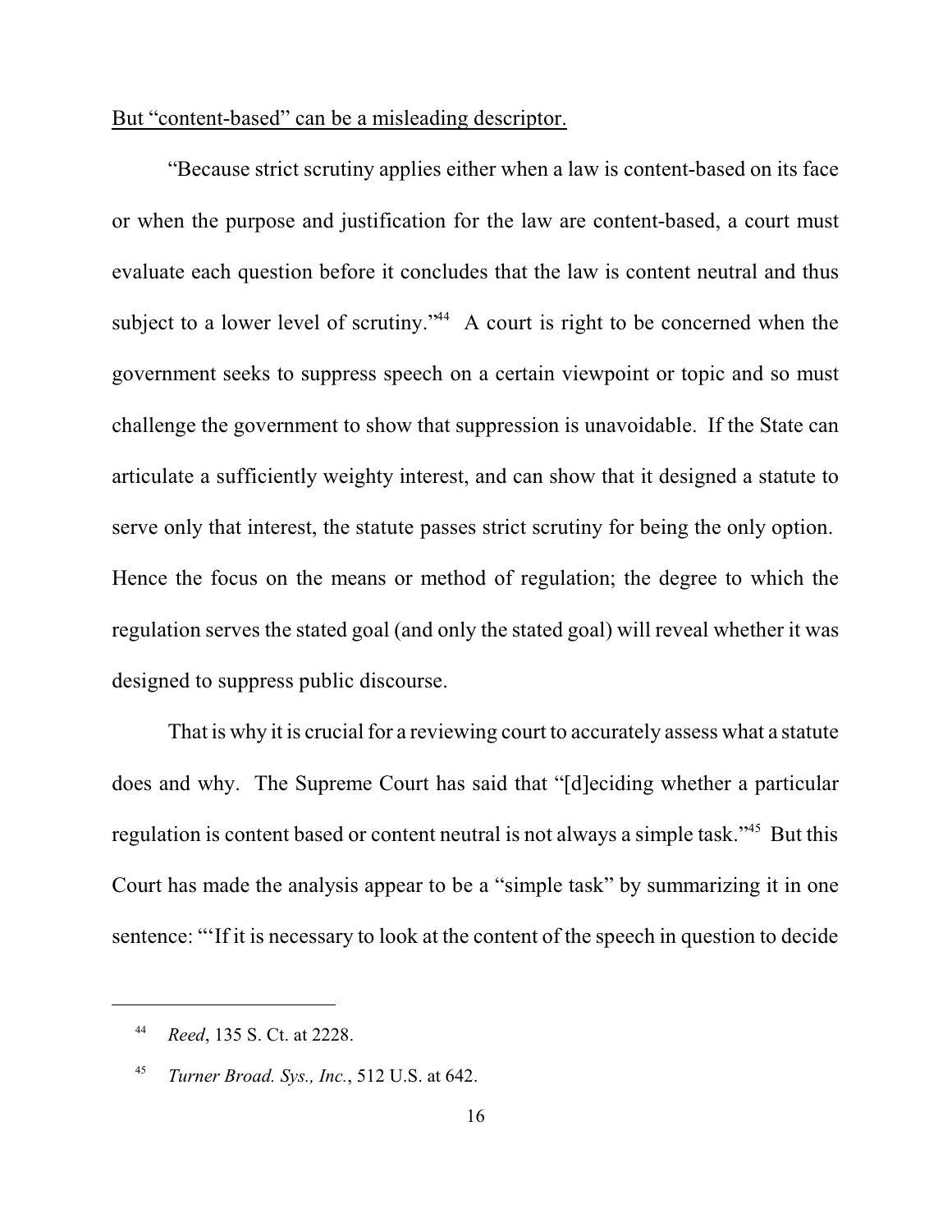<u>But "content-based" can be a misleading descriptor.</u>

"Because strict scrutiny applies either when a law is content-based on its face or when the purpose and justification for the law are content-based, a court must evaluate each question before it concludes that the law is content neutral and thus subject to a lower level of scrutiny."[44] A court is right to be concerned when the government seeks to suppress speech on a certain viewpoint or topic and so must challenge the government to show that suppression is unavoidable. If the State can articulate a sufficiently weighty interest, and can show that it designed a statute to serve only that interest, the statute passes strict scrutiny for being the only option. Hence the focus on the means or method of regulation; the degree to which the regulation serves the stated goal (and only the stated goal) will reveal whether it was designed to suppress public discourse.

That is why it is crucial for a reviewing court to accurately assess what a statute does and why. The Supreme Court has said that "[d]eciding whether a particular regulation is content based or content neutral is not always a simple task."[45] But this Court has made the analysis appear to be a "simple task" by summarizing it in one sentence: "'If it is necessary to look at the content of the speech in question to decide

---

[44] *Reed*, 135 S. Ct. at 2228.

[45] *Turner Broad. Sys., Inc.*, 512 U.S. at 642.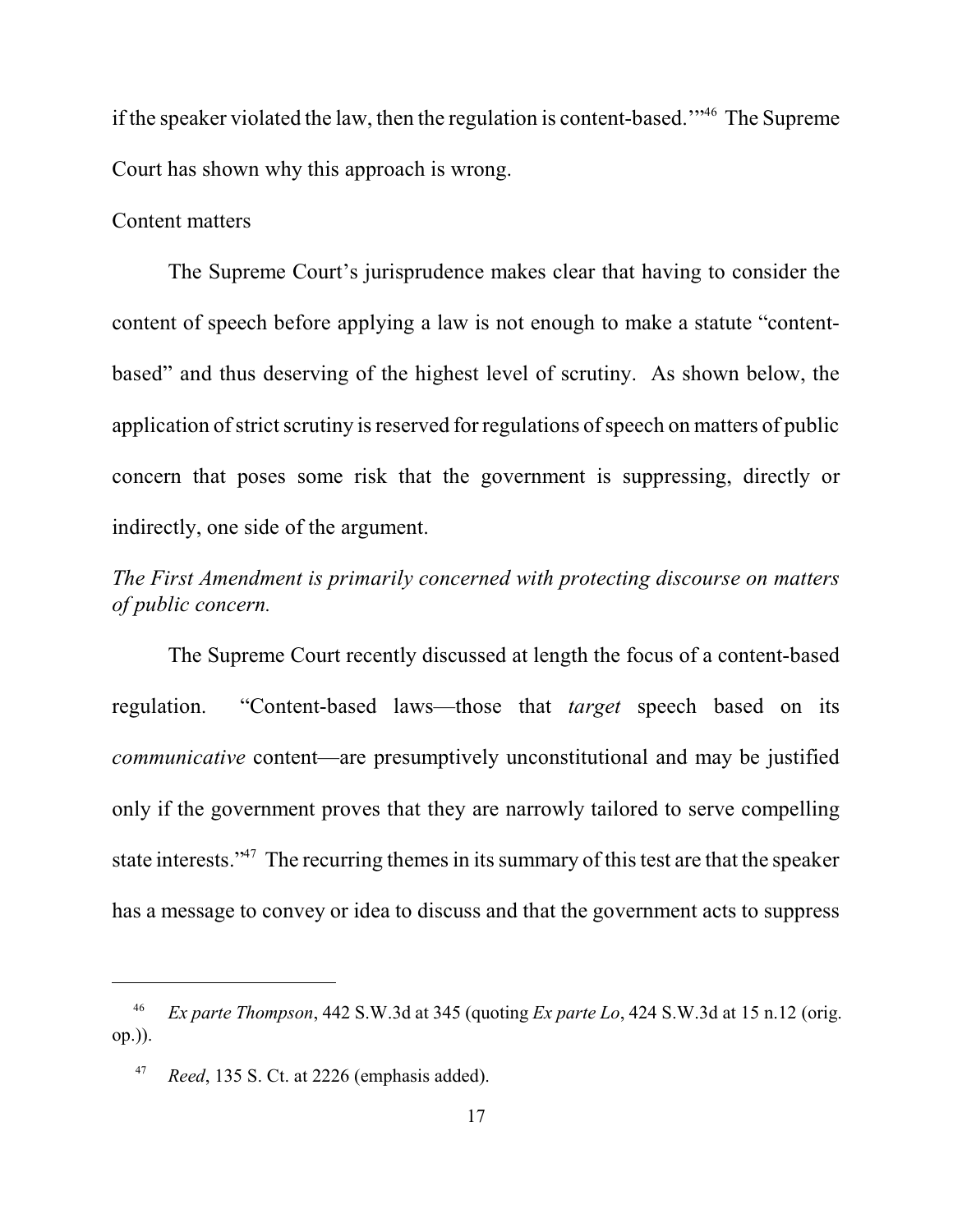if the speaker violated the law, then the regulation is content-based.'"[46] The Supreme Court has shown why this approach is wrong.

Content matters

The Supreme Court's jurisprudence makes clear that having to consider the content of speech before applying a law is not enough to make a statute "content-based" and thus deserving of the highest level of scrutiny. As shown below, the application of strict scrutiny is reserved for regulations of speech on matters of public concern that poses some risk that the government is suppressing, directly or indirectly, one side of the argument.

*The First Amendment is primarily concerned with protecting discourse on matters of public concern.*

The Supreme Court recently discussed at length the focus of a content-based regulation. "Content-based laws—those that *target* speech based on its *communicative* content—are presumptively unconstitutional and may be justified only if the government proves that they are narrowly tailored to serve compelling state interests."[47] The recurring themes in its summary of this test are that the speaker has a message to convey or idea to discuss and that the government acts to suppress

---

[46] *Ex parte Thompson*, 442 S.W.3d at 345 (quoting *Ex parte Lo*, 424 S.W.3d at 15 n.12 (orig. op.)).

[47] *Reed*, 135 S. Ct. at 2226 (emphasis added).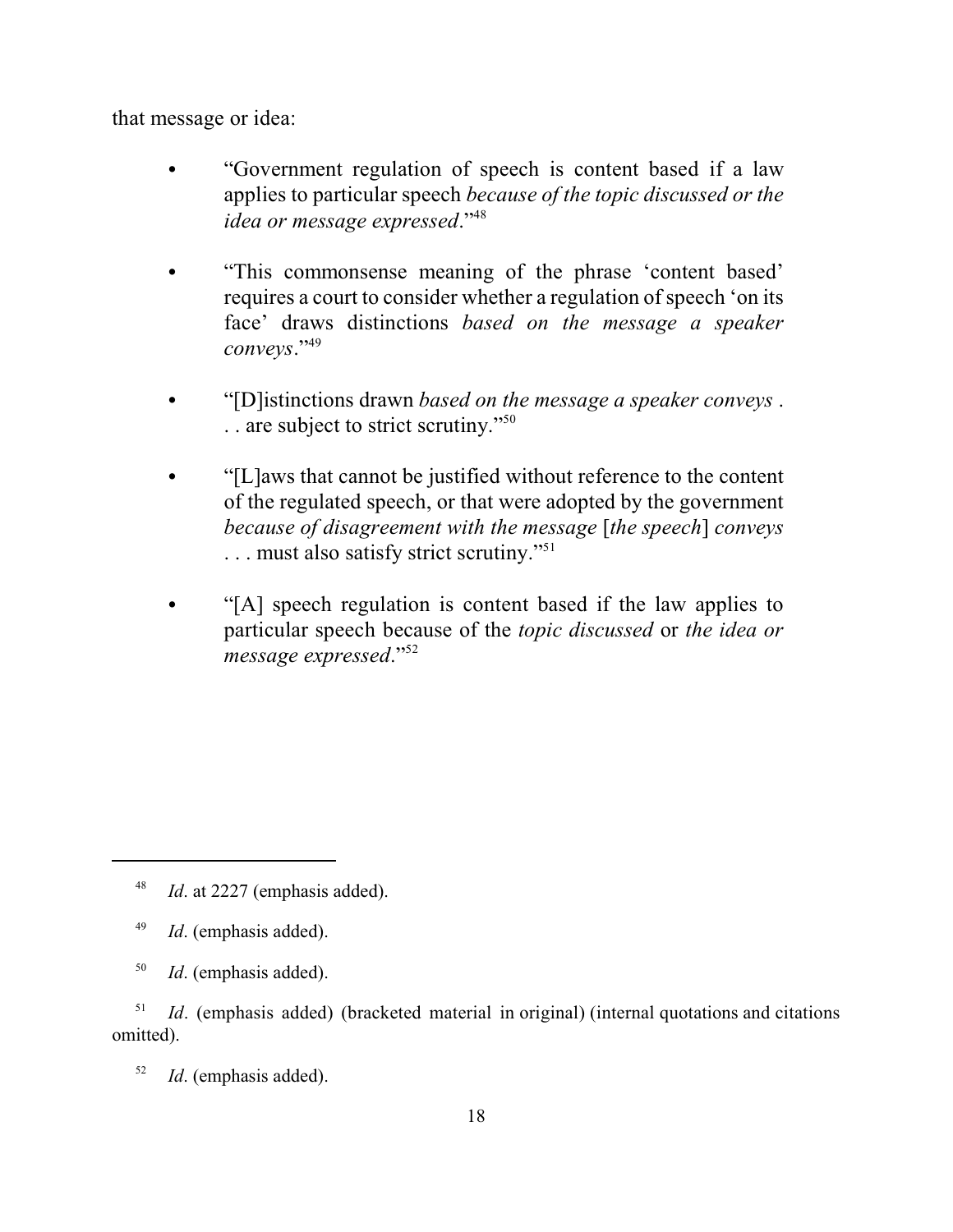that message or idea:

- "Government regulation of speech is content based if a law applies to particular speech *because of the topic discussed or the idea or message expressed*."[48]

- "This commonsense meaning of the phrase 'content based' requires a court to consider whether a regulation of speech 'on its face' draws distinctions *based on the message a speaker conveys*."[49]

- "[D]istinctions drawn *based on the message a speaker conveys* . . . are subject to strict scrutiny."[50]

- "[L]aws that cannot be justified without reference to the content of the regulated speech, or that were adopted by the government *because of disagreement with the message* [*the speech*] *conveys* . . . must also satisfy strict scrutiny."[51]

- "[A] speech regulation is content based if the law applies to particular speech because of the *topic discussed* or *the idea or message expressed*."[52]

---

[48] *Id*. at 2227 (emphasis added).

[49] *Id*. (emphasis added).

[50] *Id*. (emphasis added).

[51] *Id*. (emphasis added) (bracketed material in original) (internal quotations and citations omitted).

[52] *Id*. (emphasis added).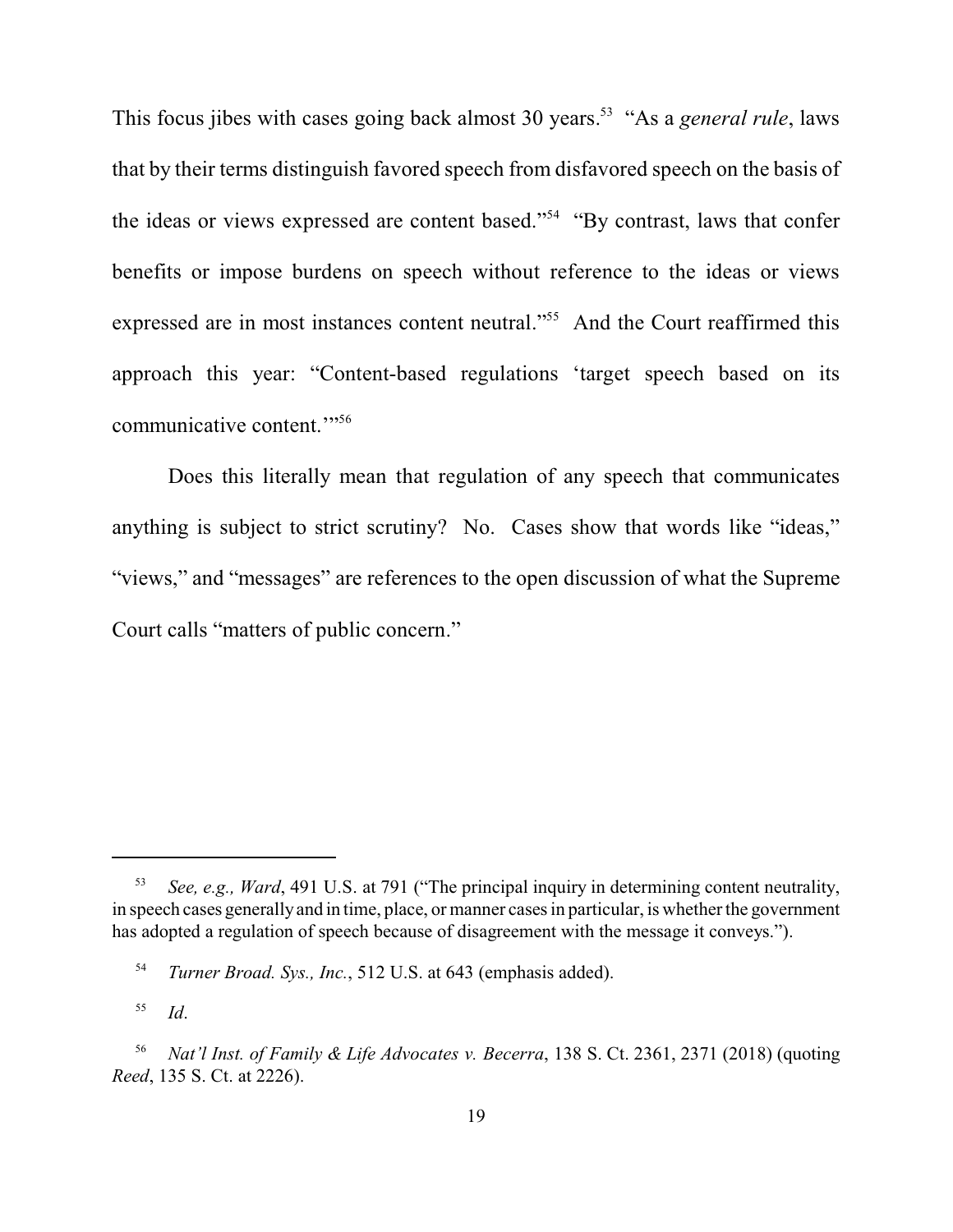This focus jibes with cases going back almost 30 years.[53] "As a *general rule*, laws that by their terms distinguish favored speech from disfavored speech on the basis of the ideas or views expressed are content based."[54] "By contrast, laws that confer benefits or impose burdens on speech without reference to the ideas or views expressed are in most instances content neutral."[55] And the Court reaffirmed this approach this year: "Content-based regulations 'target speech based on its communicative content.'"[56]

Does this literally mean that regulation of any speech that communicates anything is subject to strict scrutiny? No. Cases show that words like "ideas," "views," and "messages" are references to the open discussion of what the Supreme Court calls "matters of public concern."

---

[53] *See, e.g., Ward*, 491 U.S. at 791 ("The principal inquiry in determining content neutrality, in speech cases generally and in time, place, or manner cases in particular, is whether the government has adopted a regulation of speech because of disagreement with the message it conveys.").

[54] *Turner Broad. Sys., Inc.*, 512 U.S. at 643 (emphasis added).

[55] *Id*.

[56] *Nat'l Inst. of Family & Life Advocates v. Becerra*, 138 S. Ct. 2361, 2371 (2018) (quoting *Reed*, 135 S. Ct. at 2226).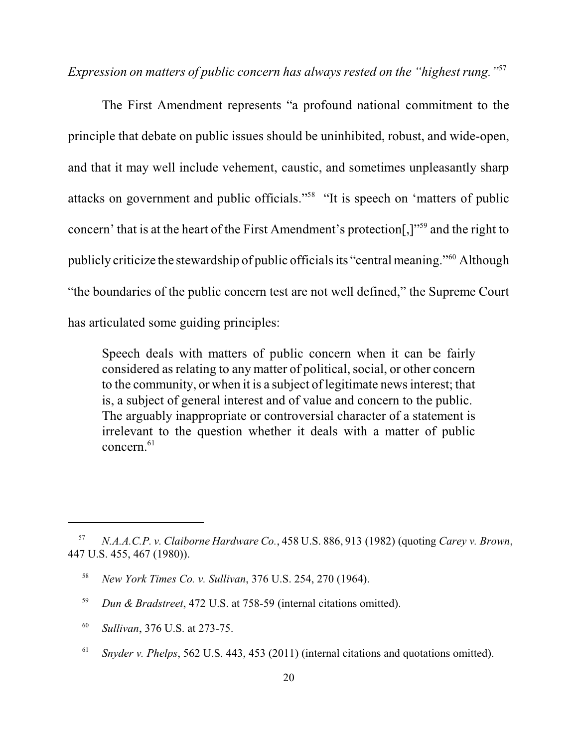*Expression on matters of public concern has always rested on the "highest rung."*[57]

The First Amendment represents "a profound national commitment to the principle that debate on public issues should be uninhibited, robust, and wide-open, and that it may well include vehement, caustic, and sometimes unpleasantly sharp attacks on government and public officials."[58] "It is speech on 'matters of public concern' that is at the heart of the First Amendment's protection[,]"[59] and the right to publicly criticize the stewardship of public officials its "central meaning."[60] Although "the boundaries of the public concern test are not well defined," the Supreme Court has articulated some guiding principles:

> Speech deals with matters of public concern when it can be fairly considered as relating to any matter of political, social, or other concern to the community, or when it is a subject of legitimate news interest; that is, a subject of general interest and of value and concern to the public. The arguably inappropriate or controversial character of a statement is irrelevant to the question whether it deals with a matter of public concern.[61]

---

[57] *N.A.A.C.P. v. Claiborne Hardware Co.*, 458 U.S. 886, 913 (1982) (quoting *Carey v. Brown*, 447 U.S. 455, 467 (1980)).

[58] *New York Times Co. v. Sullivan*, 376 U.S. 254, 270 (1964).

[59] *Dun & Bradstreet*, 472 U.S. at 758-59 (internal citations omitted).

[60] *Sullivan*, 376 U.S. at 273-75.

[61] *Snyder v. Phelps*, 562 U.S. 443, 453 (2011) (internal citations and quotations omitted).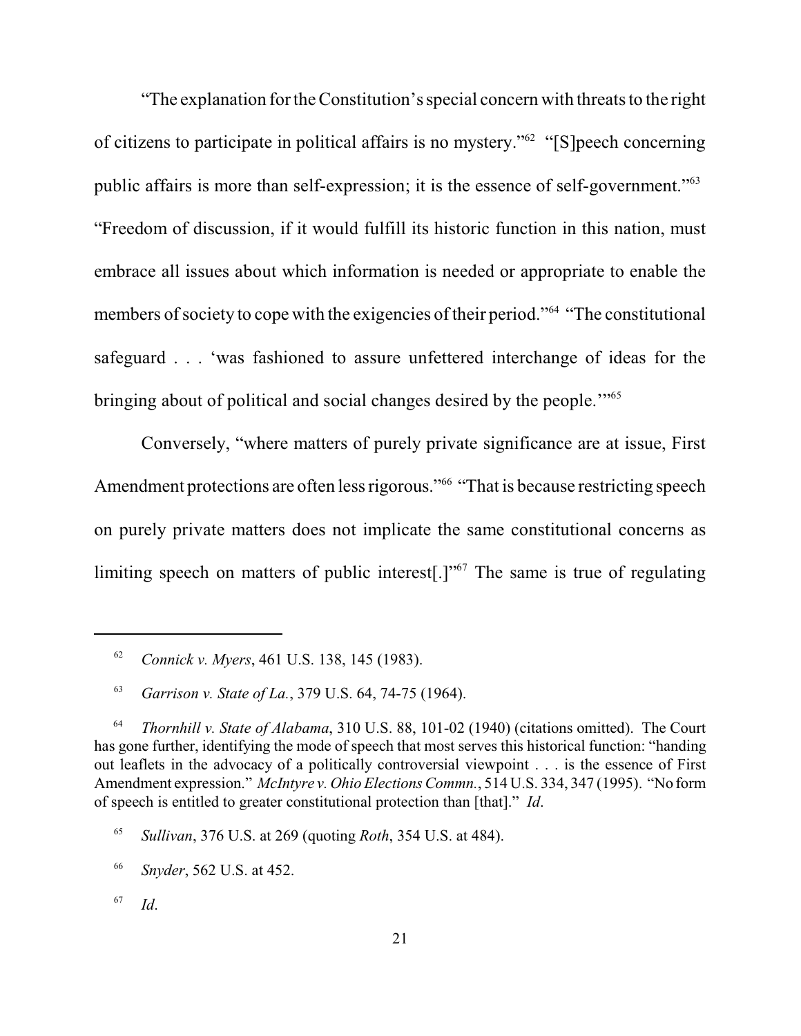"The explanation for the Constitution's special concern with threats to the right of citizens to participate in political affairs is no mystery."[62] "[S]peech concerning public affairs is more than self-expression; it is the essence of self-government."[63] "Freedom of discussion, if it would fulfill its historic function in this nation, must embrace all issues about which information is needed or appropriate to enable the members of society to cope with the exigencies of their period."[64] "The constitutional safeguard . . . 'was fashioned to assure unfettered interchange of ideas for the bringing about of political and social changes desired by the people.'"[65]

Conversely, "where matters of purely private significance are at issue, First Amendment protections are often less rigorous."[66] "That is because restricting speech on purely private matters does not implicate the same constitutional concerns as limiting speech on matters of public interest[.]"[67] The same is true of regulating

---

[62] *Connick v. Myers*, 461 U.S. 138, 145 (1983).

[63] *Garrison v. State of La.*, 379 U.S. 64, 74-75 (1964).

[64] *Thornhill v. State of Alabama*, 310 U.S. 88, 101-02 (1940) (citations omitted). The Court has gone further, identifying the mode of speech that most serves this historical function: "handing out leaflets in the advocacy of a politically controversial viewpoint . . . is the essence of First Amendment expression." *McIntyre v. Ohio Elections Commn.*, 514 U.S. 334, 347 (1995). "No form of speech is entitled to greater constitutional protection than [that]." *Id*.

[65] *Sullivan*, 376 U.S. at 269 (quoting *Roth*, 354 U.S. at 484).

[66] *Snyder*, 562 U.S. at 452.

[67] *Id*.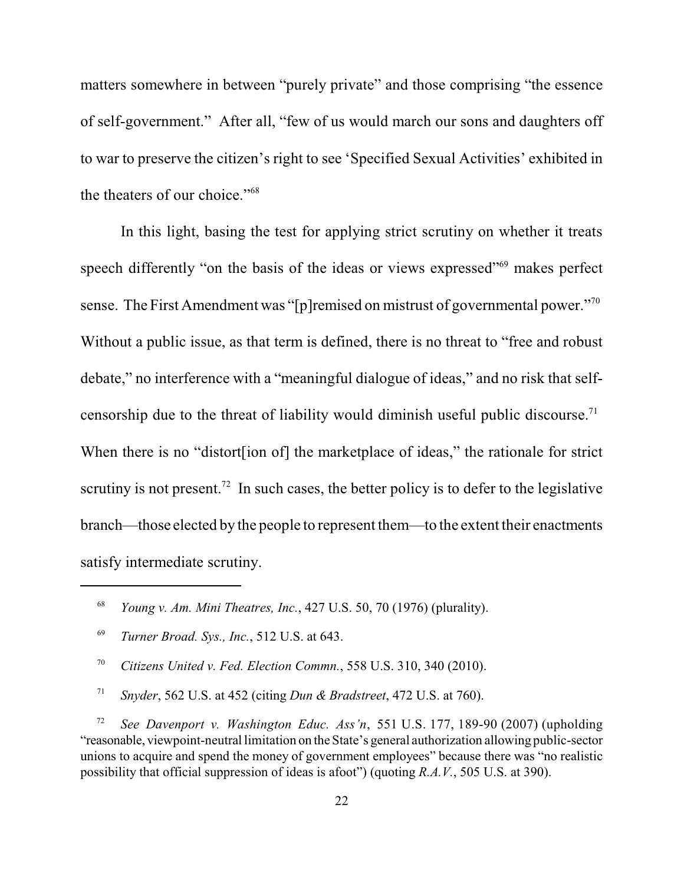matters somewhere in between "purely private" and those comprising "the essence of self-government." After all, "few of us would march our sons and daughters off to war to preserve the citizen's right to see 'Specified Sexual Activities' exhibited in the theaters of our choice."[68]

In this light, basing the test for applying strict scrutiny on whether it treats speech differently "on the basis of the ideas or views expressed"[69] makes perfect sense. The First Amendment was "[p]remised on mistrust of governmental power."[70] Without a public issue, as that term is defined, there is no threat to "free and robust debate," no interference with a "meaningful dialogue of ideas," and no risk that self-censorship due to the threat of liability would diminish useful public discourse.[71] When there is no "distort[ion of] the marketplace of ideas," the rationale for strict scrutiny is not present.[72] In such cases, the better policy is to defer to the legislative branch—those elected by the people to represent them—to the extent their enactments satisfy intermediate scrutiny.

---

[68] *Young v. Am. Mini Theatres, Inc.*, 427 U.S. 50, 70 (1976) (plurality).

[69] *Turner Broad. Sys., Inc.*, 512 U.S. at 643.

[70] *Citizens United v. Fed. Election Commn.*, 558 U.S. 310, 340 (2010).

[71] *Snyder*, 562 U.S. at 452 (citing *Dun & Bradstreet*, 472 U.S. at 760).

[72] *See Davenport v. Washington Educ. Ass'n*, 551 U.S. 177, 189-90 (2007) (upholding "reasonable, viewpoint-neutral limitation on the State's general authorization allowing public-sector unions to acquire and spend the money of government employees" because there was "no realistic possibility that official suppression of ideas is afoot") (quoting *R.A.V.*, 505 U.S. at 390).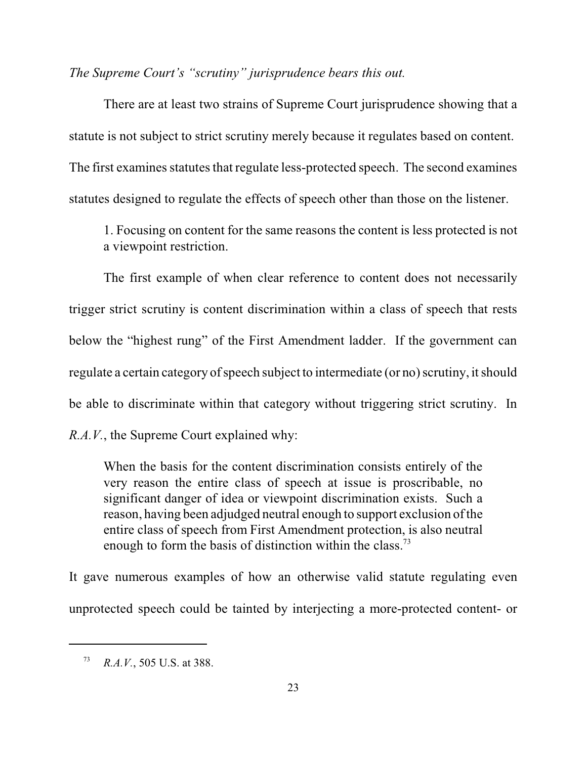*The Supreme Court's "scrutiny" jurisprudence bears this out.*

There are at least two strains of Supreme Court jurisprudence showing that a statute is not subject to strict scrutiny merely because it regulates based on content. The first examines statutes that regulate less-protected speech. The second examines statutes designed to regulate the effects of speech other than those on the listener.

> 1. Focusing on content for the same reasons the content is less protected is not a viewpoint restriction.

The first example of when clear reference to content does not necessarily trigger strict scrutiny is content discrimination within a class of speech that rests below the "highest rung" of the First Amendment ladder. If the government can regulate a certain category of speech subject to intermediate (or no) scrutiny, it should be able to discriminate within that category without triggering strict scrutiny. In *R.A.V.*, the Supreme Court explained why:

> When the basis for the content discrimination consists entirely of the very reason the entire class of speech at issue is proscribable, no significant danger of idea or viewpoint discrimination exists. Such a reason, having been adjudged neutral enough to support exclusion of the entire class of speech from First Amendment protection, is also neutral enough to form the basis of distinction within the class.[73]

It gave numerous examples of how an otherwise valid statute regulating even unprotected speech could be tainted by interjecting a more-protected content- or

---

[73] *R.A.V.*, 505 U.S. at 388.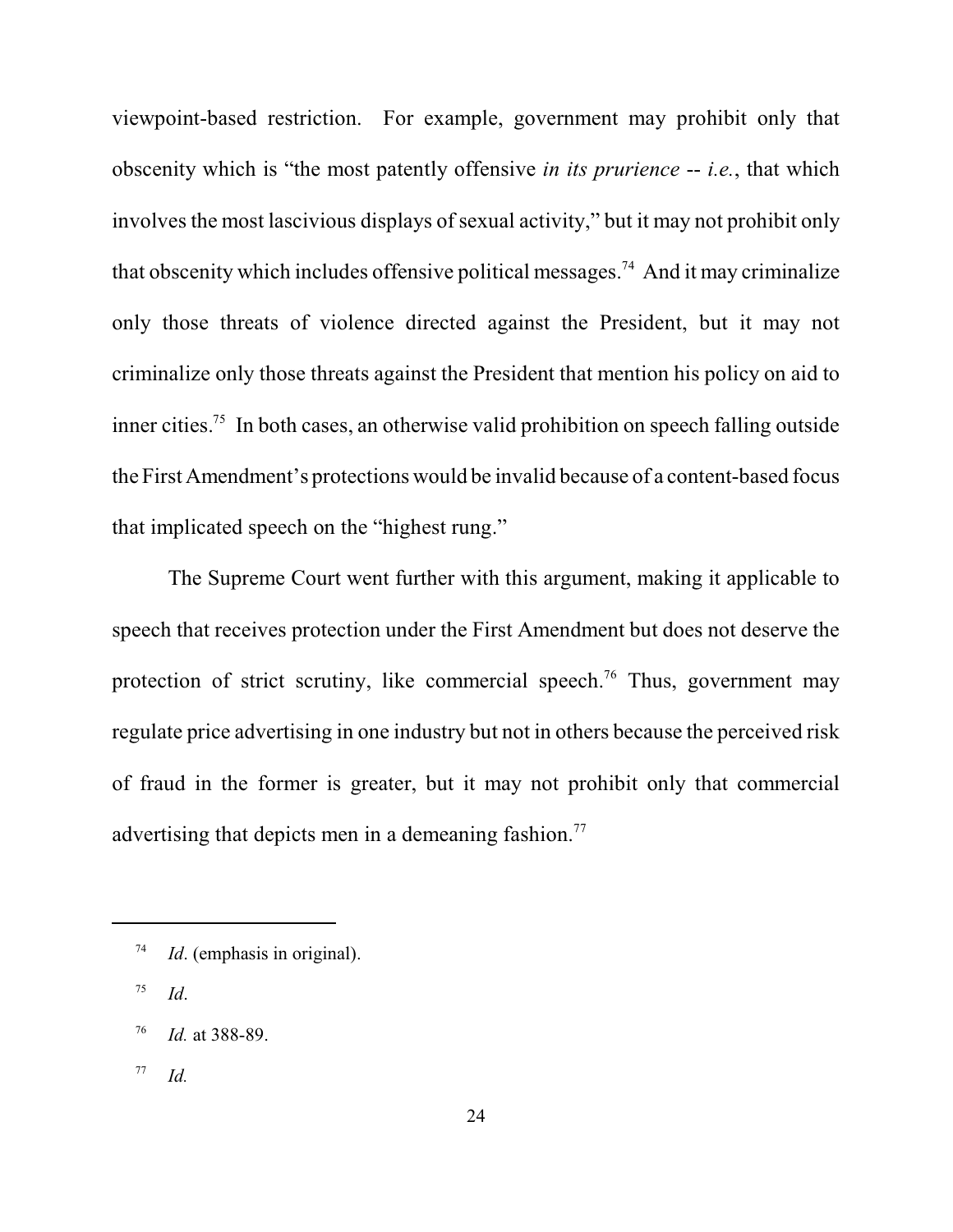viewpoint-based restriction. For example, government may prohibit only that obscenity which is "the most patently offensive *in its prurience* -- *i.e.*, that which involves the most lascivious displays of sexual activity," but it may not prohibit only that obscenity which includes offensive political messages.[74] And it may criminalize only those threats of violence directed against the President, but it may not criminalize only those threats against the President that mention his policy on aid to inner cities.[75] In both cases, an otherwise valid prohibition on speech falling outside the First Amendment's protections would be invalid because of a content-based focus that implicated speech on the "highest rung."

The Supreme Court went further with this argument, making it applicable to speech that receives protection under the First Amendment but does not deserve the protection of strict scrutiny, like commercial speech.[76] Thus, government may regulate price advertising in one industry but not in others because the perceived risk of fraud in the former is greater, but it may not prohibit only that commercial advertising that depicts men in a demeaning fashion.[77]

---

[74] *Id*. (emphasis in original).

[75] *Id*.

[76] *Id.* at 388-89.

[77] *Id.*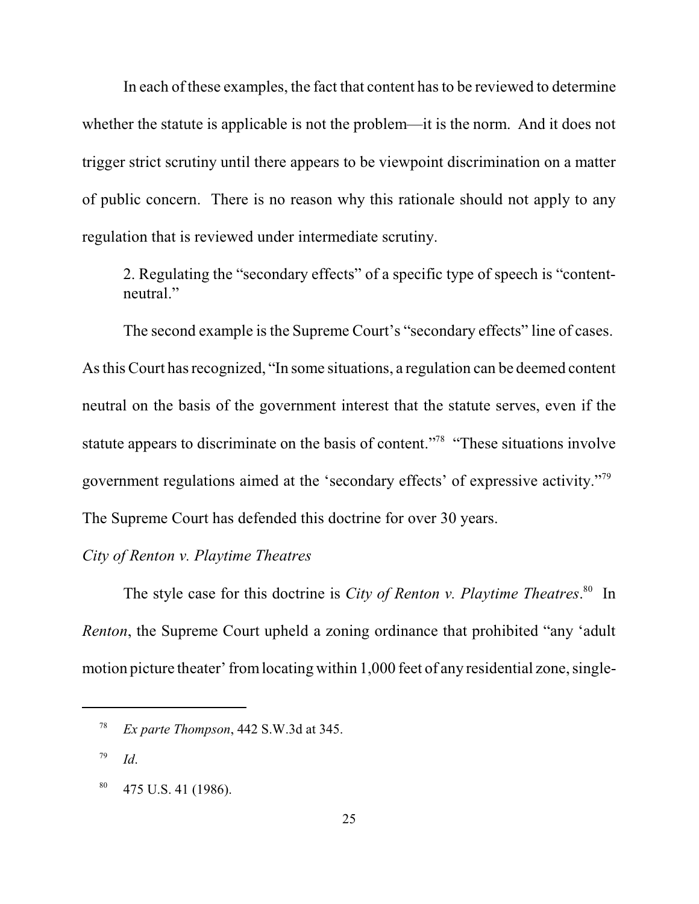In each of these examples, the fact that content has to be reviewed to determine whether the statute is applicable is not the problem—it is the norm. And it does not trigger strict scrutiny until there appears to be viewpoint discrimination on a matter of public concern. There is no reason why this rationale should not apply to any regulation that is reviewed under intermediate scrutiny.

2. Regulating the "secondary effects" of a specific type of speech is "content-neutral."

The second example is the Supreme Court's "secondary effects" line of cases. As this Court has recognized, "In some situations, a regulation can be deemed content neutral on the basis of the government interest that the statute serves, even if the statute appears to discriminate on the basis of content."[78] "These situations involve government regulations aimed at the 'secondary effects' of expressive activity."[79] The Supreme Court has defended this doctrine for over 30 years.

*City of Renton v. Playtime Theatres*

The style case for this doctrine is *City of Renton v. Playtime Theatres*.[80] In *Renton*, the Supreme Court upheld a zoning ordinance that prohibited "any 'adult motion picture theater' from locating within 1,000 feet of any residential zone, single-

---

[78] *Ex parte Thompson*, 442 S.W.3d at 345.

[79] *Id*.

[80] 475 U.S. 41 (1986).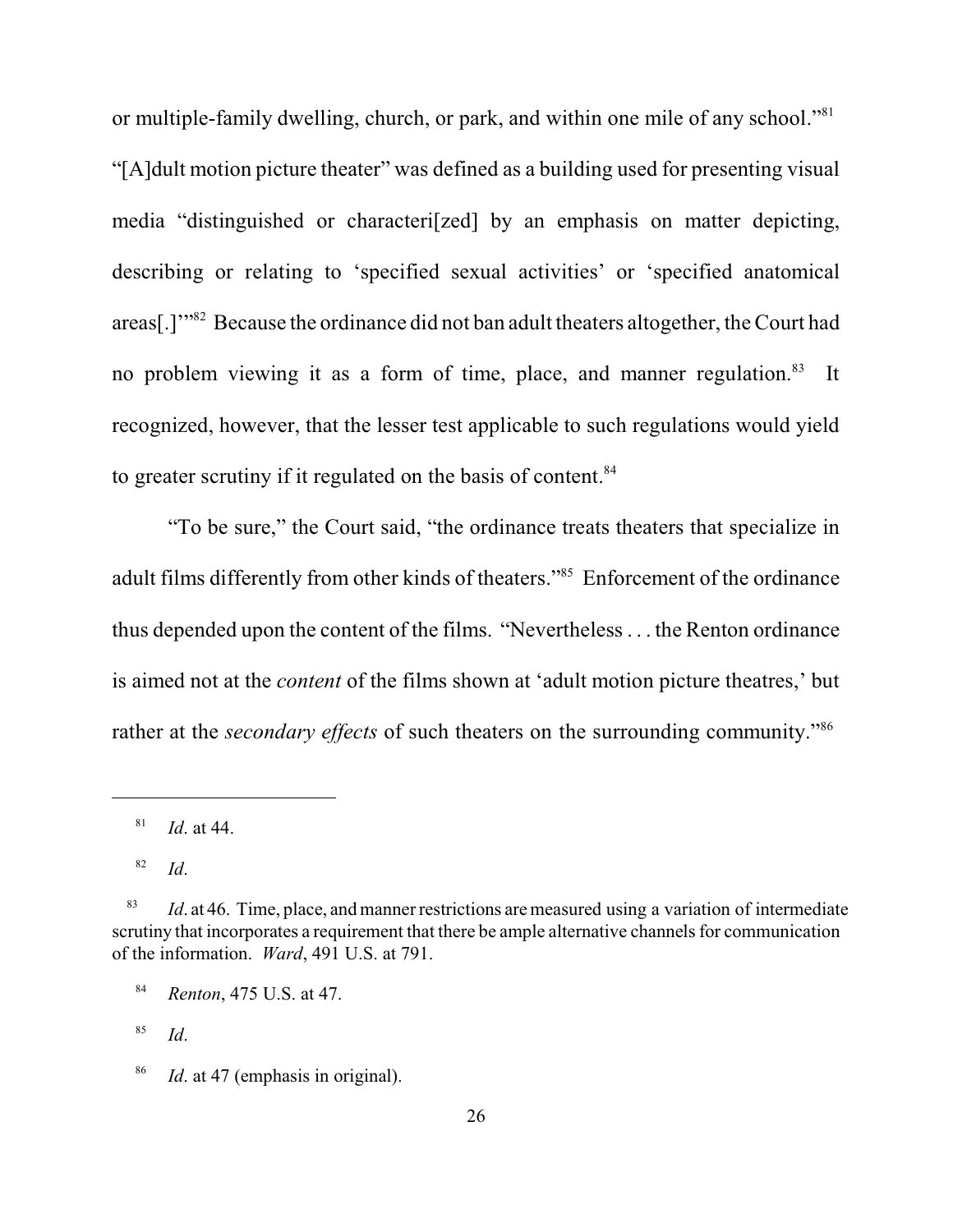or multiple-family dwelling, church, or park, and within one mile of any school."[81] "[A]dult motion picture theater" was defined as a building used for presenting visual media "distinguished or characteri[zed] by an emphasis on matter depicting, describing or relating to 'specified sexual activities' or 'specified anatomical areas[.]'"[82] Because the ordinance did not ban adult theaters altogether, the Court had no problem viewing it as a form of time, place, and manner regulation.[83] It recognized, however, that the lesser test applicable to such regulations would yield to greater scrutiny if it regulated on the basis of content.[84]

"To be sure," the Court said, "the ordinance treats theaters that specialize in adult films differently from other kinds of theaters."[85] Enforcement of the ordinance thus depended upon the content of the films. "Nevertheless . . . the Renton ordinance is aimed not at the *content* of the films shown at 'adult motion picture theatres,' but rather at the *secondary effects* of such theaters on the surrounding community."[86]

---

[81] *Id*. at 44.

[82] *Id*.

[83] *Id*. at 46. Time, place, and manner restrictions are measured using a variation of intermediate scrutiny that incorporates a requirement that there be ample alternative channels for communication of the information. *Ward*, 491 U.S. at 791.

[84] *Renton*, 475 U.S. at 47.

[85] *Id*.

[86] *Id*. at 47 (emphasis in original).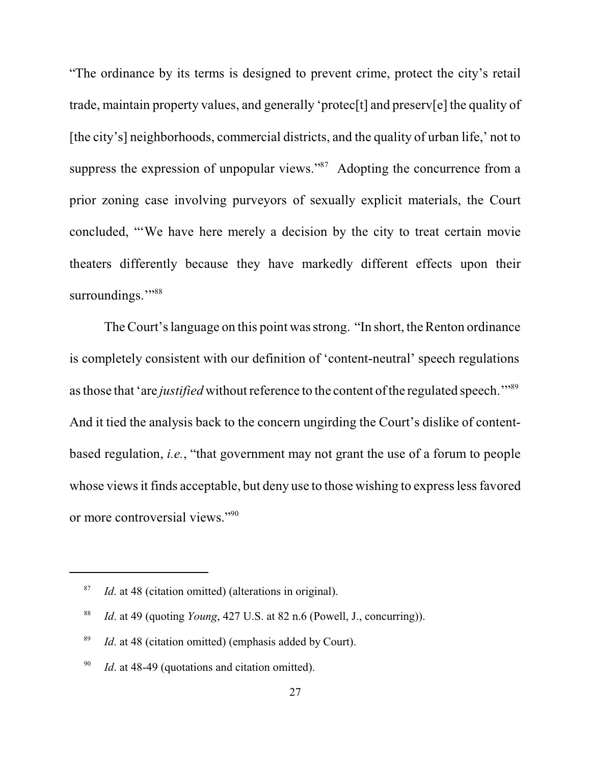"The ordinance by its terms is designed to prevent crime, protect the city's retail trade, maintain property values, and generally 'protec[t] and preserv[e] the quality of [the city's] neighborhoods, commercial districts, and the quality of urban life,' not to suppress the expression of unpopular views."[87] Adopting the concurrence from a prior zoning case involving purveyors of sexually explicit materials, the Court concluded, "'We have here merely a decision by the city to treat certain movie theaters differently because they have markedly different effects upon their surroundings.'"[88]

The Court's language on this point was strong. "In short, the Renton ordinance is completely consistent with our definition of 'content-neutral' speech regulations as those that 'are *justified* without reference to the content of the regulated speech.'"[89] And it tied the analysis back to the concern ungirding the Court's dislike of content-based regulation, *i.e.*, "that government may not grant the use of a forum to people whose views it finds acceptable, but deny use to those wishing to express less favored or more controversial views."[90]

---

[87] *Id*. at 48 (citation omitted) (alterations in original).

[88] *Id*. at 49 (quoting *Young*, 427 U.S. at 82 n.6 (Powell, J., concurring)).

[89] *Id*. at 48 (citation omitted) (emphasis added by Court).

[90] *Id*. at 48-49 (quotations and citation omitted).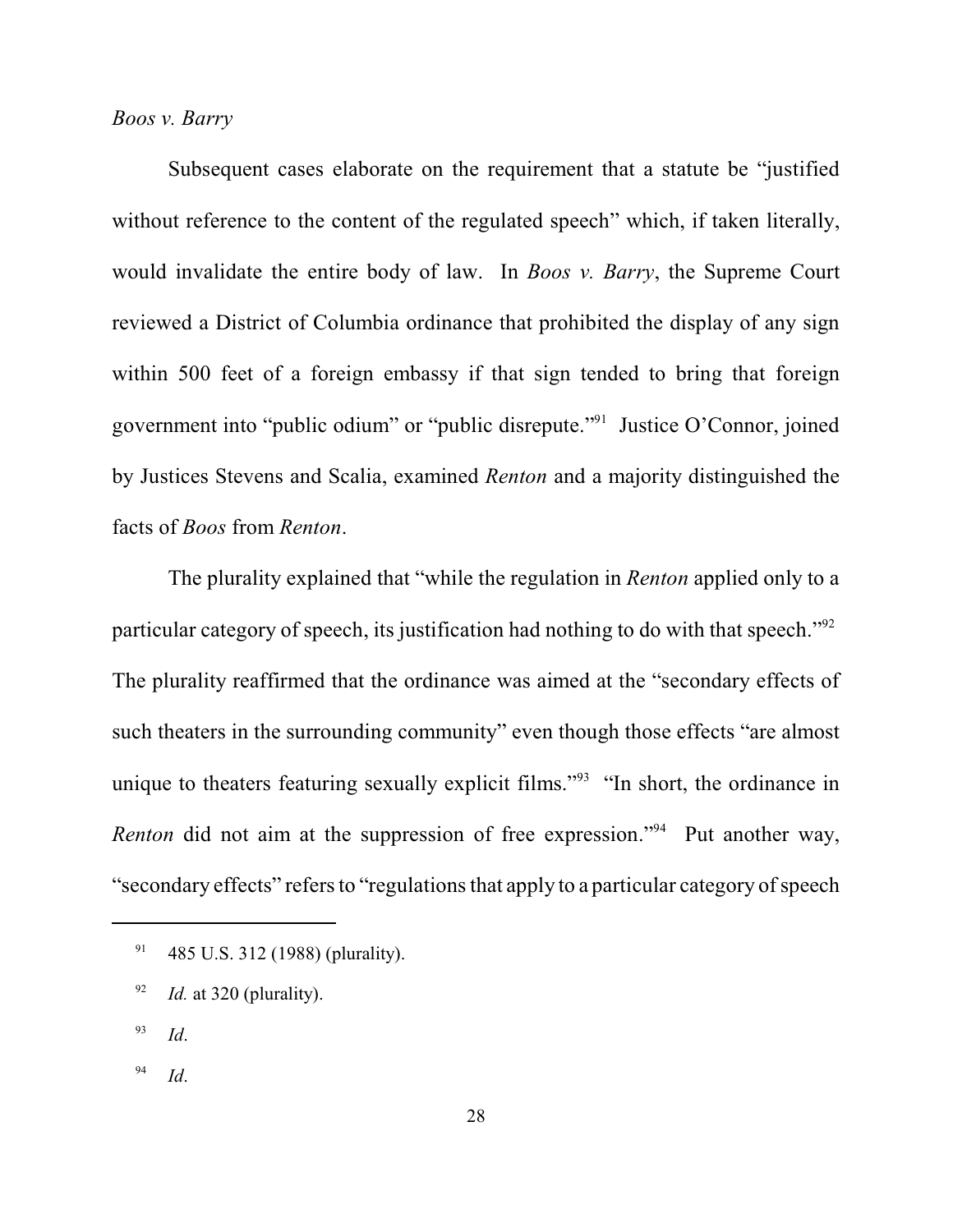*Boos v. Barry*

Subsequent cases elaborate on the requirement that a statute be "justified without reference to the content of the regulated speech" which, if taken literally, would invalidate the entire body of law. In *Boos v. Barry*, the Supreme Court reviewed a District of Columbia ordinance that prohibited the display of any sign within 500 feet of a foreign embassy if that sign tended to bring that foreign government into "public odium" or "public disrepute."[91] Justice O'Connor, joined by Justices Stevens and Scalia, examined *Renton* and a majority distinguished the facts of *Boos* from *Renton*.

The plurality explained that "while the regulation in *Renton* applied only to a particular category of speech, its justification had nothing to do with that speech."[92] The plurality reaffirmed that the ordinance was aimed at the "secondary effects of such theaters in the surrounding community" even though those effects "are almost unique to theaters featuring sexually explicit films."[93] "In short, the ordinance in *Renton* did not aim at the suppression of free expression."[94] Put another way, "secondary effects" refers to "regulations that apply to a particular category of speech

---

[91] 485 U.S. 312 (1988) (plurality).

[92] *Id.* at 320 (plurality).

[93] *Id*.

[94] *Id*.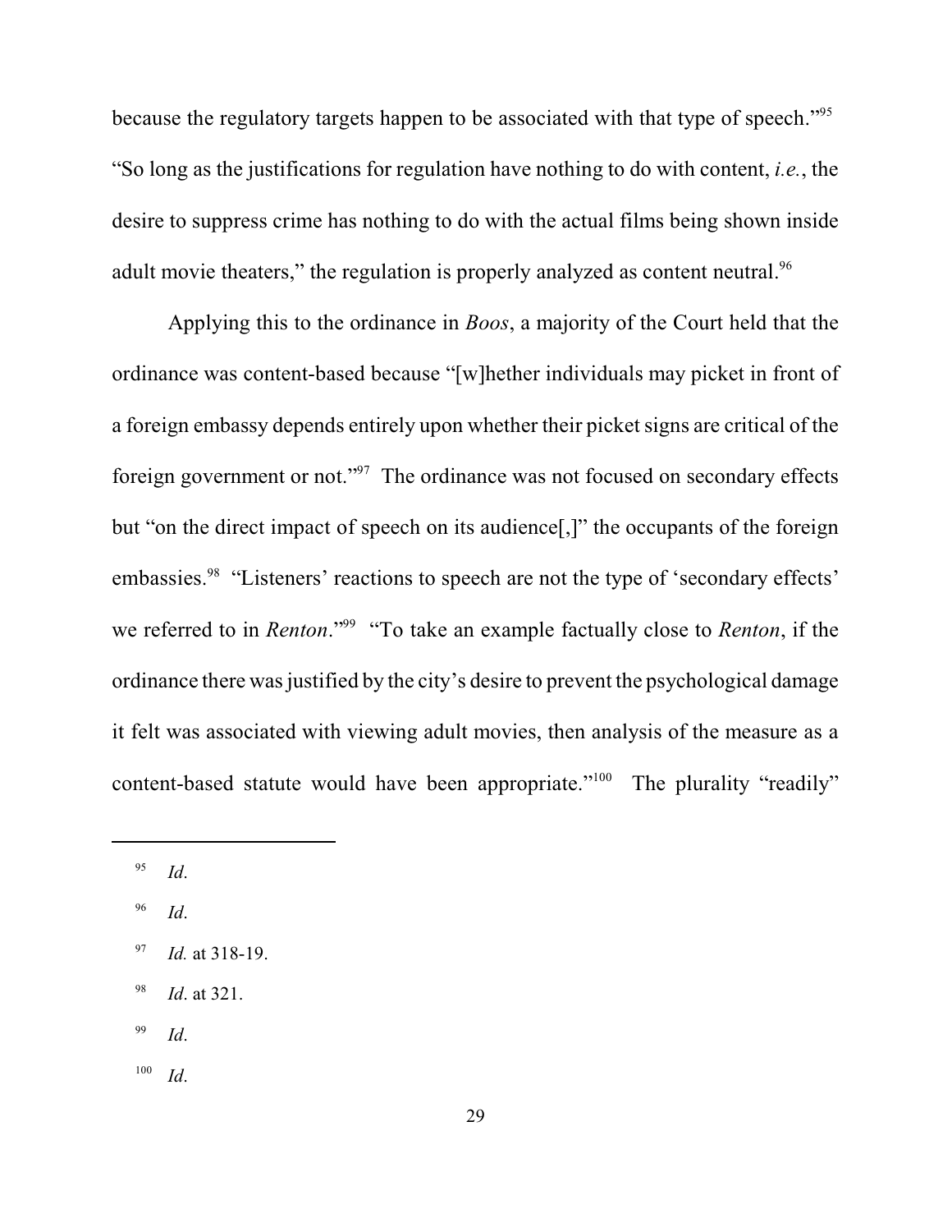because the regulatory targets happen to be associated with that type of speech."[95] "So long as the justifications for regulation have nothing to do with content, *i.e.*, the desire to suppress crime has nothing to do with the actual films being shown inside adult movie theaters," the regulation is properly analyzed as content neutral.[96]

Applying this to the ordinance in *Boos*, a majority of the Court held that the ordinance was content-based because "[w]hether individuals may picket in front of a foreign embassy depends entirely upon whether their picket signs are critical of the foreign government or not."[97] The ordinance was not focused on secondary effects but "on the direct impact of speech on its audience[,]" the occupants of the foreign embassies.[98] "Listeners' reactions to speech are not the type of 'secondary effects' we referred to in *Renton*."[99] "To take an example factually close to *Renton*, if the ordinance there was justified by the city's desire to prevent the psychological damage it felt was associated with viewing adult movies, then analysis of the measure as a content-based statute would have been appropriate."[100] The plurality "readily"

---

[95] *Id*.

[96] *Id*.

[97] *Id.* at 318-19.

[98] *Id*. at 321.

[99] *Id*.

[100] *Id*.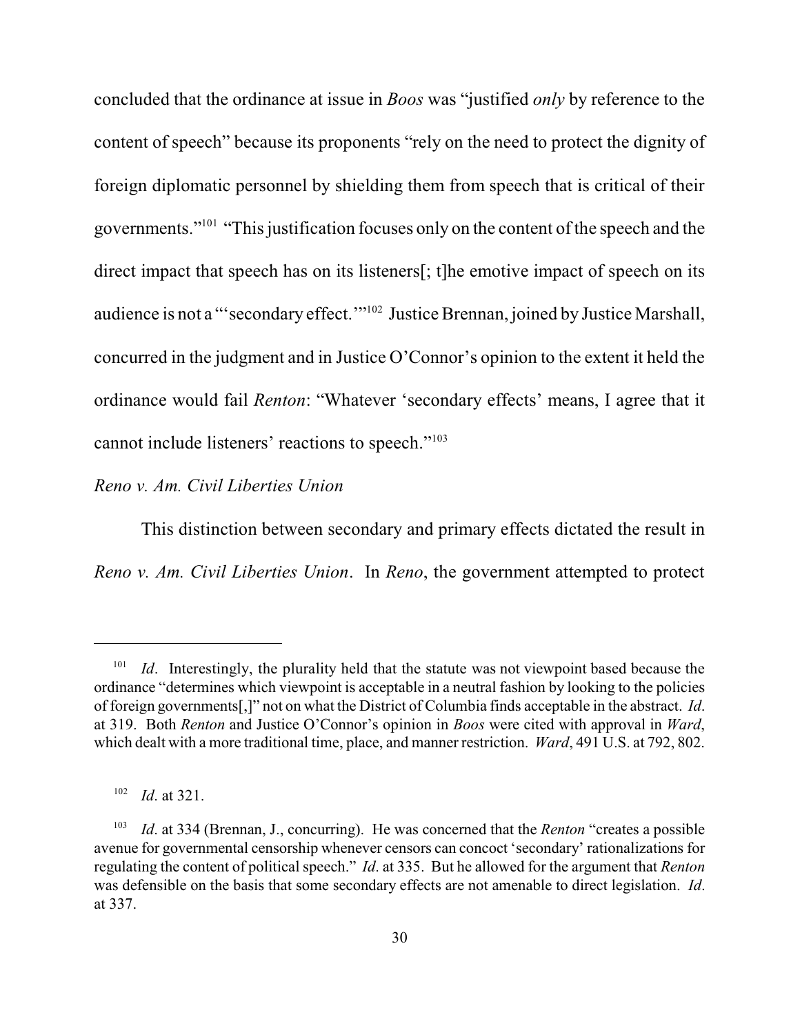concluded that the ordinance at issue in *Boos* was "justified *only* by reference to the content of speech" because its proponents "rely on the need to protect the dignity of foreign diplomatic personnel by shielding them from speech that is critical of their governments."[101] "This justification focuses only on the content of the speech and the direct impact that speech has on its listeners[; t]he emotive impact of speech on its audience is not a "'secondary effect.'"[102] Justice Brennan, joined by Justice Marshall, concurred in the judgment and in Justice O'Connor's opinion to the extent it held the ordinance would fail *Renton*: "Whatever 'secondary effects' means, I agree that it cannot include listeners' reactions to speech."[103]

*Reno v. Am. Civil Liberties Union*

This distinction between secondary and primary effects dictated the result in *Reno v. Am. Civil Liberties Union*. In *Reno*, the government attempted to protect

---

[101] *Id*. Interestingly, the plurality held that the statute was not viewpoint based because the ordinance "determines which viewpoint is acceptable in a neutral fashion by looking to the policies of foreign governments[,]" not on what the District of Columbia finds acceptable in the abstract. *Id*. at 319. Both *Renton* and Justice O'Connor's opinion in *Boos* were cited with approval in *Ward*, which dealt with a more traditional time, place, and manner restriction. *Ward*, 491 U.S. at 792, 802.

[102] *Id*. at 321.

[103] *Id*. at 334 (Brennan, J., concurring). He was concerned that the *Renton* "creates a possible avenue for governmental censorship whenever censors can concoct 'secondary' rationalizations for regulating the content of political speech." *Id*. at 335. But he allowed for the argument that *Renton* was defensible on the basis that some secondary effects are not amenable to direct legislation. *Id*. at 337.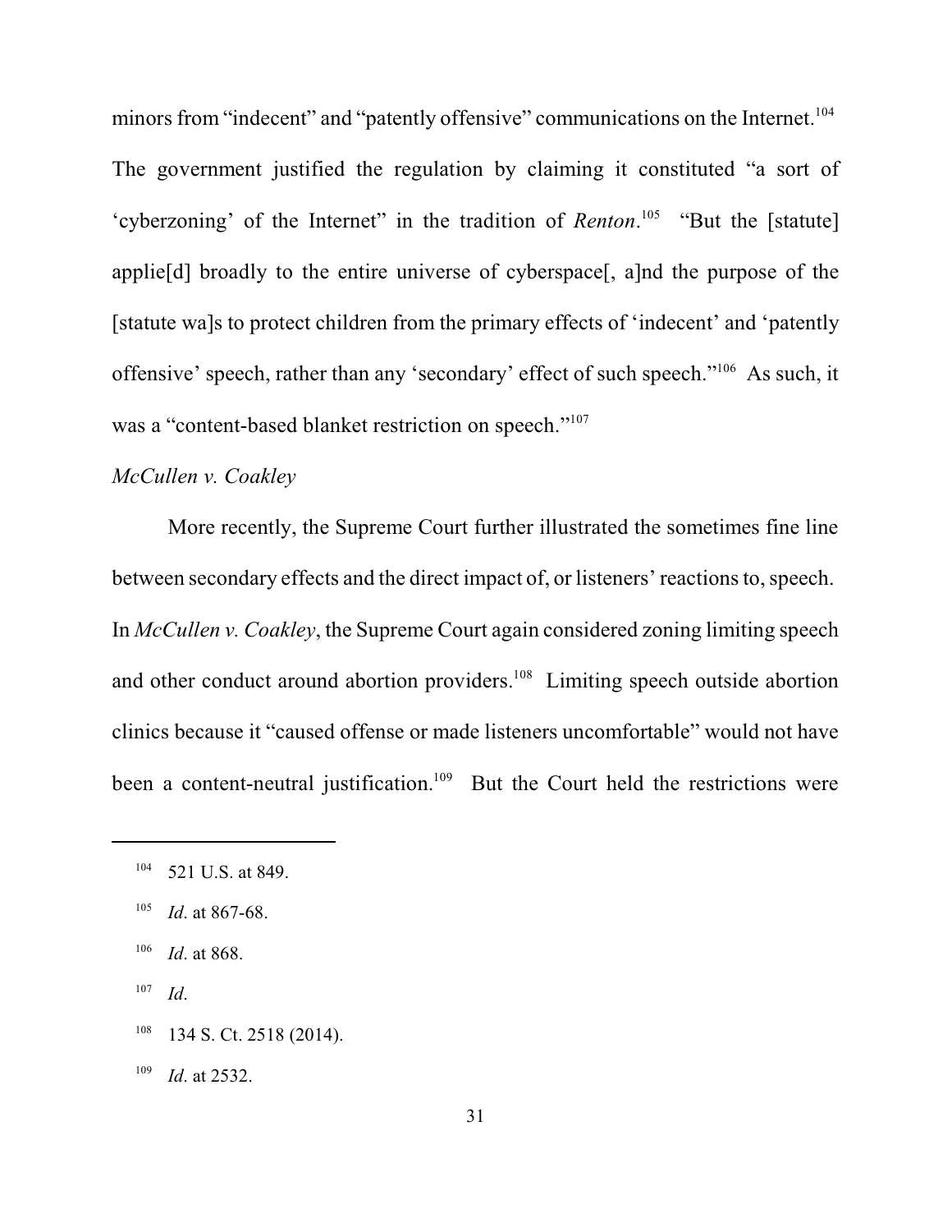minors from "indecent" and "patently offensive" communications on the Internet.[104] The government justified the regulation by claiming it constituted "a sort of 'cyberzoning' of the Internet" in the tradition of *Renton*.[105] "But the [statute] applie[d] broadly to the entire universe of cyberspace[, a]nd the purpose of the [statute wa]s to protect children from the primary effects of 'indecent' and 'patently offensive' speech, rather than any 'secondary' effect of such speech."[106] As such, it was a "content-based blanket restriction on speech."[107]

*McCullen v. Coakley*

More recently, the Supreme Court further illustrated the sometimes fine line between secondary effects and the direct impact of, or listeners' reactions to, speech. In *McCullen v. Coakley*, the Supreme Court again considered zoning limiting speech and other conduct around abortion providers.[108] Limiting speech outside abortion clinics because it "caused offense or made listeners uncomfortable" would not have been a content-neutral justification.[109] But the Court held the restrictions were

---

[104] 521 U.S. at 849.

[105] *Id*. at 867-68.

[106] *Id*. at 868.

[107] *Id*.

[108] 134 S. Ct. 2518 (2014).

[109] *Id*. at 2532.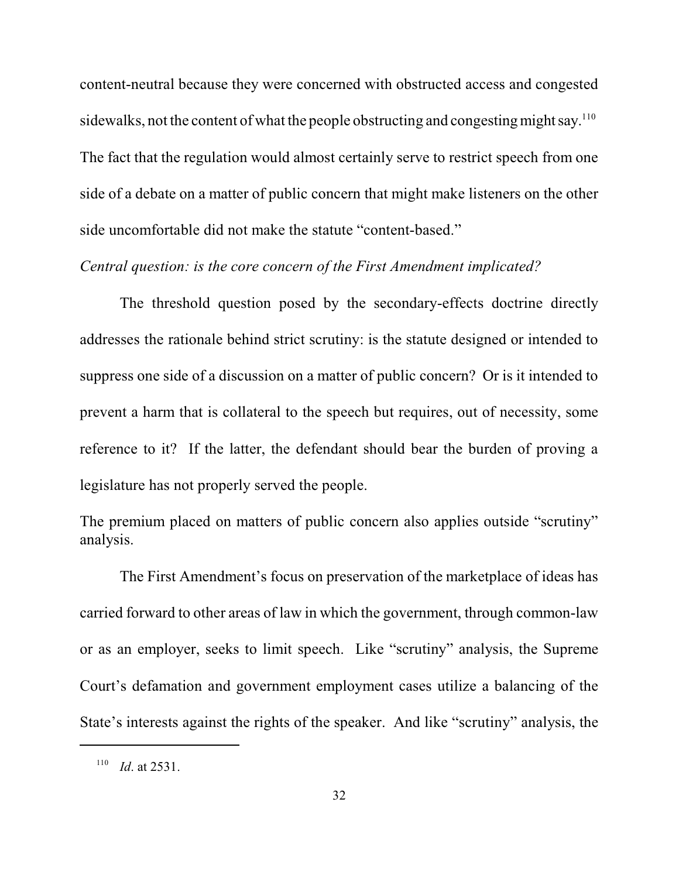content-neutral because they were concerned with obstructed access and congested sidewalks, not the content of what the people obstructing and congesting might say.[110] The fact that the regulation would almost certainly serve to restrict speech from one side of a debate on a matter of public concern that might make listeners on the other side uncomfortable did not make the statute "content-based."

*Central question: is the core concern of the First Amendment implicated?*

The threshold question posed by the secondary-effects doctrine directly addresses the rationale behind strict scrutiny: is the statute designed or intended to suppress one side of a discussion on a matter of public concern? Or is it intended to prevent a harm that is collateral to the speech but requires, out of necessity, some reference to it? If the latter, the defendant should bear the burden of proving a legislature has not properly served the people.

The premium placed on matters of public concern also applies outside "scrutiny" analysis.

The First Amendment's focus on preservation of the marketplace of ideas has carried forward to other areas of law in which the government, through common-law or as an employer, seeks to limit speech. Like "scrutiny" analysis, the Supreme Court's defamation and government employment cases utilize a balancing of the State's interests against the rights of the speaker. And like "scrutiny" analysis, the

---

[110] *Id*. at 2531.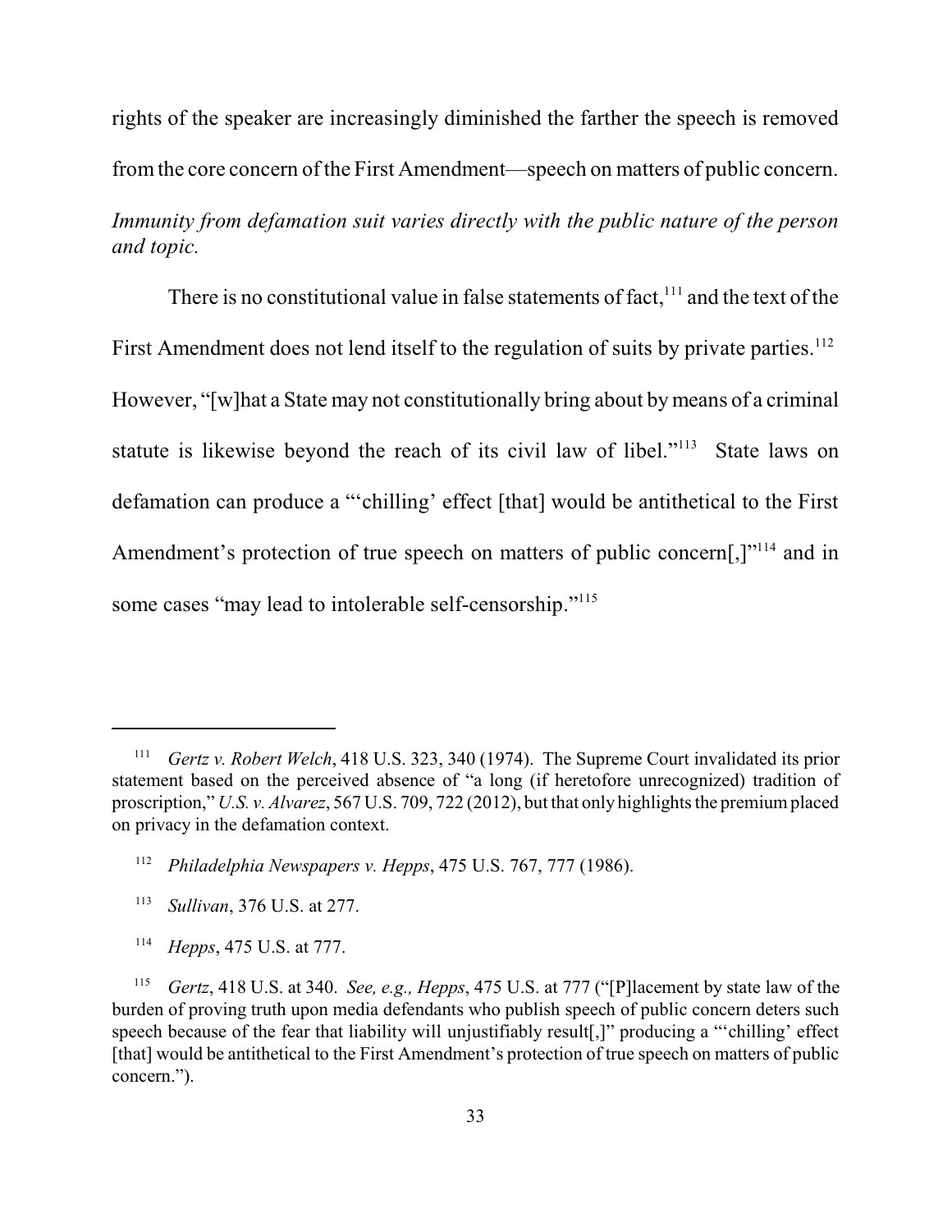rights of the speaker are increasingly diminished the farther the speech is removed from the core concern of the First Amendment—speech on matters of public concern.

*Immunity from defamation suit varies directly with the public nature of the person and topic.*

There is no constitutional value in false statements of fact,[111] and the text of the First Amendment does not lend itself to the regulation of suits by private parties.[112] However, "[w]hat a State may not constitutionally bring about by means of a criminal statute is likewise beyond the reach of its civil law of libel."[113] State laws on defamation can produce a "'chilling' effect [that] would be antithetical to the First Amendment's protection of true speech on matters of public concern[,]"[114] and in some cases "may lead to intolerable self-censorship."[115]

---

[111] *Gertz v. Robert Welch*, 418 U.S. 323, 340 (1974). The Supreme Court invalidated its prior statement based on the perceived absence of "a long (if heretofore unrecognized) tradition of proscription," *U.S. v. Alvarez*, 567 U.S. 709, 722 (2012), but that only highlights the premium placed on privacy in the defamation context.

[112] *Philadelphia Newspapers v. Hepps*, 475 U.S. 767, 777 (1986).

[113] *Sullivan*, 376 U.S. at 277.

[114] *Hepps*, 475 U.S. at 777.

[115] *Gertz*, 418 U.S. at 340. *See, e.g., Hepps*, 475 U.S. at 777 ("[P]lacement by state law of the burden of proving truth upon media defendants who publish speech of public concern deters such speech because of the fear that liability will unjustifiably result[,]" producing a "'chilling' effect [that] would be antithetical to the First Amendment's protection of true speech on matters of public concern.").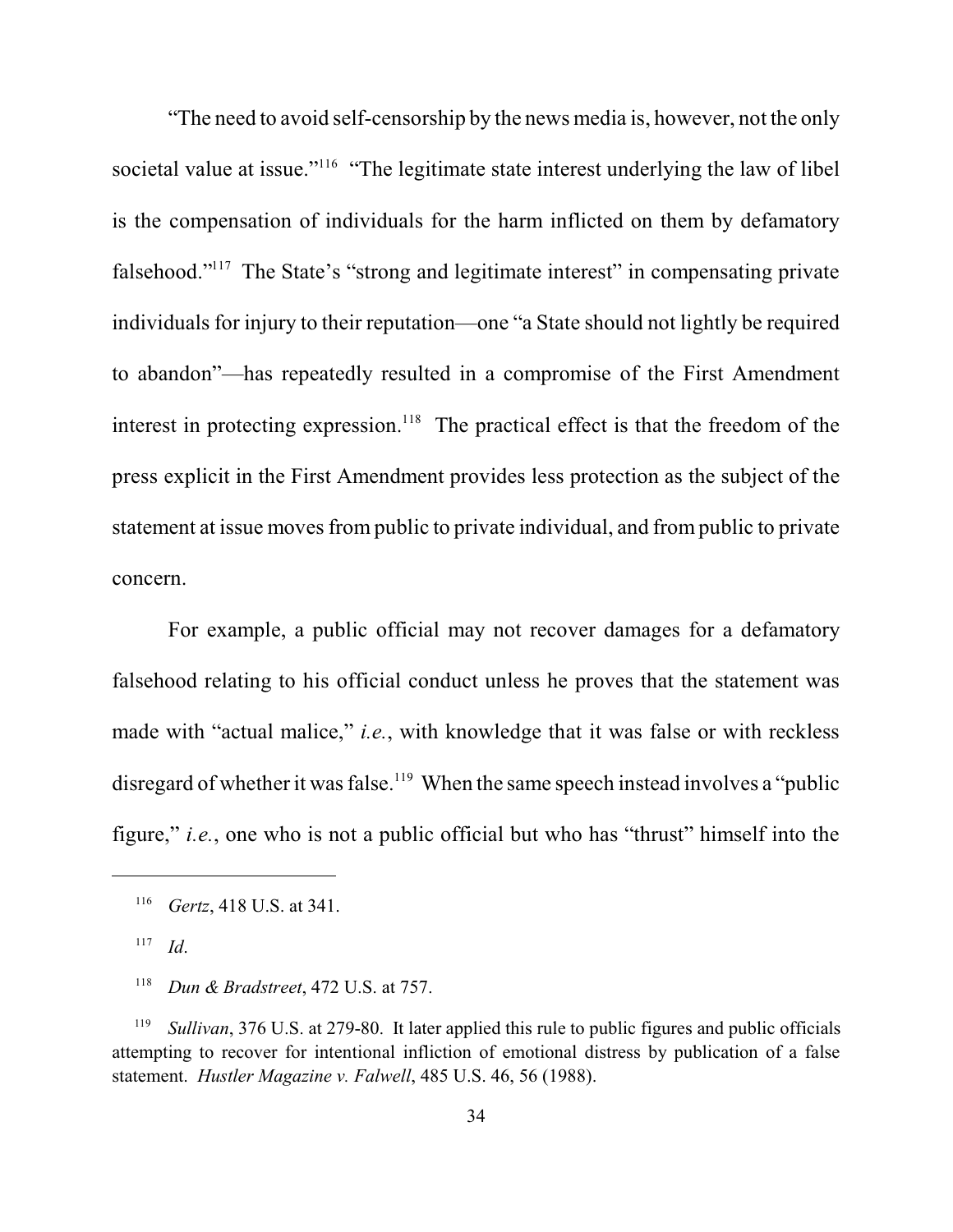"The need to avoid self-censorship by the news media is, however, not the only societal value at issue."[116] "The legitimate state interest underlying the law of libel is the compensation of individuals for the harm inflicted on them by defamatory falsehood."[117] The State's "strong and legitimate interest" in compensating private individuals for injury to their reputation—one "a State should not lightly be required to abandon"—has repeatedly resulted in a compromise of the First Amendment interest in protecting expression.[118] The practical effect is that the freedom of the press explicit in the First Amendment provides less protection as the subject of the statement at issue moves from public to private individual, and from public to private concern.

For example, a public official may not recover damages for a defamatory falsehood relating to his official conduct unless he proves that the statement was made with "actual malice," *i.e.*, with knowledge that it was false or with reckless disregard of whether it was false.[119] When the same speech instead involves a "public figure," *i.e.*, one who is not a public official but who has "thrust" himself into the

---

[116] *Gertz*, 418 U.S. at 341.

[117] *Id*.

[118] *Dun & Bradstreet*, 472 U.S. at 757.

[119] *Sullivan*, 376 U.S. at 279-80. It later applied this rule to public figures and public officials attempting to recover for intentional infliction of emotional distress by publication of a false statement. *Hustler Magazine v. Falwell*, 485 U.S. 46, 56 (1988).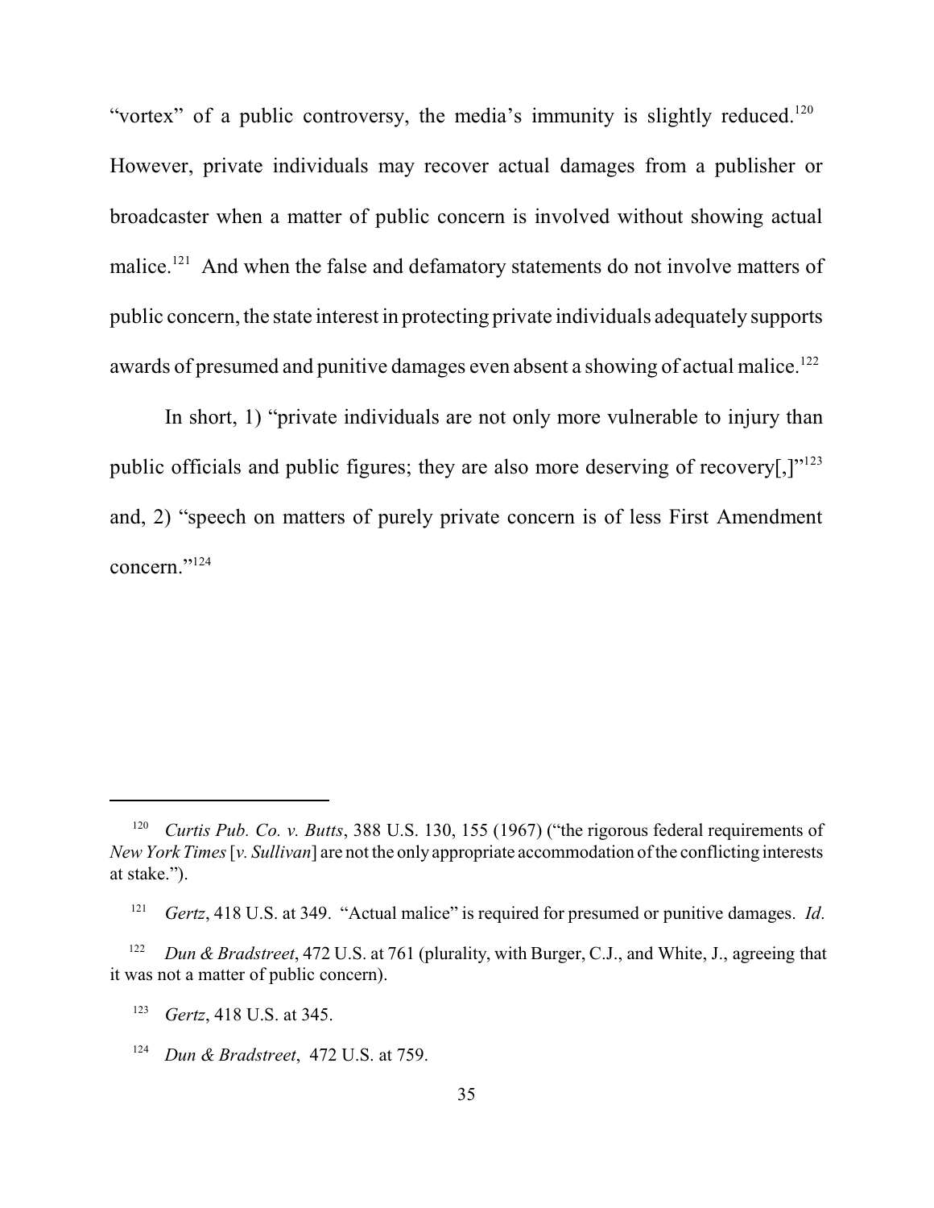"vortex" of a public controversy, the media's immunity is slightly reduced.[120] However, private individuals may recover actual damages from a publisher or broadcaster when a matter of public concern is involved without showing actual malice.[121] And when the false and defamatory statements do not involve matters of public concern, the state interest in protecting private individuals adequately supports awards of presumed and punitive damages even absent a showing of actual malice.[122]

In short, 1) "private individuals are not only more vulnerable to injury than public officials and public figures; they are also more deserving of recovery[,]"[123] and, 2) "speech on matters of purely private concern is of less First Amendment concern."[124]

---

[120] *Curtis Pub. Co. v. Butts*, 388 U.S. 130, 155 (1967) ("the rigorous federal requirements of *New York Times* [*v. Sullivan*] are not the only appropriate accommodation of the conflicting interests at stake.").

[121] *Gertz*, 418 U.S. at 349. "Actual malice" is required for presumed or punitive damages. *Id*.

[122] *Dun & Bradstreet*, 472 U.S. at 761 (plurality, with Burger, C.J., and White, J., agreeing that it was not a matter of public concern).

[123] *Gertz*, 418 U.S. at 345.

[124] *Dun & Bradstreet*, 472 U.S. at 759.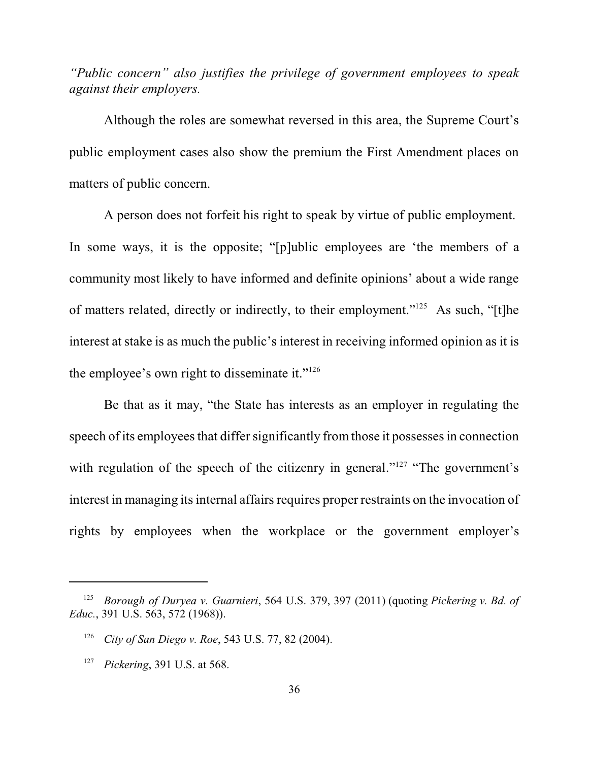*"Public concern" also justifies the privilege of government employees to speak against their employers.*

Although the roles are somewhat reversed in this area, the Supreme Court's public employment cases also show the premium the First Amendment places on matters of public concern.

A person does not forfeit his right to speak by virtue of public employment. In some ways, it is the opposite; "[p]ublic employees are 'the members of a community most likely to have informed and definite opinions' about a wide range of matters related, directly or indirectly, to their employment."[125] As such, "[t]he interest at stake is as much the public's interest in receiving informed opinion as it is the employee's own right to disseminate it."[126]

Be that as it may, "the State has interests as an employer in regulating the speech of its employees that differ significantly from those it possesses in connection with regulation of the speech of the citizenry in general."[127] "The government's interest in managing its internal affairs requires proper restraints on the invocation of rights by employees when the workplace or the government employer's

---

[125] *Borough of Duryea v. Guarnieri*, 564 U.S. 379, 397 (2011) (quoting *Pickering v. Bd. of Educ.*, 391 U.S. 563, 572 (1968)).

[126] *City of San Diego v. Roe*, 543 U.S. 77, 82 (2004).

[127] *Pickering*, 391 U.S. at 568.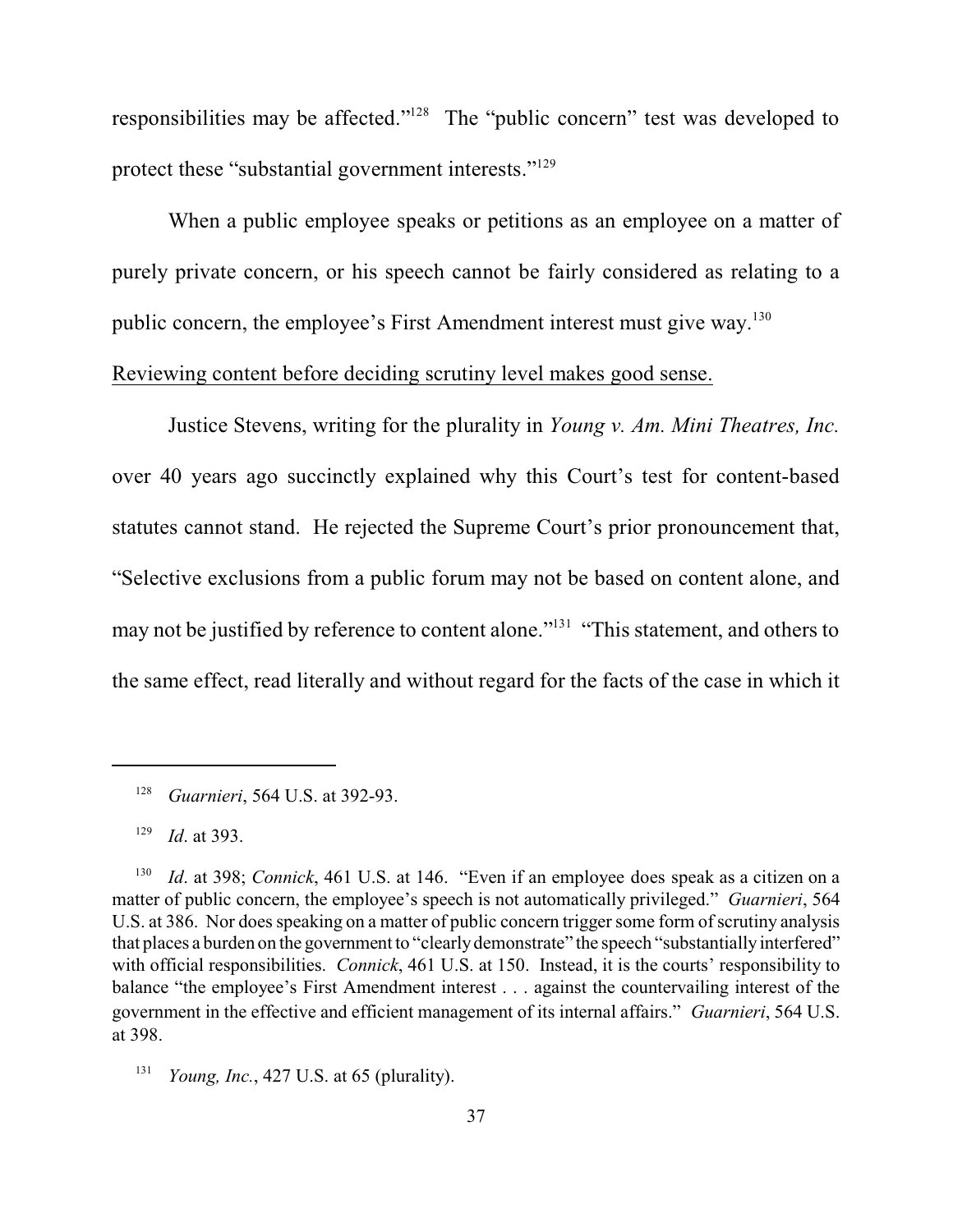responsibilities may be affected."[128] The "public concern" test was developed to protect these "substantial government interests."[129]

When a public employee speaks or petitions as an employee on a matter of purely private concern, or his speech cannot be fairly considered as relating to a public concern, the employee's First Amendment interest must give way.[130]

Reviewing content before deciding scrutiny level makes good sense.

Justice Stevens, writing for the plurality in *Young v. Am. Mini Theatres, Inc.* over 40 years ago succinctly explained why this Court's test for content-based statutes cannot stand. He rejected the Supreme Court's prior pronouncement that, "Selective exclusions from a public forum may not be based on content alone, and may not be justified by reference to content alone."[131] "This statement, and others to the same effect, read literally and without regard for the facts of the case in which it

---

[128] *Guarnieri*, 564 U.S. at 392-93.

[129] *Id*. at 393.

[130] *Id*. at 398; *Connick*, 461 U.S. at 146. "Even if an employee does speak as a citizen on a matter of public concern, the employee's speech is not automatically privileged." *Guarnieri*, 564 U.S. at 386. Nor does speaking on a matter of public concern trigger some form of scrutiny analysis that places a burden on the government to "clearly demonstrate" the speech "substantially interfered" with official responsibilities. *Connick*, 461 U.S. at 150. Instead, it is the courts' responsibility to balance "the employee's First Amendment interest . . . against the countervailing interest of the government in the effective and efficient management of its internal affairs." *Guarnieri*, 564 U.S. at 398.

[131] *Young, Inc.*, 427 U.S. at 65 (plurality).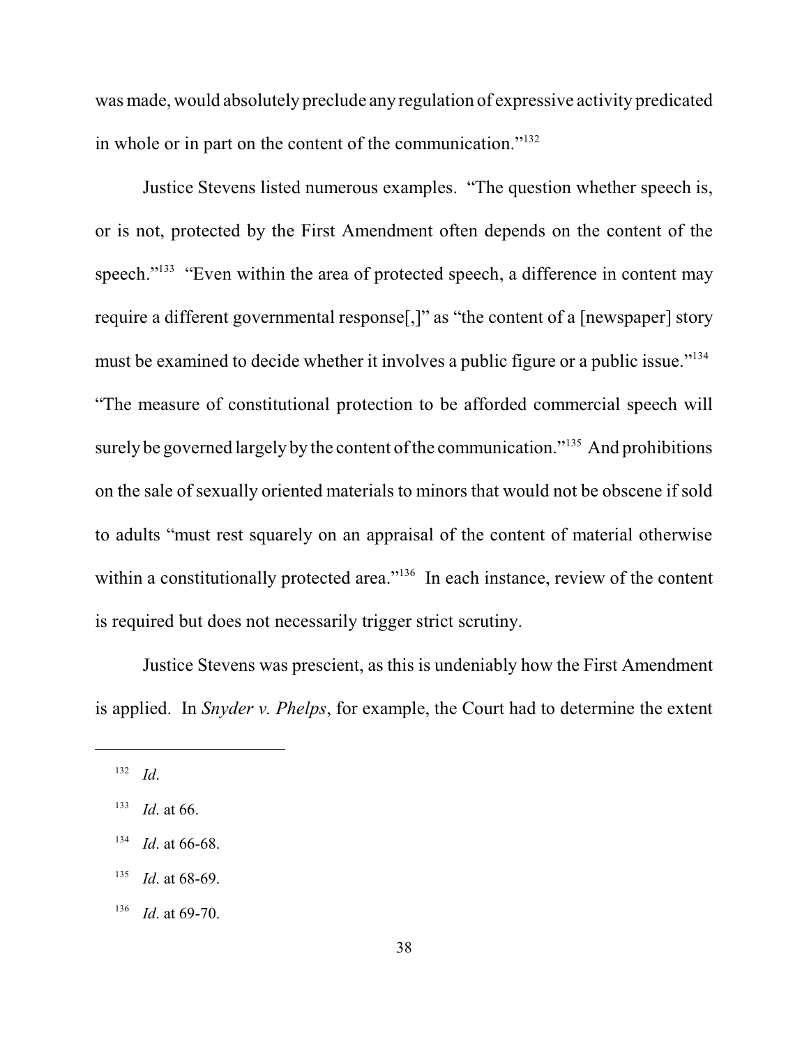was made, would absolutely preclude any regulation of expressive activity predicated in whole or in part on the content of the communication."[132]

Justice Stevens listed numerous examples. "The question whether speech is, or is not, protected by the First Amendment often depends on the content of the speech."[133] "Even within the area of protected speech, a difference in content may require a different governmental response[,]" as "the content of a [newspaper] story must be examined to decide whether it involves a public figure or a public issue."[134] "The measure of constitutional protection to be afforded commercial speech will surely be governed largely by the content of the communication."[135] And prohibitions on the sale of sexually oriented materials to minors that would not be obscene if sold to adults "must rest squarely on an appraisal of the content of material otherwise within a constitutionally protected area."[136] In each instance, review of the content is required but does not necessarily trigger strict scrutiny.

Justice Stevens was prescient, as this is undeniably how the First Amendment is applied. In *Snyder v. Phelps*, for example, the Court had to determine the extent

---

[132] *Id*.

[133] *Id*. at 66.

[134] *Id*. at 66-68.

[135] *Id*. at 68-69.

[136] *Id*. at 69-70.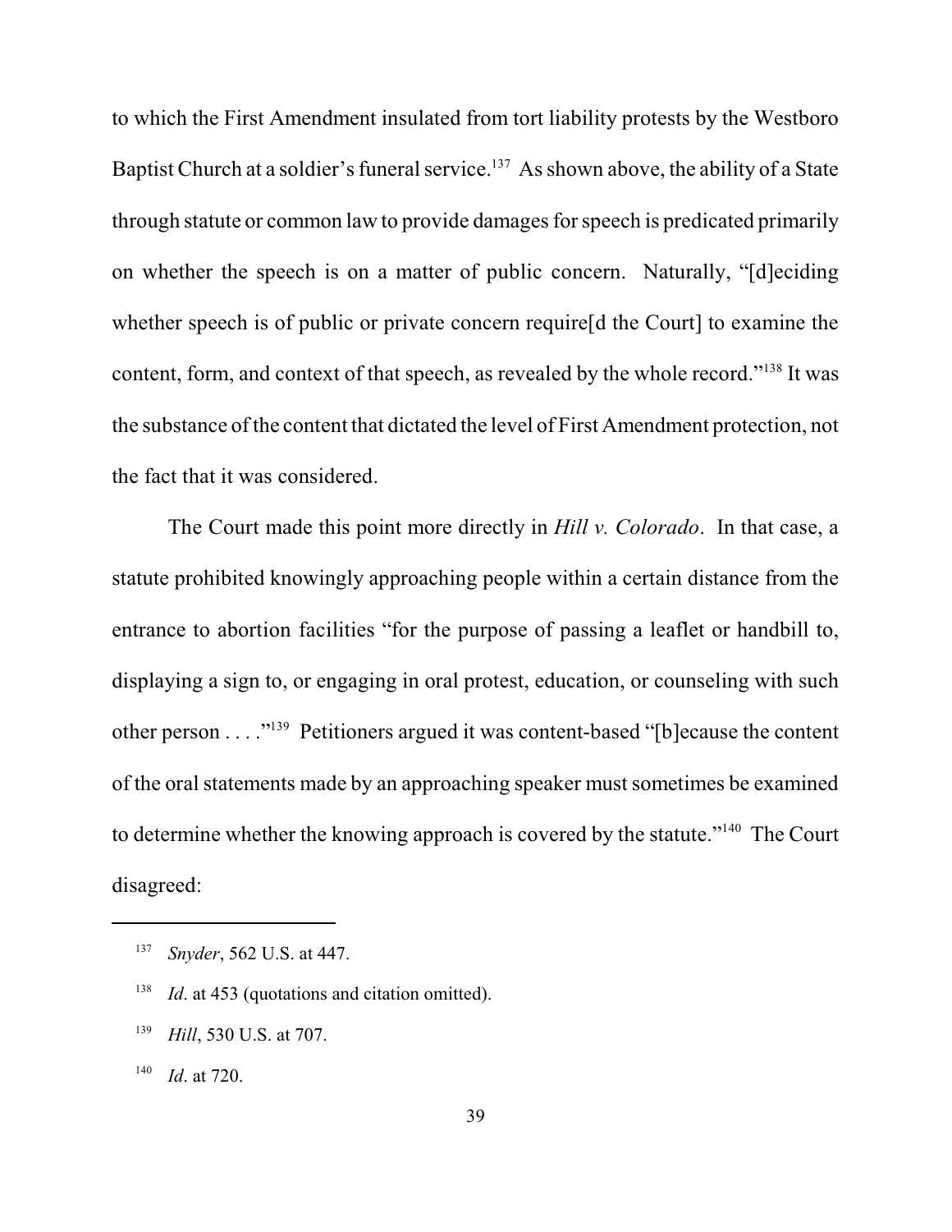to which the First Amendment insulated from tort liability protests by the Westboro Baptist Church at a soldier's funeral service.[137] As shown above, the ability of a State through statute or common law to provide damages for speech is predicated primarily on whether the speech is on a matter of public concern. Naturally, "[d]eciding whether speech is of public or private concern require[d the Court] to examine the content, form, and context of that speech, as revealed by the whole record."[138] It was the substance of the content that dictated the level of First Amendment protection, not the fact that it was considered.

The Court made this point more directly in *Hill v. Colorado*. In that case, a statute prohibited knowingly approaching people within a certain distance from the entrance to abortion facilities "for the purpose of passing a leaflet or handbill to, displaying a sign to, or engaging in oral protest, education, or counseling with such other person . . . ."[139] Petitioners argued it was content-based "[b]ecause the content of the oral statements made by an approaching speaker must sometimes be examined to determine whether the knowing approach is covered by the statute."[140] The Court disagreed:

---

[137] *Snyder*, 562 U.S. at 447.

[138] *Id*. at 453 (quotations and citation omitted).

[139] *Hill*, 530 U.S. at 707.

[140] *Id*. at 720.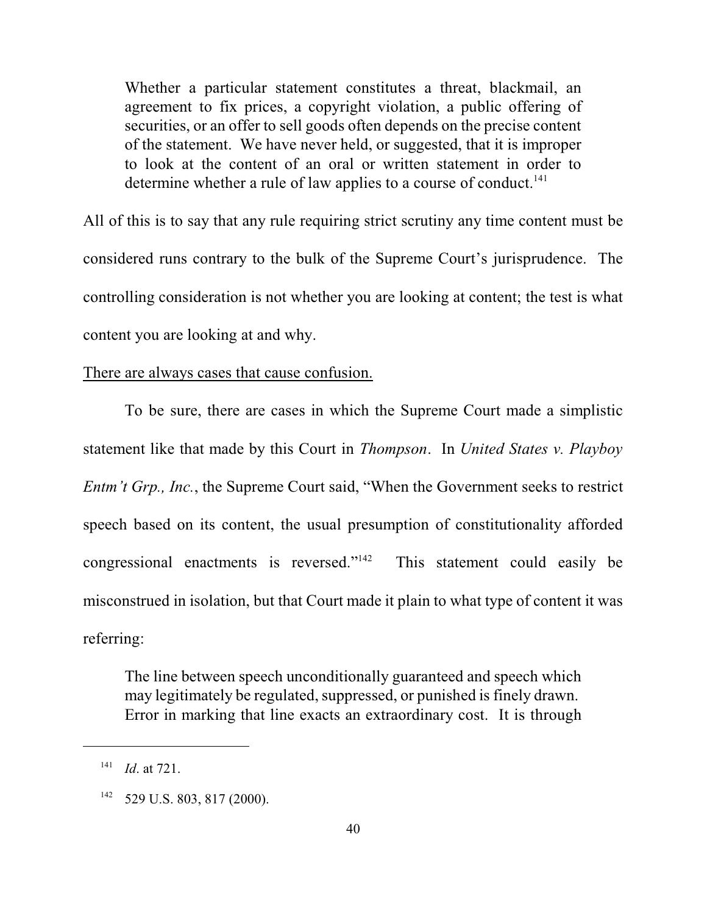> Whether a particular statement constitutes a threat, blackmail, an agreement to fix prices, a copyright violation, a public offering of securities, or an offer to sell goods often depends on the precise content of the statement. We have never held, or suggested, that it is improper to look at the content of an oral or written statement in order to determine whether a rule of law applies to a course of conduct.[141]

All of this is to say that any rule requiring strict scrutiny any time content must be considered runs contrary to the bulk of the Supreme Court's jurisprudence. The controlling consideration is not whether you are looking at content; the test is what content you are looking at and why.

<u>There are always cases that cause confusion.</u>

To be sure, there are cases in which the Supreme Court made a simplistic statement like that made by this Court in *Thompson*. In *United States v. Playboy Entm't Grp., Inc.*, the Supreme Court said, "When the Government seeks to restrict speech based on its content, the usual presumption of constitutionality afforded congressional enactments is reversed."[142] This statement could easily be misconstrued in isolation, but that Court made it plain to what type of content it was referring:

> The line between speech unconditionally guaranteed and speech which may legitimately be regulated, suppressed, or punished is finely drawn. Error in marking that line exacts an extraordinary cost. It is through

---

[141] *Id*. at 721.

[142] 529 U.S. 803, 817 (2000).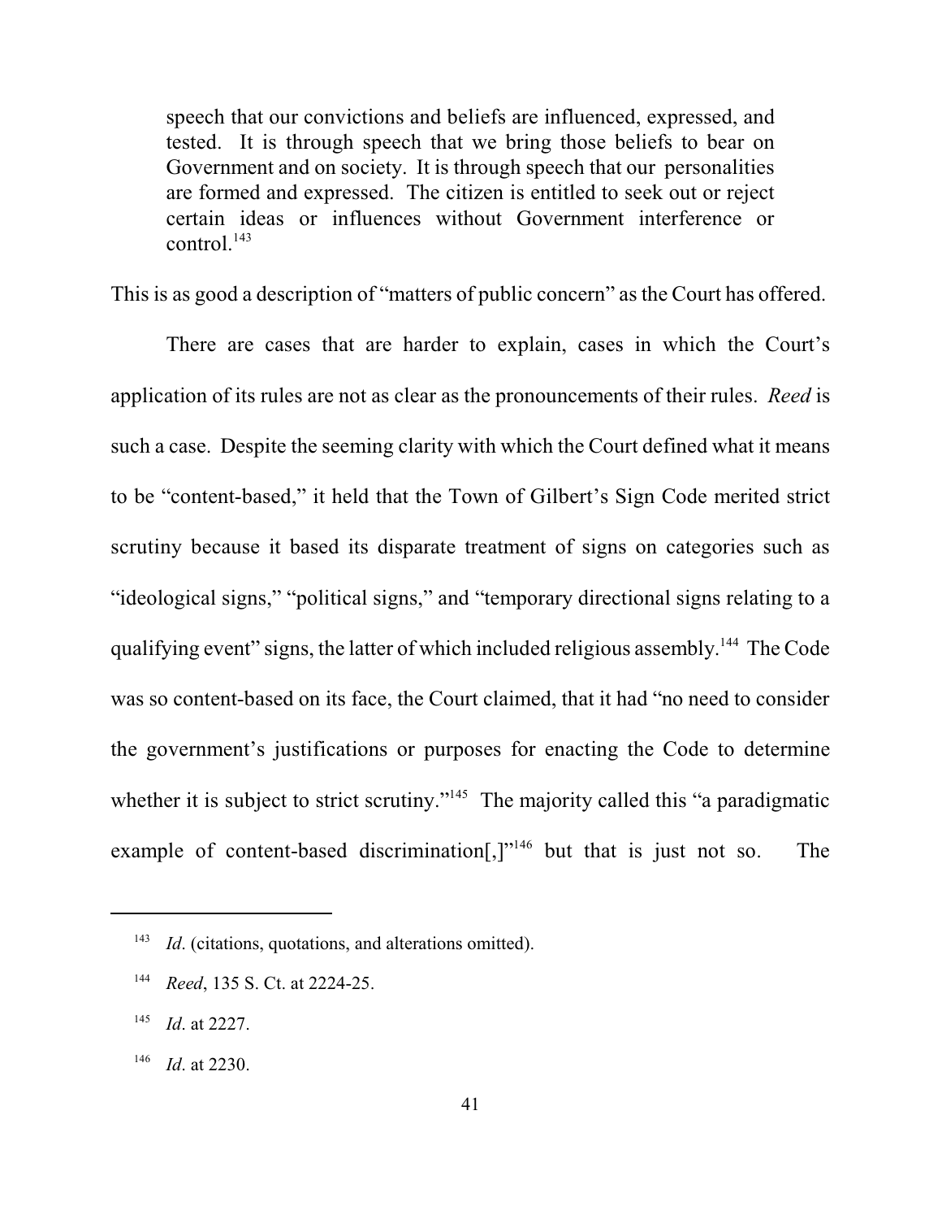> speech that our convictions and beliefs are influenced, expressed, and tested. It is through speech that we bring those beliefs to bear on Government and on society. It is through speech that our personalities are formed and expressed. The citizen is entitled to seek out or reject certain ideas or influences without Government interference or control.[143]

This is as good a description of "matters of public concern" as the Court has offered.

There are cases that are harder to explain, cases in which the Court's application of its rules are not as clear as the pronouncements of their rules. *Reed* is such a case. Despite the seeming clarity with which the Court defined what it means to be "content-based," it held that the Town of Gilbert's Sign Code merited strict scrutiny because it based its disparate treatment of signs on categories such as "ideological signs," "political signs," and "temporary directional signs relating to a qualifying event" signs, the latter of which included religious assembly.[144] The Code was so content-based on its face, the Court claimed, that it had "no need to consider the government's justifications or purposes for enacting the Code to determine whether it is subject to strict scrutiny."[145] The majority called this "a paradigmatic example of content-based discrimination[,]"[146] but that is just not so. The

---

[143] *Id*. (citations, quotations, and alterations omitted).

[144] *Reed*, 135 S. Ct. at 2224-25.

[145] *Id*. at 2227.

[146] *Id*. at 2230.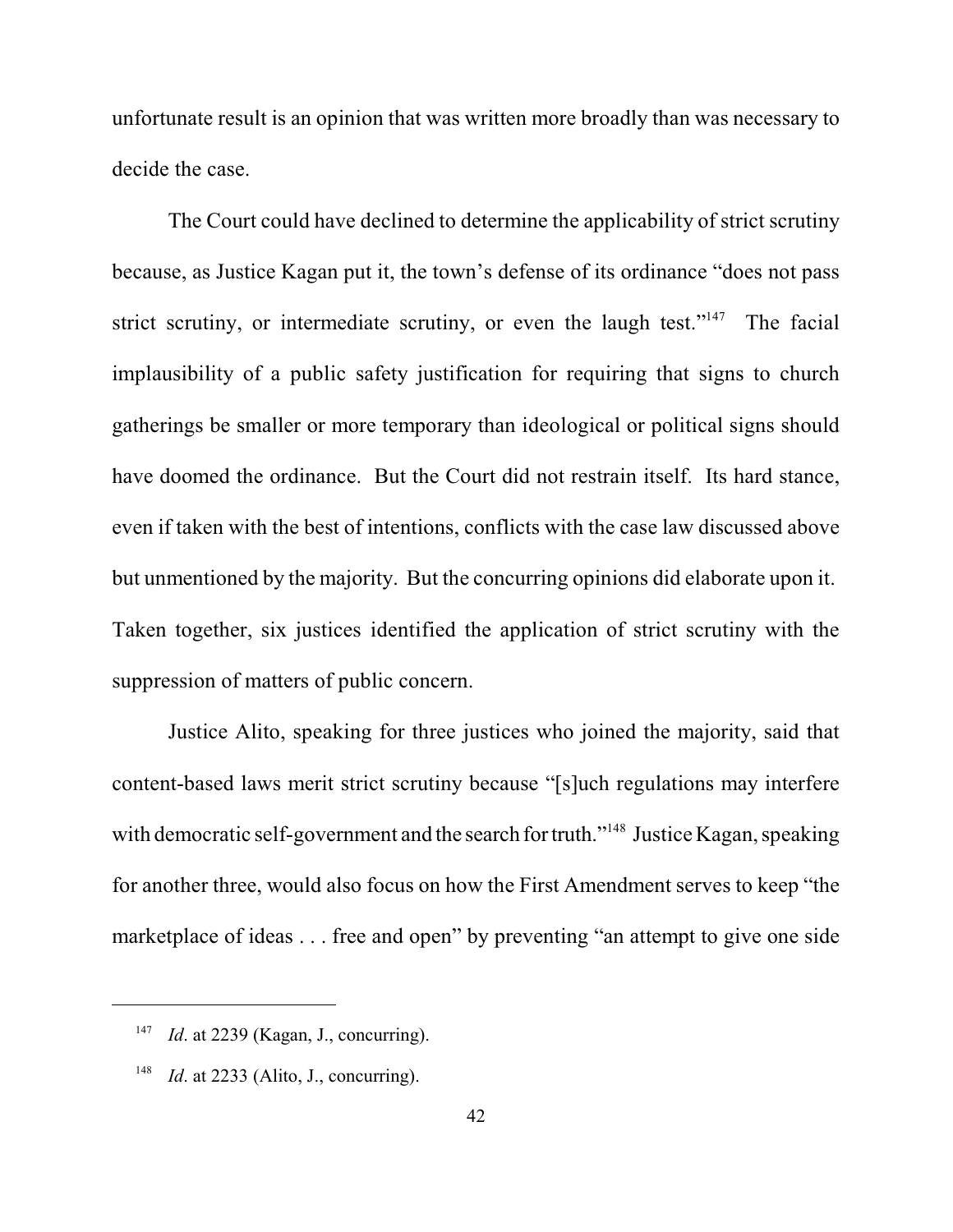unfortunate result is an opinion that was written more broadly than was necessary to decide the case.

The Court could have declined to determine the applicability of strict scrutiny because, as Justice Kagan put it, the town's defense of its ordinance "does not pass strict scrutiny, or intermediate scrutiny, or even the laugh test."[147] The facial implausibility of a public safety justification for requiring that signs to church gatherings be smaller or more temporary than ideological or political signs should have doomed the ordinance. But the Court did not restrain itself. Its hard stance, even if taken with the best of intentions, conflicts with the case law discussed above but unmentioned by the majority. But the concurring opinions did elaborate upon it. Taken together, six justices identified the application of strict scrutiny with the suppression of matters of public concern.

Justice Alito, speaking for three justices who joined the majority, said that content-based laws merit strict scrutiny because "[s]uch regulations may interfere with democratic self-government and the search for truth."[148] Justice Kagan, speaking for another three, would also focus on how the First Amendment serves to keep "the marketplace of ideas . . . free and open" by preventing "an attempt to give one side

---

[147] *Id*. at 2239 (Kagan, J., concurring).

[148] *Id*. at 2233 (Alito, J., concurring).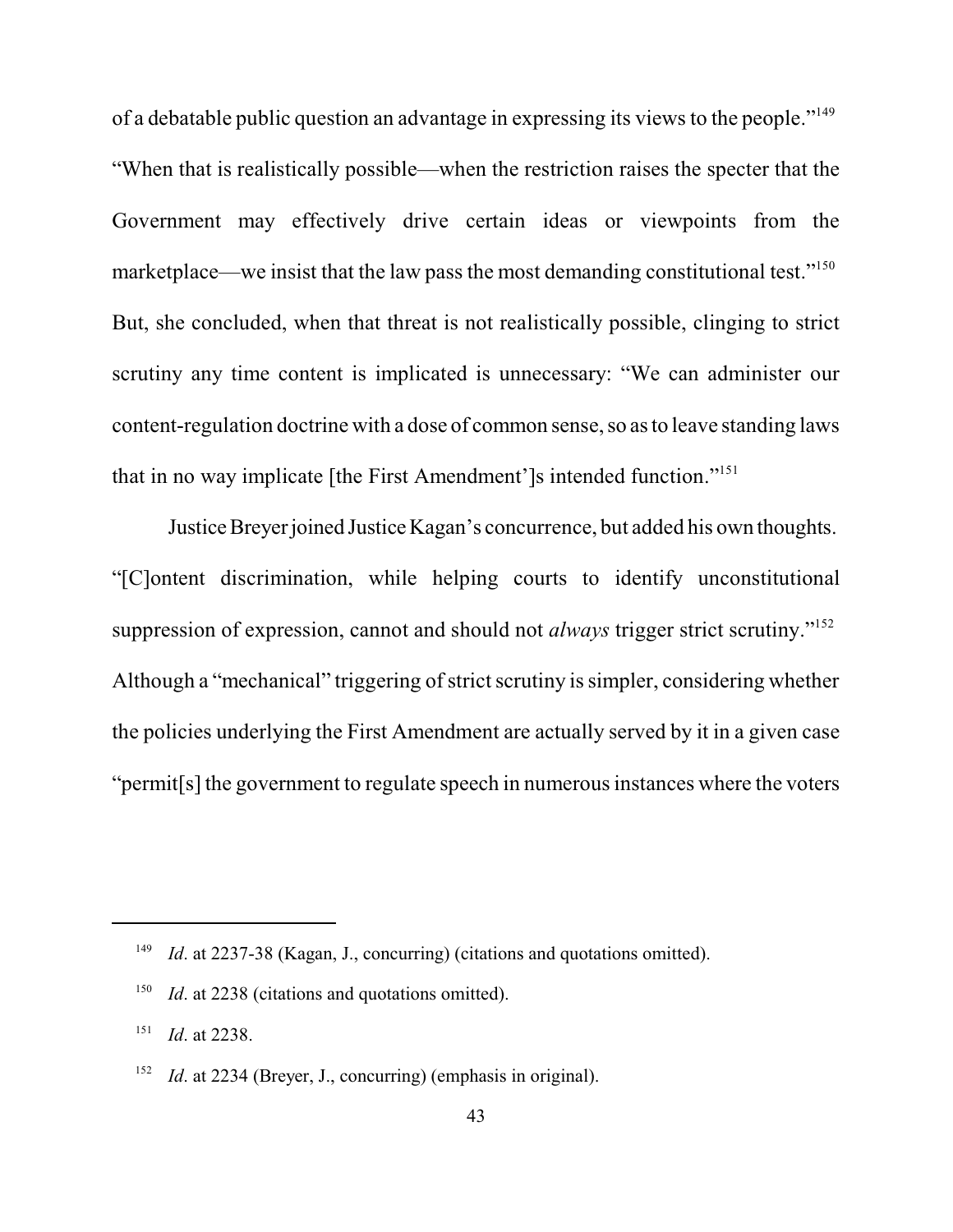of a debatable public question an advantage in expressing its views to the people."[149] "When that is realistically possible—when the restriction raises the specter that the Government may effectively drive certain ideas or viewpoints from the marketplace—we insist that the law pass the most demanding constitutional test."[150] But, she concluded, when that threat is not realistically possible, clinging to strict scrutiny any time content is implicated is unnecessary: "We can administer our content-regulation doctrine with a dose of common sense, so as to leave standing laws that in no way implicate [the First Amendment']s intended function."[151]

Justice Breyer joined Justice Kagan's concurrence, but added his own thoughts. "[C]ontent discrimination, while helping courts to identify unconstitutional suppression of expression, cannot and should not *always* trigger strict scrutiny."[152] Although a "mechanical" triggering of strict scrutiny is simpler, considering whether the policies underlying the First Amendment are actually served by it in a given case "permit[s] the government to regulate speech in numerous instances where the voters

---

[149] *Id*. at 2237-38 (Kagan, J., concurring) (citations and quotations omitted).

[150] *Id*. at 2238 (citations and quotations omitted).

[151] *Id*. at 2238.

[152] *Id*. at 2234 (Breyer, J., concurring) (emphasis in original).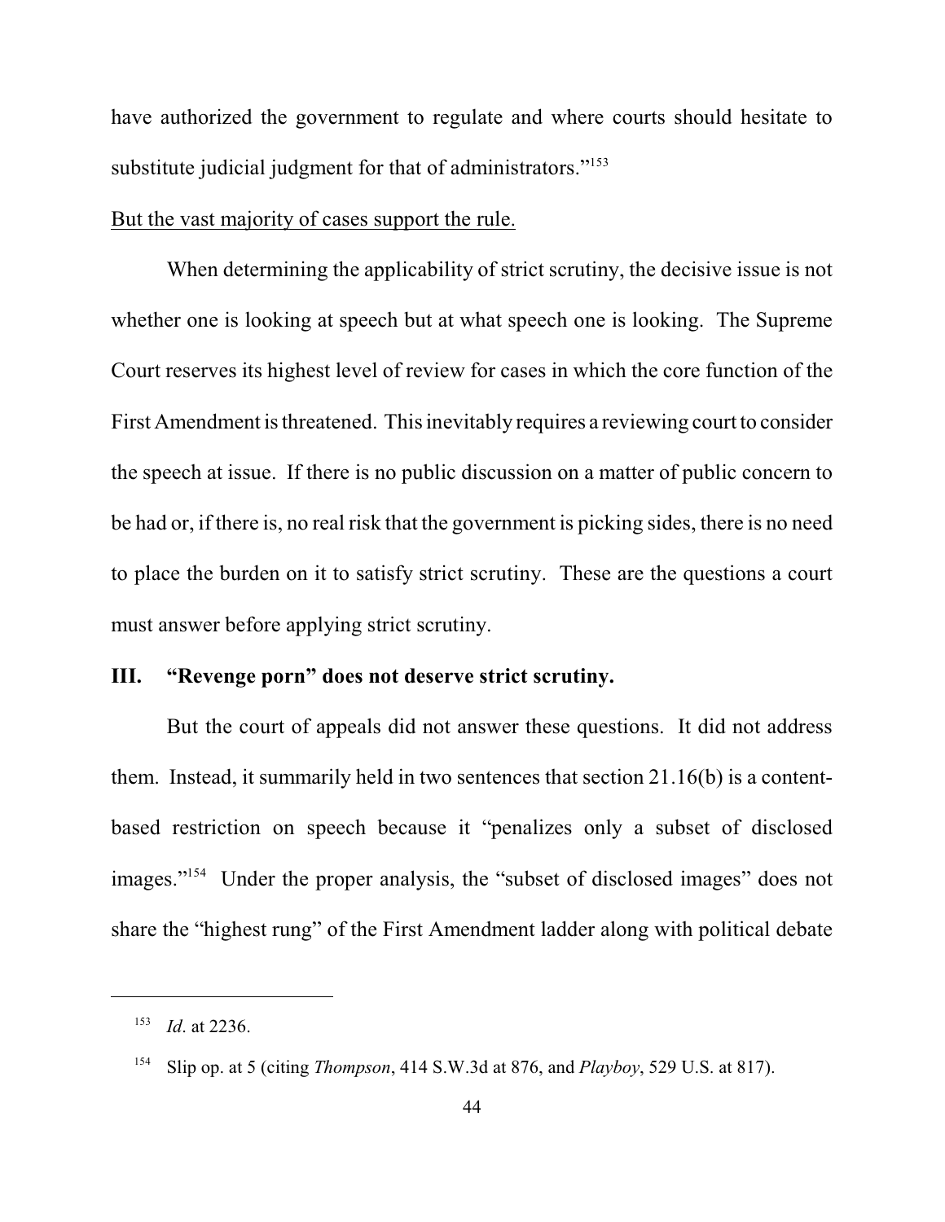have authorized the government to regulate and where courts should hesitate to substitute judicial judgment for that of administrators."[153]

<u>But the vast majority of cases support the rule.</u>

When determining the applicability of strict scrutiny, the decisive issue is not whether one is looking at speech but at what speech one is looking. The Supreme Court reserves its highest level of review for cases in which the core function of the First Amendment is threatened. This inevitably requires a reviewing court to consider the speech at issue. If there is no public discussion on a matter of public concern to be had or, if there is, no real risk that the government is picking sides, there is no need to place the burden on it to satisfy strict scrutiny. These are the questions a court must answer before applying strict scrutiny.

## III. "Revenge porn" does not deserve strict scrutiny.

But the court of appeals did not answer these questions. It did not address them. Instead, it summarily held in two sentences that section 21.16(b) is a content-based restriction on speech because it "penalizes only a subset of disclosed images."[154] Under the proper analysis, the "subset of disclosed images" does not share the "highest rung" of the First Amendment ladder along with political debate

---

[153] *Id*. at 2236.

[154] Slip op. at 5 (citing *Thompson*, 414 S.W.3d at 876, and *Playboy*, 529 U.S. at 817).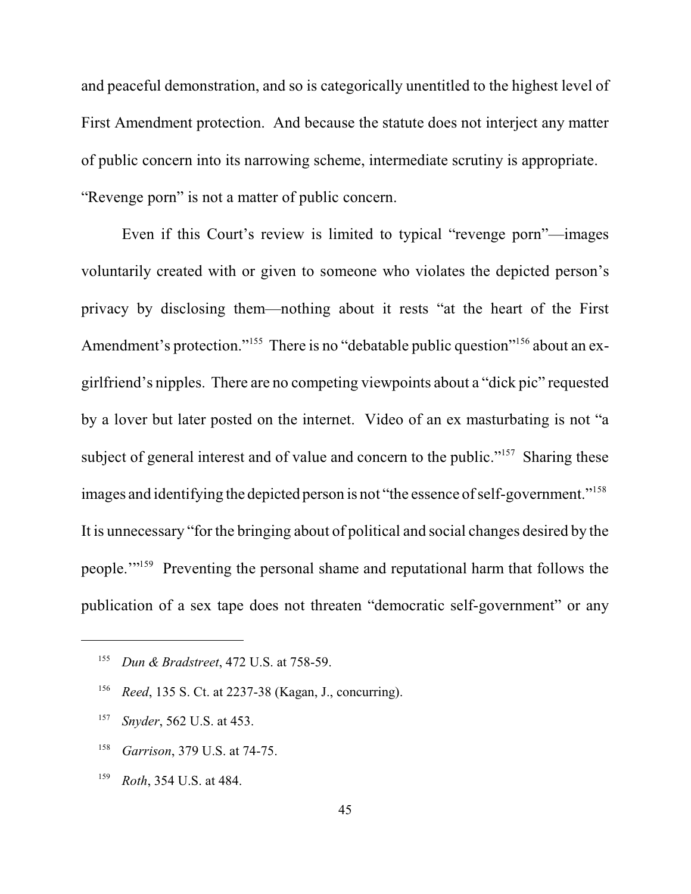and peaceful demonstration, and so is categorically unentitled to the highest level of First Amendment protection. And because the statute does not interject any matter of public concern into its narrowing scheme, intermediate scrutiny is appropriate. "Revenge porn" is not a matter of public concern.

Even if this Court's review is limited to typical "revenge porn"—images voluntarily created with or given to someone who violates the depicted person's privacy by disclosing them—nothing about it rests "at the heart of the First Amendment's protection."[155] There is no "debatable public question"[156] about an ex-girlfriend's nipples. There are no competing viewpoints about a "dick pic" requested by a lover but later posted on the internet. Video of an ex masturbating is not "a subject of general interest and of value and concern to the public."[157] Sharing these images and identifying the depicted person is not "the essence of self-government."[158] It is unnecessary "for the bringing about of political and social changes desired by the people.'"[159] Preventing the personal shame and reputational harm that follows the publication of a sex tape does not threaten "democratic self-government" or any

---

[155] *Dun & Bradstreet*, 472 U.S. at 758-59.

[156] *Reed*, 135 S. Ct. at 2237-38 (Kagan, J., concurring).

[157] *Snyder*, 562 U.S. at 453.

[158] *Garrison*, 379 U.S. at 74-75.

[159] *Roth*, 354 U.S. at 484.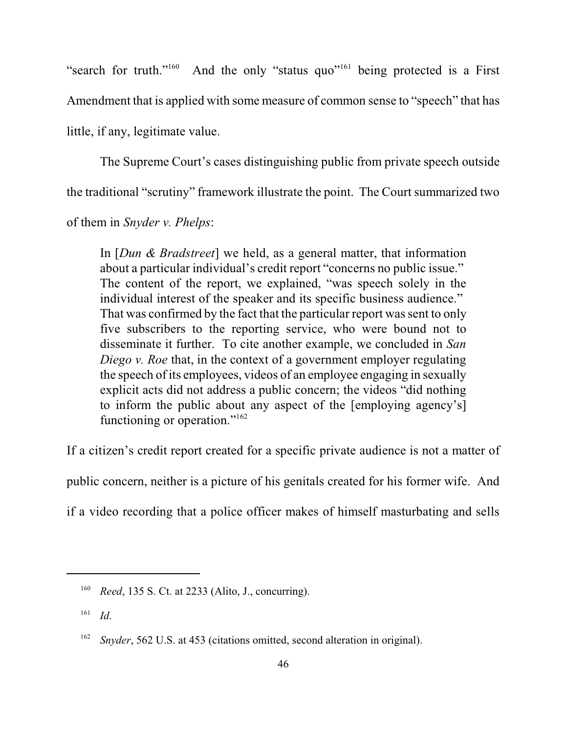"search for truth."[160] And the only "status quo"[161] being protected is a First Amendment that is applied with some measure of common sense to "speech" that has little, if any, legitimate value.

The Supreme Court's cases distinguishing public from private speech outside the traditional "scrutiny" framework illustrate the point. The Court summarized two of them in *Snyder v. Phelps*:

> In [*Dun & Bradstreet*] we held, as a general matter, that information about a particular individual's credit report "concerns no public issue." The content of the report, we explained, "was speech solely in the individual interest of the speaker and its specific business audience." That was confirmed by the fact that the particular report was sent to only five subscribers to the reporting service, who were bound not to disseminate it further. To cite another example, we concluded in *San Diego v. Roe* that, in the context of a government employer regulating the speech of its employees, videos of an employee engaging in sexually explicit acts did not address a public concern; the videos "did nothing to inform the public about any aspect of the [employing agency's] functioning or operation."[162]

If a citizen's credit report created for a specific private audience is not a matter of public concern, neither is a picture of his genitals created for his former wife. And if a video recording that a police officer makes of himself masturbating and sells

---

[160] *Reed*, 135 S. Ct. at 2233 (Alito, J., concurring).

[161] *Id*.

[162] *Snyder*, 562 U.S. at 453 (citations omitted, second alteration in original).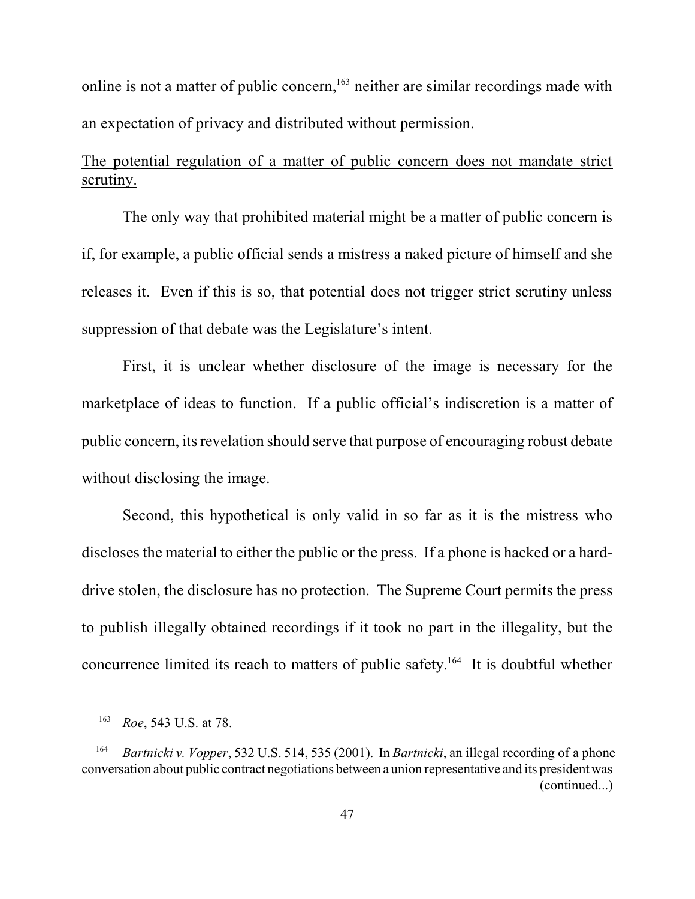online is not a matter of public concern,[163] neither are similar recordings made with an expectation of privacy and distributed without permission.

<u>The potential regulation of a matter of public concern does not mandate strict scrutiny.</u>

The only way that prohibited material might be a matter of public concern is if, for example, a public official sends a mistress a naked picture of himself and she releases it. Even if this is so, that potential does not trigger strict scrutiny unless suppression of that debate was the Legislature's intent.

First, it is unclear whether disclosure of the image is necessary for the marketplace of ideas to function. If a public official's indiscretion is a matter of public concern, its revelation should serve that purpose of encouraging robust debate without disclosing the image.

Second, this hypothetical is only valid in so far as it is the mistress who discloses the material to either the public or the press. If a phone is hacked or a hard-drive stolen, the disclosure has no protection. The Supreme Court permits the press to publish illegally obtained recordings if it took no part in the illegality, but the concurrence limited its reach to matters of public safety.[164] It is doubtful whether

---

[163] *Roe*, 543 U.S. at 78.

[164] *Bartnicki v. Vopper*, 532 U.S. 514, 535 (2001). In *Bartnicki*, an illegal recording of a phone conversation about public contract negotiations between a union representative and its president was (continued...)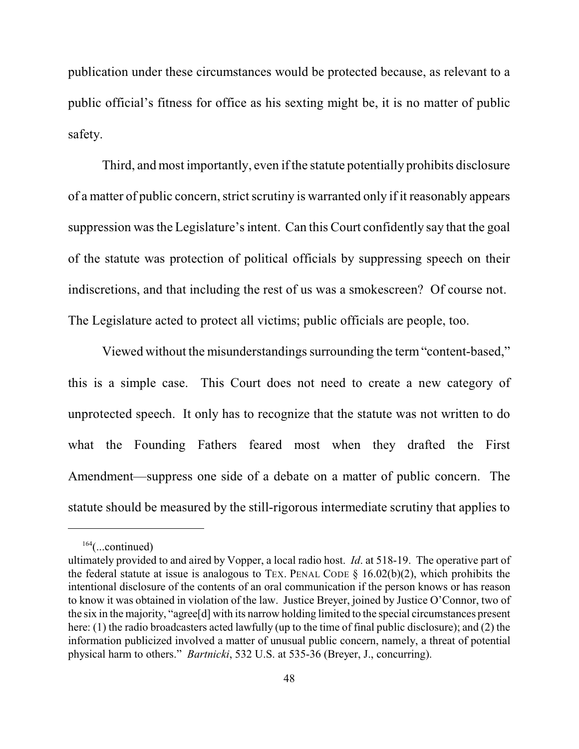publication under these circumstances would be protected because, as relevant to a public official's fitness for office as his sexting might be, it is no matter of public safety.

Third, and most importantly, even if the statute potentially prohibits disclosure of a matter of public concern, strict scrutiny is warranted only if it reasonably appears suppression was the Legislature's intent. Can this Court confidently say that the goal of the statute was protection of political officials by suppressing speech on their indiscretions, and that including the rest of us was a smokescreen? Of course not. The Legislature acted to protect all victims; public officials are people, too.

Viewed without the misunderstandings surrounding the term "content-based," this is a simple case. This Court does not need to create a new category of unprotected speech. It only has to recognize that the statute was not written to do what the Founding Fathers feared most when they drafted the First Amendment—suppress one side of a debate on a matter of public concern. The statute should be measured by the still-rigorous intermediate scrutiny that applies to

---

[164](...continued)
ultimately provided to and aired by Vopper, a local radio host. *Id*. at 518-19. The operative part of the federal statute at issue is analogous to TEX. PENAL CODE § 16.02(b)(2), which prohibits the intentional disclosure of the contents of an oral communication if the person knows or has reason to know it was obtained in violation of the law. Justice Breyer, joined by Justice O'Connor, two of the six in the majority, "agree[d] with its narrow holding limited to the special circumstances present here: (1) the radio broadcasters acted lawfully (up to the time of final public disclosure); and (2) the information publicized involved a matter of unusual public concern, namely, a threat of potential physical harm to others." *Bartnicki*, 532 U.S. at 535-36 (Breyer, J., concurring).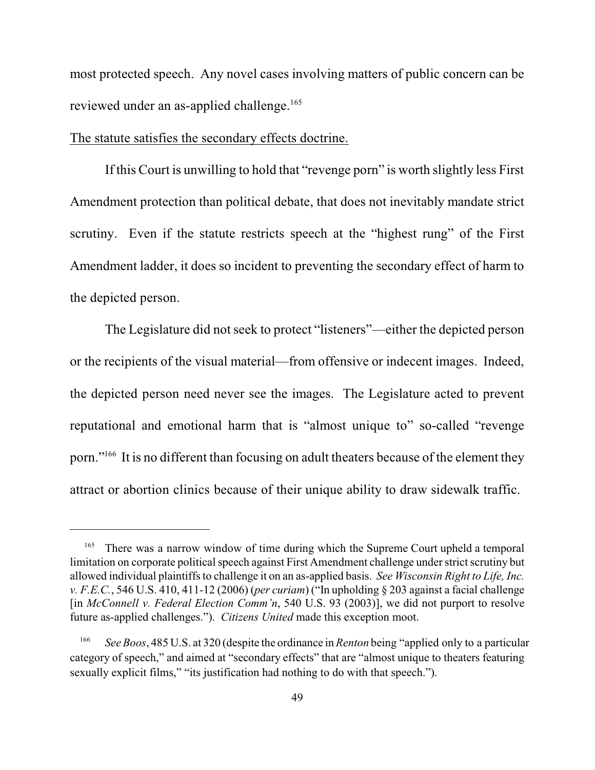most protected speech. Any novel cases involving matters of public concern can be reviewed under an as-applied challenge.[165]

The statute satisfies the secondary effects doctrine.

If this Court is unwilling to hold that "revenge porn" is worth slightly less First Amendment protection than political debate, that does not inevitably mandate strict scrutiny. Even if the statute restricts speech at the "highest rung" of the First Amendment ladder, it does so incident to preventing the secondary effect of harm to the depicted person.

The Legislature did not seek to protect "listeners"—either the depicted person or the recipients of the visual material—from offensive or indecent images. Indeed, the depicted person need never see the images. The Legislature acted to prevent reputational and emotional harm that is "almost unique to" so-called "revenge porn."[166] It is no different than focusing on adult theaters because of the element they attract or abortion clinics because of their unique ability to draw sidewalk traffic.

---

[165] There was a narrow window of time during which the Supreme Court upheld a temporal limitation on corporate political speech against First Amendment challenge under strict scrutiny but allowed individual plaintiffs to challenge it on an as-applied basis. *See Wisconsin Right to Life, Inc. v. F.E.C.*, 546 U.S. 410, 411-12 (2006) (*per curiam*) ("In upholding § 203 against a facial challenge [in *McConnell v. Federal Election Comm'n*, 540 U.S. 93 (2003)], we did not purport to resolve future as-applied challenges."). *Citizens United* made this exception moot.

[166] *See Boos*, 485 U.S. at 320 (despite the ordinance in *Renton* being "applied only to a particular category of speech," and aimed at "secondary effects" that are "almost unique to theaters featuring sexually explicit films," "its justification had nothing to do with that speech.").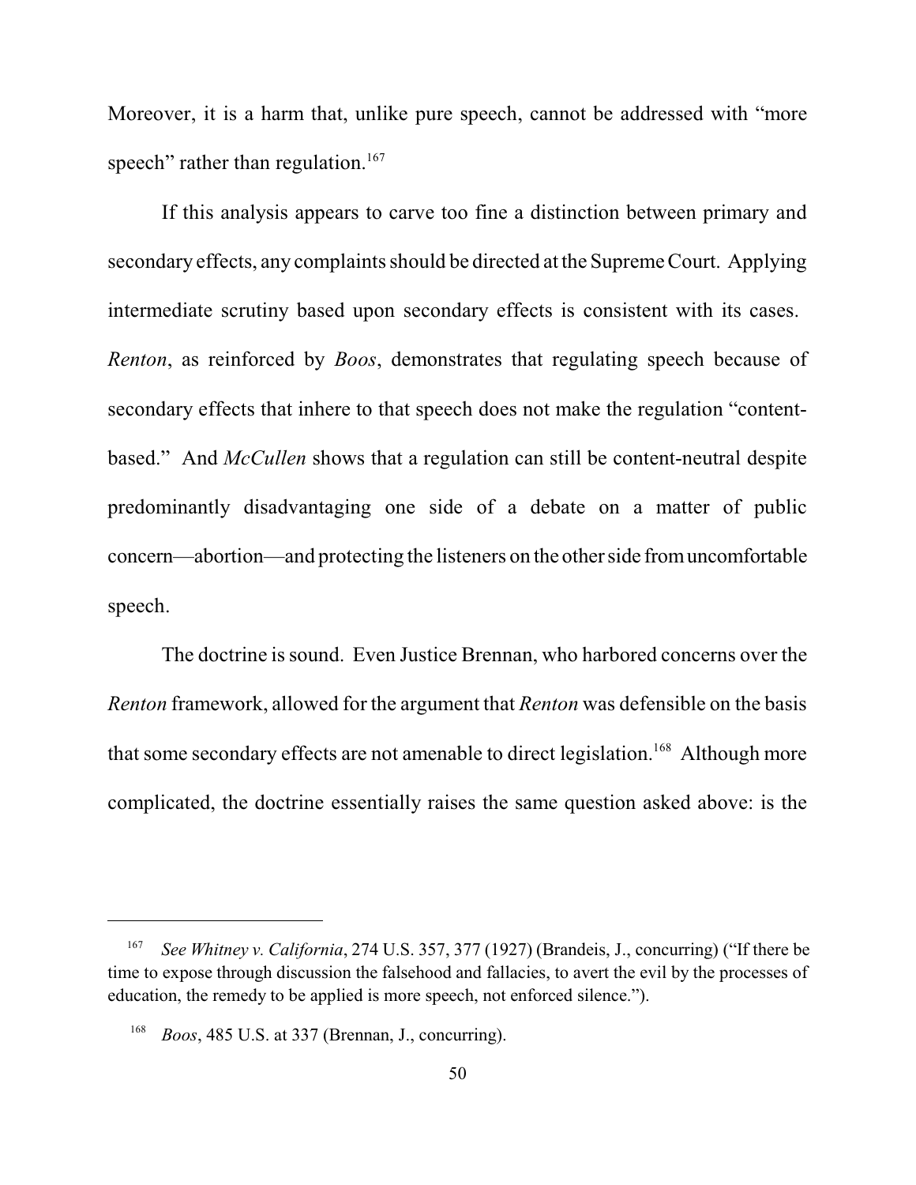Moreover, it is a harm that, unlike pure speech, cannot be addressed with "more speech" rather than regulation.[167]

If this analysis appears to carve too fine a distinction between primary and secondary effects, any complaints should be directed at the Supreme Court. Applying intermediate scrutiny based upon secondary effects is consistent with its cases. *Renton*, as reinforced by *Boos*, demonstrates that regulating speech because of secondary effects that inhere to that speech does not make the regulation "content-based." And *McCullen* shows that a regulation can still be content-neutral despite predominantly disadvantaging one side of a debate on a matter of public concern—abortion—and protecting the listeners on the other side from uncomfortable speech.

The doctrine is sound. Even Justice Brennan, who harbored concerns over the *Renton* framework, allowed for the argument that *Renton* was defensible on the basis that some secondary effects are not amenable to direct legislation.[168] Although more complicated, the doctrine essentially raises the same question asked above: is the

---

[167] *See Whitney v. California*, 274 U.S. 357, 377 (1927) (Brandeis, J., concurring) ("If there be time to expose through discussion the falsehood and fallacies, to avert the evil by the processes of education, the remedy to be applied is more speech, not enforced silence.").

[168] *Boos*, 485 U.S. at 337 (Brennan, J., concurring).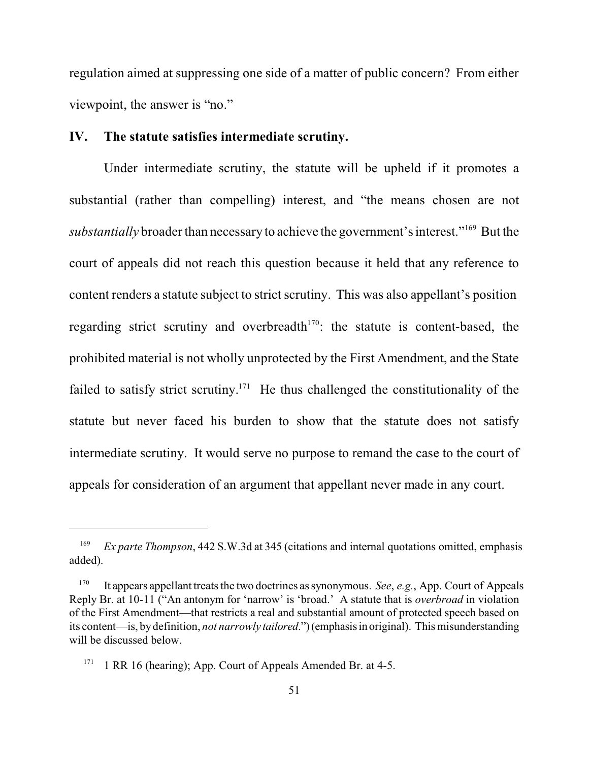regulation aimed at suppressing one side of a matter of public concern? From either viewpoint, the answer is "no."

## IV. The statute satisfies intermediate scrutiny.

Under intermediate scrutiny, the statute will be upheld if it promotes a substantial (rather than compelling) interest, and "the means chosen are not *substantially* broader than necessary to achieve the government's interest."[169] But the court of appeals did not reach this question because it held that any reference to content renders a statute subject to strict scrutiny. This was also appellant's position regarding strict scrutiny and overbreadth[170]: the statute is content-based, the prohibited material is not wholly unprotected by the First Amendment, and the State failed to satisfy strict scrutiny.[171] He thus challenged the constitutionality of the statute but never faced his burden to show that the statute does not satisfy intermediate scrutiny. It would serve no purpose to remand the case to the court of appeals for consideration of an argument that appellant never made in any court.

---

[169] *Ex parte Thompson*, 442 S.W.3d at 345 (citations and internal quotations omitted, emphasis added).

[170] It appears appellant treats the two doctrines as synonymous. *See*, *e.g.*, App. Court of Appeals Reply Br. at 10-11 ("An antonym for 'narrow' is 'broad.' A statute that is *overbroad* in violation of the First Amendment—that restricts a real and substantial amount of protected speech based on its content—is, by definition, *not narrowly tailored*.") (emphasis in original). This misunderstanding will be discussed below.

[171] 1 RR 16 (hearing); App. Court of Appeals Amended Br. at 4-5.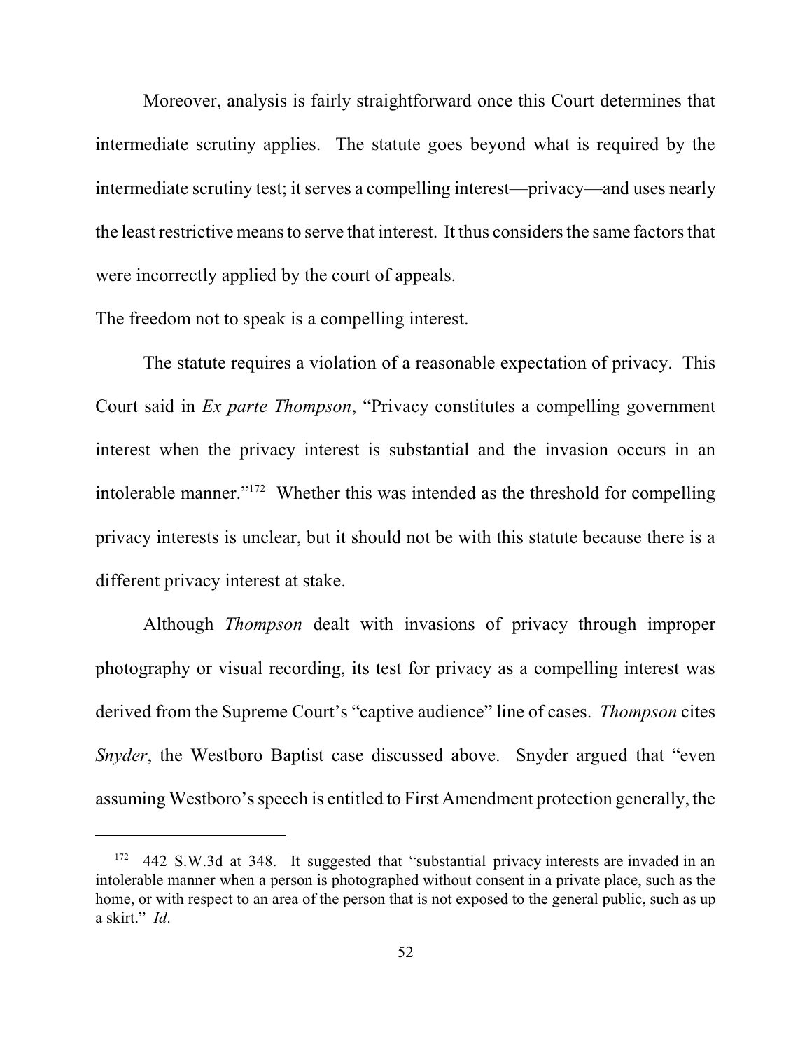Moreover, analysis is fairly straightforward once this Court determines that intermediate scrutiny applies. The statute goes beyond what is required by the intermediate scrutiny test; it serves a compelling interest—privacy—and uses nearly the least restrictive means to serve that interest. It thus considers the same factors that were incorrectly applied by the court of appeals.

The freedom not to speak is a compelling interest.

The statute requires a violation of a reasonable expectation of privacy. This Court said in *Ex parte Thompson*, "Privacy constitutes a compelling government interest when the privacy interest is substantial and the invasion occurs in an intolerable manner."[172] Whether this was intended as the threshold for compelling privacy interests is unclear, but it should not be with this statute because there is a different privacy interest at stake.

Although *Thompson* dealt with invasions of privacy through improper photography or visual recording, its test for privacy as a compelling interest was derived from the Supreme Court's "captive audience" line of cases. *Thompson* cites *Snyder*, the Westboro Baptist case discussed above. Snyder argued that "even assuming Westboro's speech is entitled to First Amendment protection generally, the

---

[172] 442 S.W.3d at 348. It suggested that "substantial privacy interests are invaded in an intolerable manner when a person is photographed without consent in a private place, such as the home, or with respect to an area of the person that is not exposed to the general public, such as up a skirt." *Id*.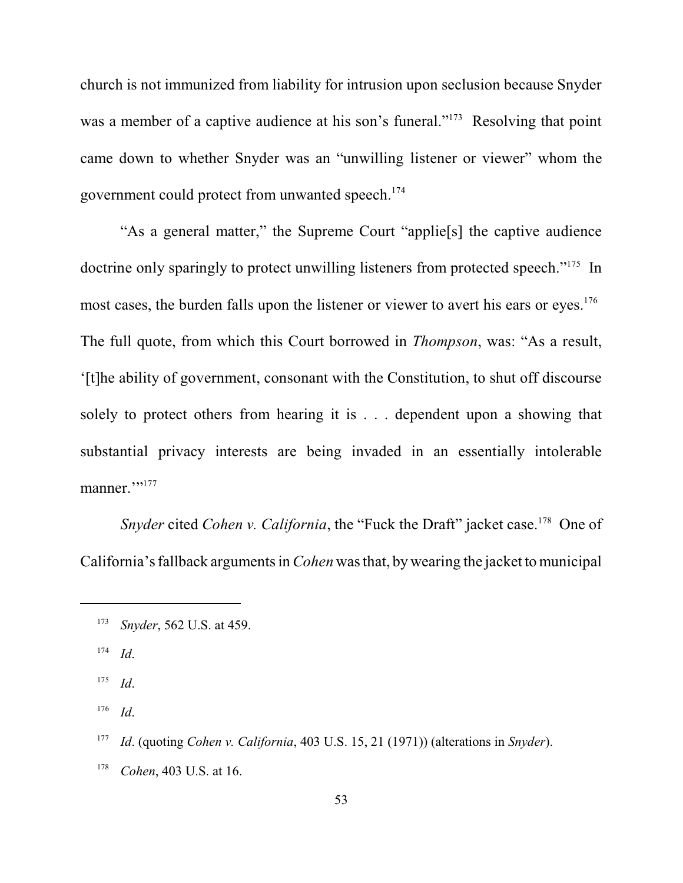church is not immunized from liability for intrusion upon seclusion because Snyder was a member of a captive audience at his son's funeral."[173] Resolving that point came down to whether Snyder was an "unwilling listener or viewer" whom the government could protect from unwanted speech.[174]

"As a general matter," the Supreme Court "applie[s] the captive audience doctrine only sparingly to protect unwilling listeners from protected speech."[175] In most cases, the burden falls upon the listener or viewer to avert his ears or eyes.[176] The full quote, from which this Court borrowed in *Thompson*, was: "As a result, '[t]he ability of government, consonant with the Constitution, to shut off discourse solely to protect others from hearing it is . . . dependent upon a showing that substantial privacy interests are being invaded in an essentially intolerable manner.'"[177]

*Snyder* cited *Cohen v. California*, the "Fuck the Draft" jacket case.[178] One of California's fallback arguments in *Cohen* was that, by wearing the jacket to municipal

---

[173] *Snyder*, 562 U.S. at 459.

[174] *Id*.

[175] *Id*.

[176] *Id*.

[177] *Id*. (quoting *Cohen v. California*, 403 U.S. 15, 21 (1971)) (alterations in *Snyder*).

[178] *Cohen*, 403 U.S. at 16.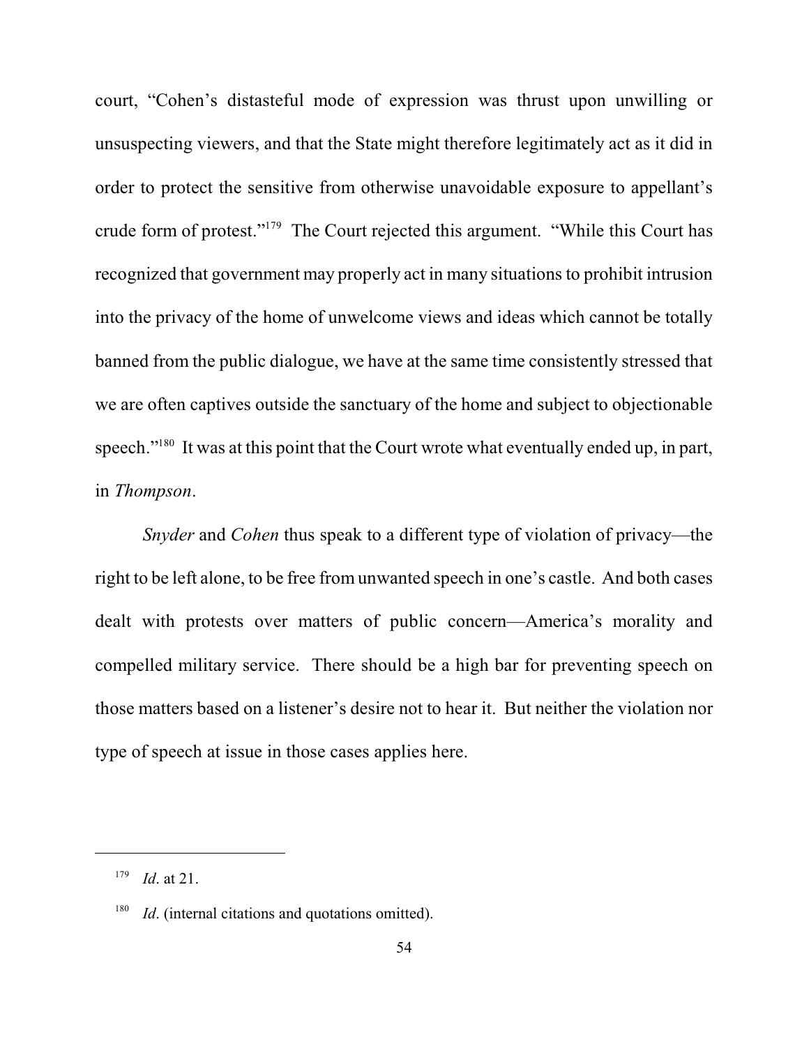court, "Cohen's distasteful mode of expression was thrust upon unwilling or unsuspecting viewers, and that the State might therefore legitimately act as it did in order to protect the sensitive from otherwise unavoidable exposure to appellant's crude form of protest."[179] The Court rejected this argument. "While this Court has recognized that government may properly act in many situations to prohibit intrusion into the privacy of the home of unwelcome views and ideas which cannot be totally banned from the public dialogue, we have at the same time consistently stressed that we are often captives outside the sanctuary of the home and subject to objectionable speech."[180] It was at this point that the Court wrote what eventually ended up, in part, in *Thompson*.

*Snyder* and *Cohen* thus speak to a different type of violation of privacy—the right to be left alone, to be free from unwanted speech in one's castle. And both cases dealt with protests over matters of public concern—America's morality and compelled military service. There should be a high bar for preventing speech on those matters based on a listener's desire not to hear it. But neither the violation nor type of speech at issue in those cases applies here.

---

[179] *Id*. at 21.

[180] *Id*. (internal citations and quotations omitted).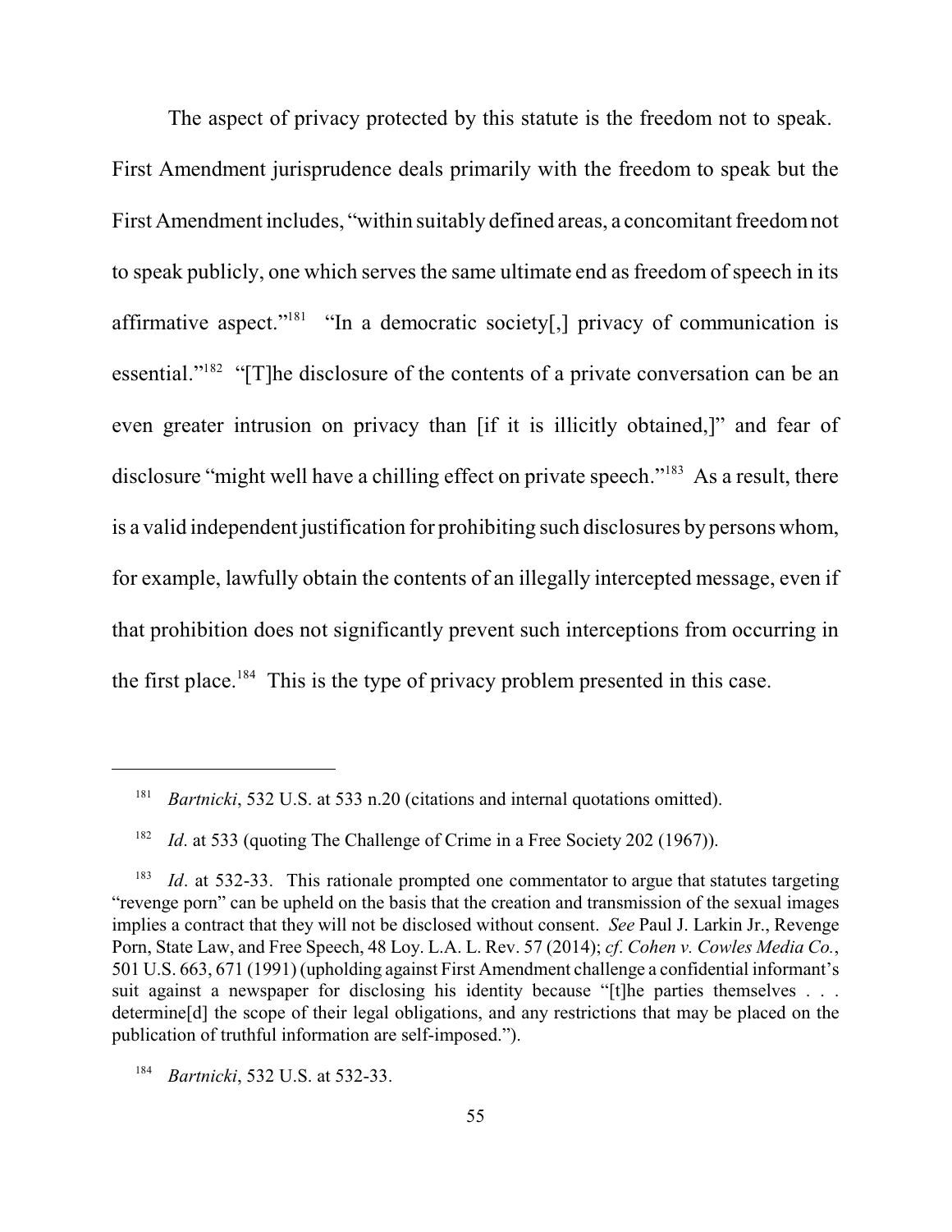The aspect of privacy protected by this statute is the freedom not to speak. First Amendment jurisprudence deals primarily with the freedom to speak but the First Amendment includes, "within suitably defined areas, a concomitant freedom not to speak publicly, one which serves the same ultimate end as freedom of speech in its affirmative aspect."[181] "In a democratic society[,] privacy of communication is essential."[182] "[T]he disclosure of the contents of a private conversation can be an even greater intrusion on privacy than [if it is illicitly obtained,]" and fear of disclosure "might well have a chilling effect on private speech."[183] As a result, there is a valid independent justification for prohibiting such disclosures by persons whom, for example, lawfully obtain the contents of an illegally intercepted message, even if that prohibition does not significantly prevent such interceptions from occurring in the first place.[184] This is the type of privacy problem presented in this case.

---

[181] *Bartnicki*, 532 U.S. at 533 n.20 (citations and internal quotations omitted).

[182] *Id*. at 533 (quoting The Challenge of Crime in a Free Society 202 (1967)).

[183] *Id*. at 532-33. This rationale prompted one commentator to argue that statutes targeting "revenge porn" can be upheld on the basis that the creation and transmission of the sexual images implies a contract that they will not be disclosed without consent. *See* Paul J. Larkin Jr., Revenge Porn, State Law, and Free Speech, 48 Loy. L.A. L. Rev. 57 (2014); *cf*. *Cohen v. Cowles Media Co.*, 501 U.S. 663, 671 (1991) (upholding against First Amendment challenge a confidential informant's suit against a newspaper for disclosing his identity because "[t]he parties themselves . . . determine[d] the scope of their legal obligations, and any restrictions that may be placed on the publication of truthful information are self-imposed.").

[184] *Bartnicki*, 532 U.S. at 532-33.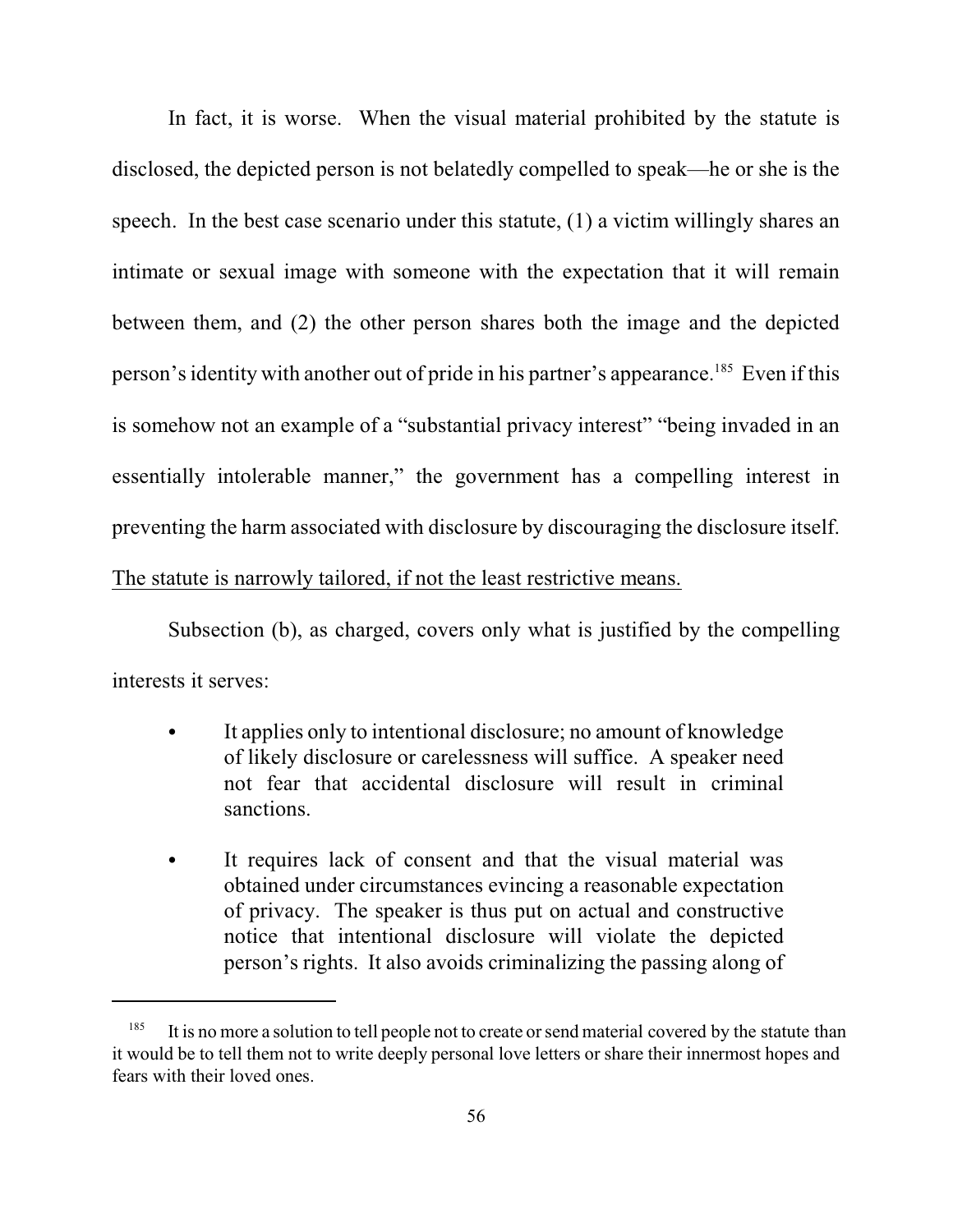In fact, it is worse. When the visual material prohibited by the statute is disclosed, the depicted person is not belatedly compelled to speak—he or she is the speech. In the best case scenario under this statute, (1) a victim willingly shares an intimate or sexual image with someone with the expectation that it will remain between them, and (2) the other person shares both the image and the depicted person's identity with another out of pride in his partner's appearance.[185] Even if this is somehow not an example of a "substantial privacy interest" "being invaded in an essentially intolerable manner," the government has a compelling interest in preventing the harm associated with disclosure by discouraging the disclosure itself.

<u>The statute is narrowly tailored, if not the least restrictive means.</u>

Subsection (b), as charged, covers only what is justified by the compelling interests it serves:

- It applies only to intentional disclosure; no amount of knowledge of likely disclosure or carelessness will suffice. A speaker need not fear that accidental disclosure will result in criminal sanctions.
- It requires lack of consent and that the visual material was obtained under circumstances evincing a reasonable expectation of privacy. The speaker is thus put on actual and constructive notice that intentional disclosure will violate the depicted person's rights. It also avoids criminalizing the passing along of

---

[185] It is no more a solution to tell people not to create or send material covered by the statute than it would be to tell them not to write deeply personal love letters or share their innermost hopes and fears with their loved ones.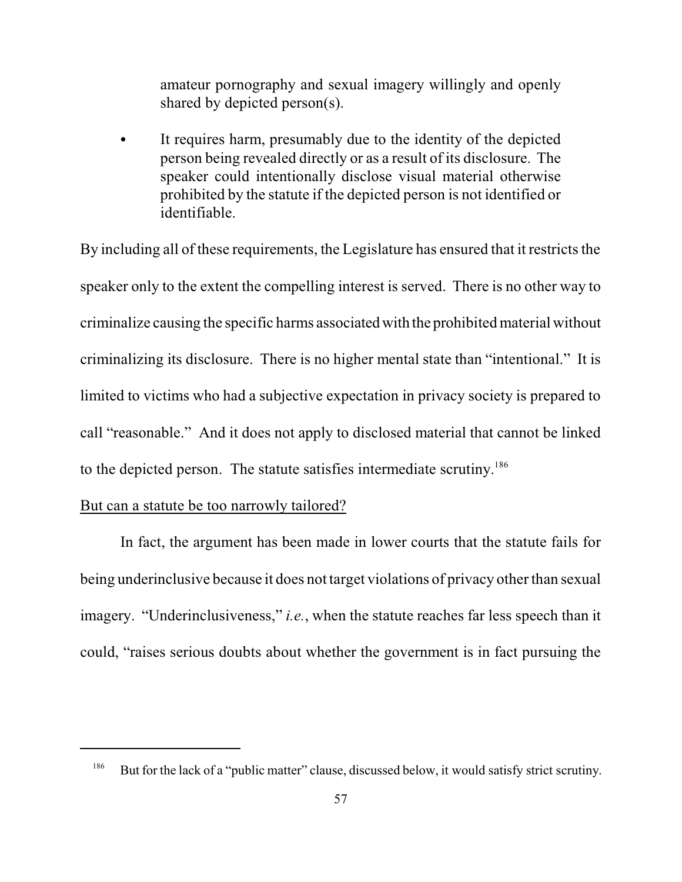amateur pornography and sexual imagery willingly and openly shared by depicted person(s).

- It requires harm, presumably due to the identity of the depicted person being revealed directly or as a result of its disclosure. The speaker could intentionally disclose visual material otherwise prohibited by the statute if the depicted person is not identified or identifiable.

By including all of these requirements, the Legislature has ensured that it restricts the speaker only to the extent the compelling interest is served. There is no other way to criminalize causing the specific harms associated with the prohibited material without criminalizing its disclosure. There is no higher mental state than "intentional." It is limited to victims who had a subjective expectation in privacy society is prepared to call "reasonable." And it does not apply to disclosed material that cannot be linked to the depicted person. The statute satisfies intermediate scrutiny.[186]

<u>But can a statute be too narrowly tailored?</u>

In fact, the argument has been made in lower courts that the statute fails for being underinclusive because it does not target violations of privacy other than sexual imagery. "Underinclusiveness," *i.e.*, when the statute reaches far less speech than it could, "raises serious doubts about whether the government is in fact pursuing the

---

[186] But for the lack of a "public matter" clause, discussed below, it would satisfy strict scrutiny.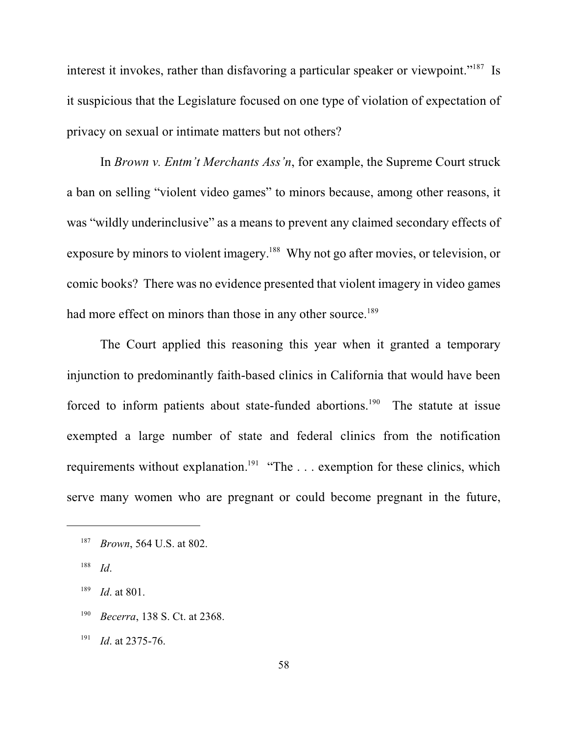interest it invokes, rather than disfavoring a particular speaker or viewpoint."[187] Is it suspicious that the Legislature focused on one type of violation of expectation of privacy on sexual or intimate matters but not others?

In *Brown v. Entm't Merchants Ass'n*, for example, the Supreme Court struck a ban on selling "violent video games" to minors because, among other reasons, it was "wildly underinclusive" as a means to prevent any claimed secondary effects of exposure by minors to violent imagery.[188] Why not go after movies, or television, or comic books? There was no evidence presented that violent imagery in video games had more effect on minors than those in any other source.[189]

The Court applied this reasoning this year when it granted a temporary injunction to predominantly faith-based clinics in California that would have been forced to inform patients about state-funded abortions.[190] The statute at issue exempted a large number of state and federal clinics from the notification requirements without explanation.[191] "The . . . exemption for these clinics, which serve many women who are pregnant or could become pregnant in the future,

---

[187] *Brown*, 564 U.S. at 802.

[188] *Id*.

[189] *Id*. at 801.

[190] *Becerra*, 138 S. Ct. at 2368.

[191] *Id*. at 2375-76.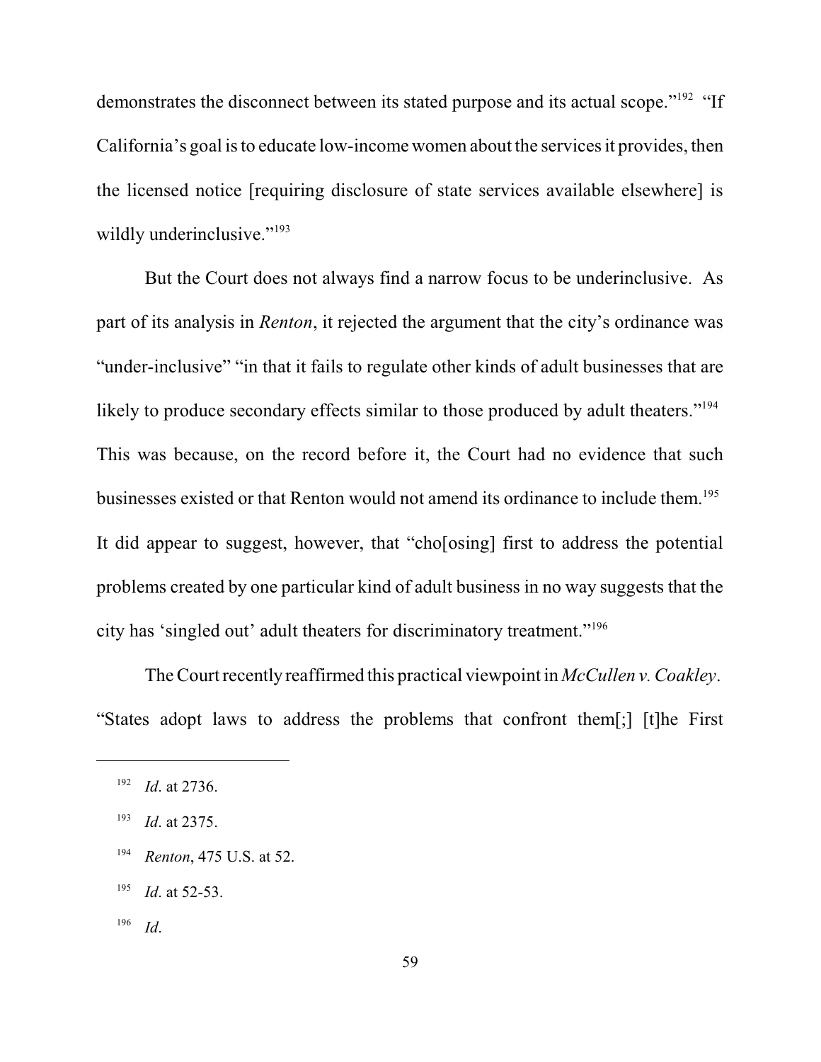demonstrates the disconnect between its stated purpose and its actual scope."[192] "If California's goal is to educate low-income women about the services it provides, then the licensed notice [requiring disclosure of state services available elsewhere] is wildly underinclusive."[193]

But the Court does not always find a narrow focus to be underinclusive. As part of its analysis in *Renton*, it rejected the argument that the city's ordinance was "under-inclusive" "in that it fails to regulate other kinds of adult businesses that are likely to produce secondary effects similar to those produced by adult theaters."[194] This was because, on the record before it, the Court had no evidence that such businesses existed or that Renton would not amend its ordinance to include them.[195] It did appear to suggest, however, that "cho[osing] first to address the potential problems created by one particular kind of adult business in no way suggests that the city has 'singled out' adult theaters for discriminatory treatment."[196]

The Court recently reaffirmed this practical viewpoint in *McCullen v. Coakley*. "States adopt laws to address the problems that confront them[;] [t]he First

---

[192] *Id*. at 2736.

[193] *Id*. at 2375.

[194] *Renton*, 475 U.S. at 52.

[195] *Id*. at 52-53.

[196] *Id*.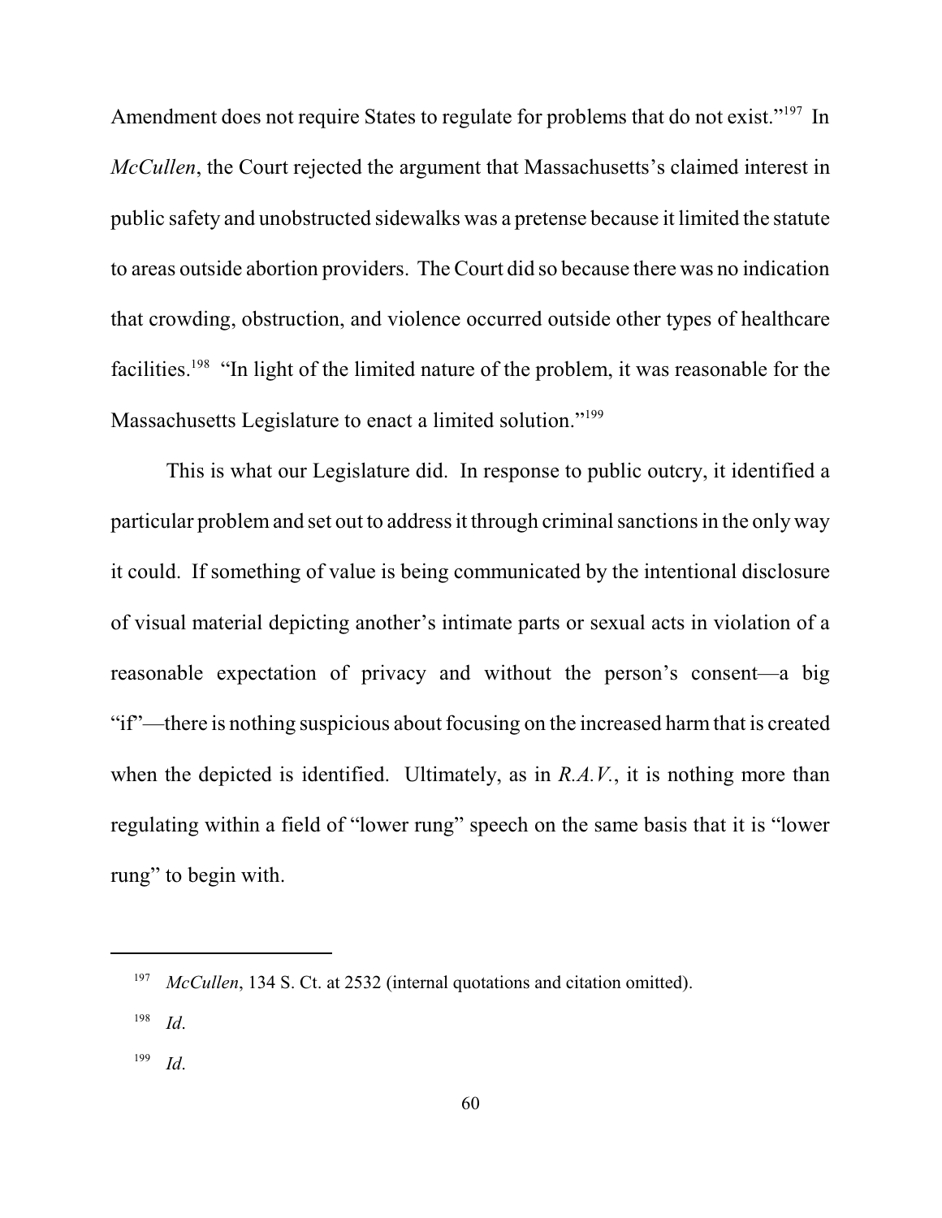Amendment does not require States to regulate for problems that do not exist."[197] In *McCullen*, the Court rejected the argument that Massachusetts's claimed interest in public safety and unobstructed sidewalks was a pretense because it limited the statute to areas outside abortion providers. The Court did so because there was no indication that crowding, obstruction, and violence occurred outside other types of healthcare facilities.[198] "In light of the limited nature of the problem, it was reasonable for the Massachusetts Legislature to enact a limited solution."[199]

This is what our Legislature did. In response to public outcry, it identified a particular problem and set out to address it through criminal sanctions in the only way it could. If something of value is being communicated by the intentional disclosure of visual material depicting another's intimate parts or sexual acts in violation of a reasonable expectation of privacy and without the person's consent—a big "if"—there is nothing suspicious about focusing on the increased harm that is created when the depicted is identified. Ultimately, as in *R.A.V.*, it is nothing more than regulating within a field of "lower rung" speech on the same basis that it is "lower rung" to begin with.

---

[197] *McCullen*, 134 S. Ct. at 2532 (internal quotations and citation omitted).

[198] *Id*.

[199] *Id*.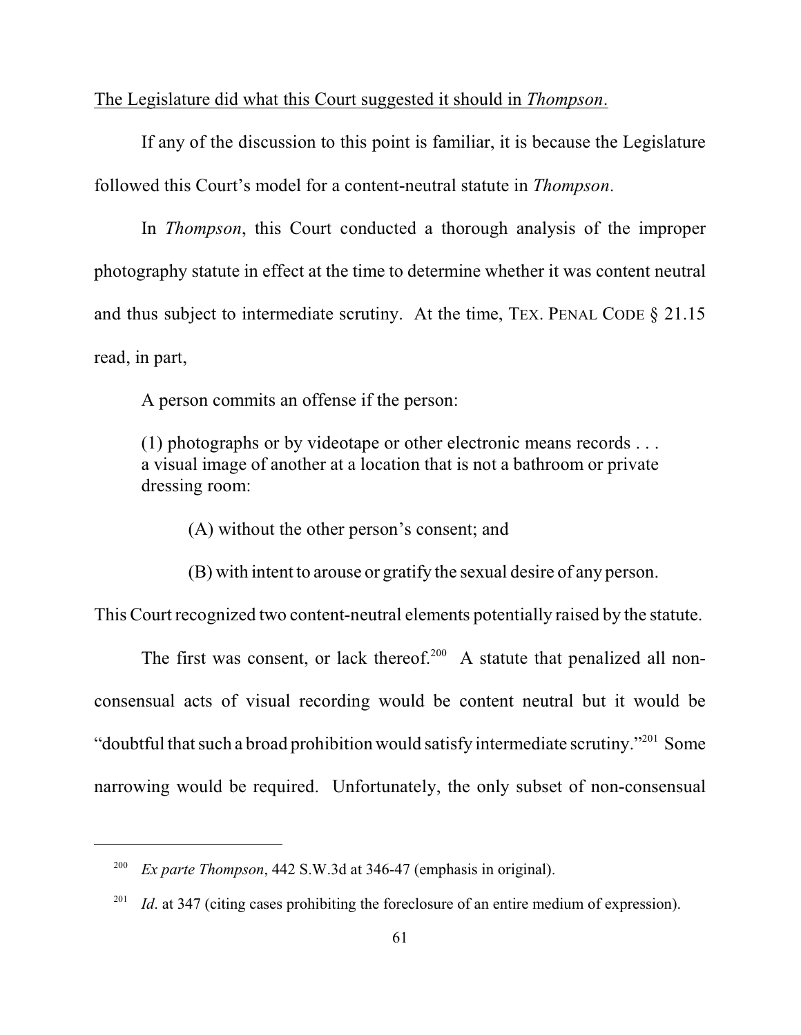<u>The Legislature did what this Court suggested it should in *Thompson*.</u>

If any of the discussion to this point is familiar, it is because the Legislature followed this Court's model for a content-neutral statute in *Thompson*.

In *Thompson*, this Court conducted a thorough analysis of the improper photography statute in effect at the time to determine whether it was content neutral and thus subject to intermediate scrutiny. At the time, TEX. PENAL CODE § 21.15 read, in part,

> A person commits an offense if the person:
>
> (1) photographs or by videotape or other electronic means records . . . a visual image of another at a location that is not a bathroom or private dressing room:
>
> (A) without the other person's consent; and
>
> (B) with intent to arouse or gratify the sexual desire of any person.

This Court recognized two content-neutral elements potentially raised by the statute.

The first was consent, or lack thereof.[200] A statute that penalized all non-consensual acts of visual recording would be content neutral but it would be "doubtful that such a broad prohibition would satisfy intermediate scrutiny."[201] Some narrowing would be required. Unfortunately, the only subset of non-consensual

---

[200] *Ex parte Thompson*, 442 S.W.3d at 346-47 (emphasis in original).

[201] *Id*. at 347 (citing cases prohibiting the foreclosure of an entire medium of expression).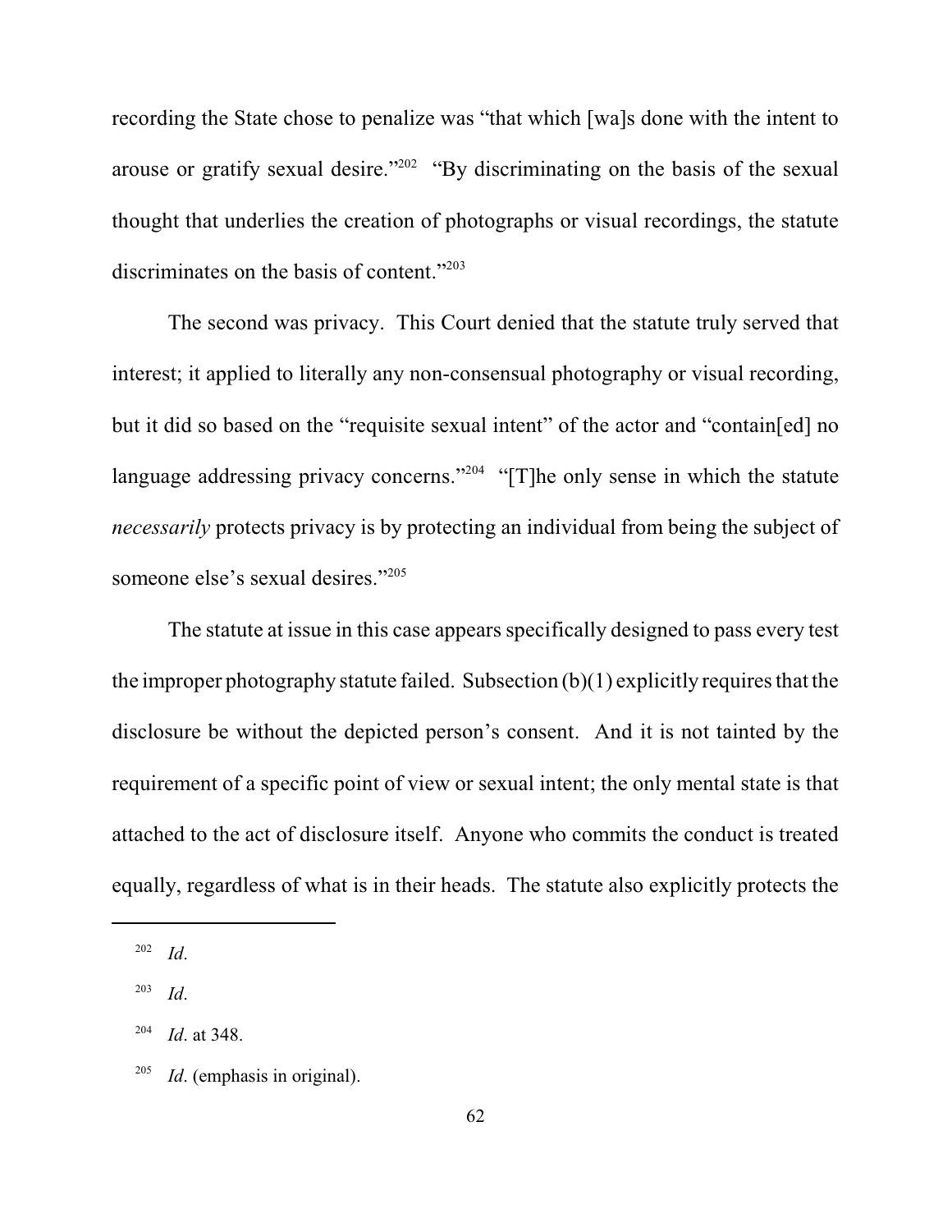recording the State chose to penalize was "that which [wa]s done with the intent to arouse or gratify sexual desire."[202] "By discriminating on the basis of the sexual thought that underlies the creation of photographs or visual recordings, the statute discriminates on the basis of content."[203]

The second was privacy. This Court denied that the statute truly served that interest; it applied to literally any non-consensual photography or visual recording, but it did so based on the "requisite sexual intent" of the actor and "contain[ed] no language addressing privacy concerns."[204] "[T]he only sense in which the statute *necessarily* protects privacy is by protecting an individual from being the subject of someone else's sexual desires."[205]

The statute at issue in this case appears specifically designed to pass every test the improper photography statute failed. Subsection (b)(1) explicitly requires that the disclosure be without the depicted person's consent. And it is not tainted by the requirement of a specific point of view or sexual intent; the only mental state is that attached to the act of disclosure itself. Anyone who commits the conduct is treated equally, regardless of what is in their heads. The statute also explicitly protects the

---

[202] *Id*.

[203] *Id*.

[204] *Id*. at 348.

[205] *Id*. (emphasis in original).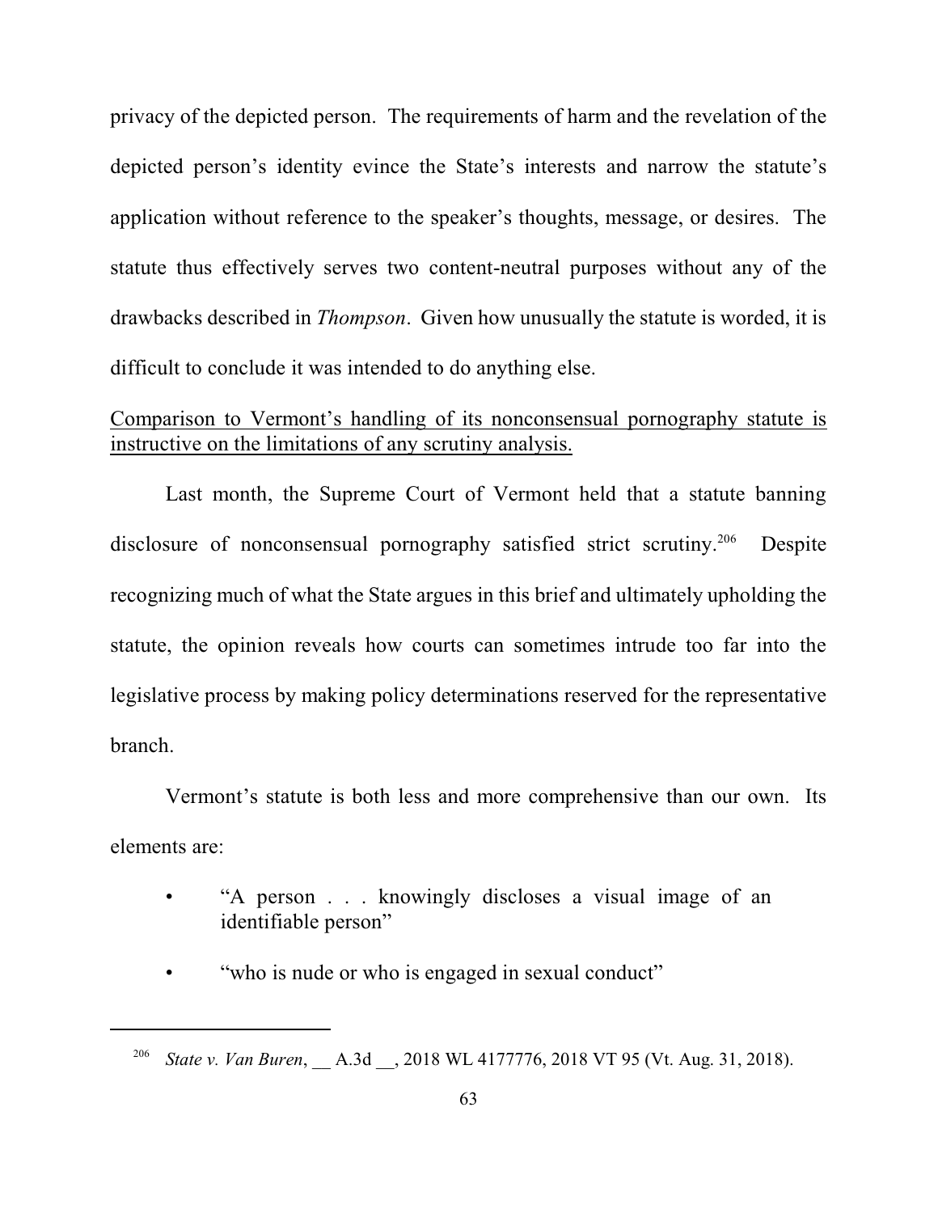privacy of the depicted person. The requirements of harm and the revelation of the depicted person's identity evince the State's interests and narrow the statute's application without reference to the speaker's thoughts, message, or desires. The statute thus effectively serves two content-neutral purposes without any of the drawbacks described in *Thompson*. Given how unusually the statute is worded, it is difficult to conclude it was intended to do anything else.

<u>Comparison to Vermont's handling of its nonconsensual pornography statute is instructive on the limitations of any scrutiny analysis.</u>

Last month, the Supreme Court of Vermont held that a statute banning disclosure of nonconsensual pornography satisfied strict scrutiny.[206] Despite recognizing much of what the State argues in this brief and ultimately upholding the statute, the opinion reveals how courts can sometimes intrude too far into the legislative process by making policy determinations reserved for the representative branch.

Vermont's statute is both less and more comprehensive than our own. Its elements are:

- "A person . . . knowingly discloses a visual image of an identifiable person"
- "who is nude or who is engaged in sexual conduct"

---

[206] *State v. Van Buren*, __ A.3d __, 2018 WL 4177776, 2018 VT 95 (Vt. Aug. 31, 2018).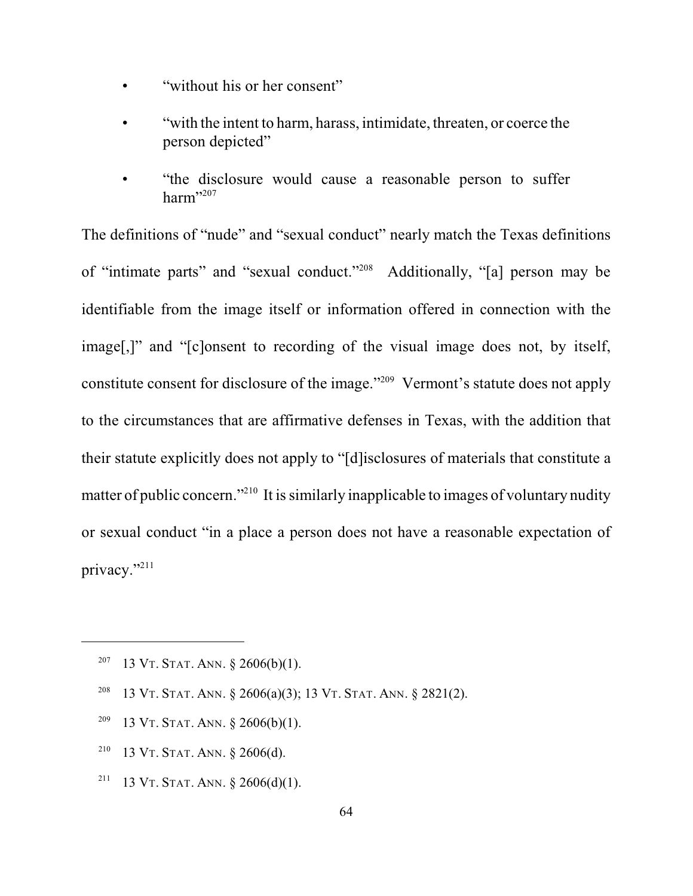- "without his or her consent"
- "with the intent to harm, harass, intimidate, threaten, or coerce the person depicted"
- "the disclosure would cause a reasonable person to suffer harm"[207]

The definitions of "nude" and "sexual conduct" nearly match the Texas definitions of "intimate parts" and "sexual conduct."[208] Additionally, "[a] person may be identifiable from the image itself or information offered in connection with the image[,]" and "[c]onsent to recording of the visual image does not, by itself, constitute consent for disclosure of the image."[209] Vermont's statute does not apply to the circumstances that are affirmative defenses in Texas, with the addition that their statute explicitly does not apply to "[d]isclosures of materials that constitute a matter of public concern."[210] It is similarly inapplicable to images of voluntary nudity or sexual conduct "in a place a person does not have a reasonable expectation of privacy."[211]

---

[207] 13 VT. STAT. ANN. § 2606(b)(1).

[208] 13 VT. STAT. ANN. § 2606(a)(3); 13 VT. STAT. ANN. § 2821(2).

[209] 13 VT. STAT. ANN. § 2606(b)(1).

[210] 13 VT. STAT. ANN. § 2606(d).

[211] 13 VT. STAT. ANN. § 2606(d)(1).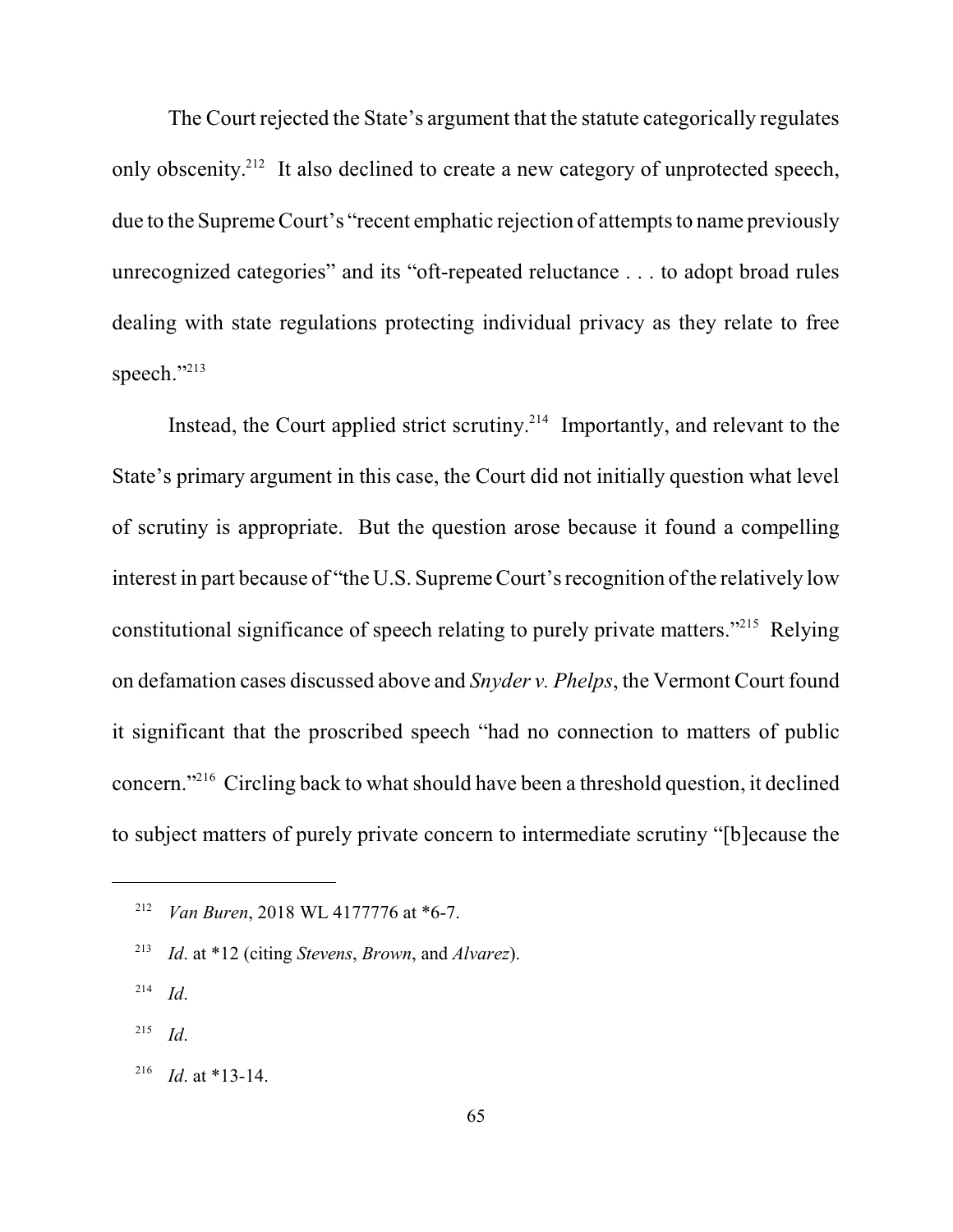The Court rejected the State's argument that the statute categorically regulates only obscenity.[212] It also declined to create a new category of unprotected speech, due to the Supreme Court's "recent emphatic rejection of attempts to name previously unrecognized categories" and its "oft-repeated reluctance . . . to adopt broad rules dealing with state regulations protecting individual privacy as they relate to free speech."[213]

Instead, the Court applied strict scrutiny.[214] Importantly, and relevant to the State's primary argument in this case, the Court did not initially question what level of scrutiny is appropriate. But the question arose because it found a compelling interest in part because of "the U.S. Supreme Court's recognition of the relatively low constitutional significance of speech relating to purely private matters."[215] Relying on defamation cases discussed above and *Snyder v. Phelps*, the Vermont Court found it significant that the proscribed speech "had no connection to matters of public concern."[216] Circling back to what should have been a threshold question, it declined to subject matters of purely private concern to intermediate scrutiny "[b]ecause the

---

[212] *Van Buren*, 2018 WL 4177776 at \*6-7.

[213] *Id*. at \*12 (citing *Stevens*, *Brown*, and *Alvarez*).

[214] *Id*.

[215] *Id*.

[216] *Id*. at \*13-14.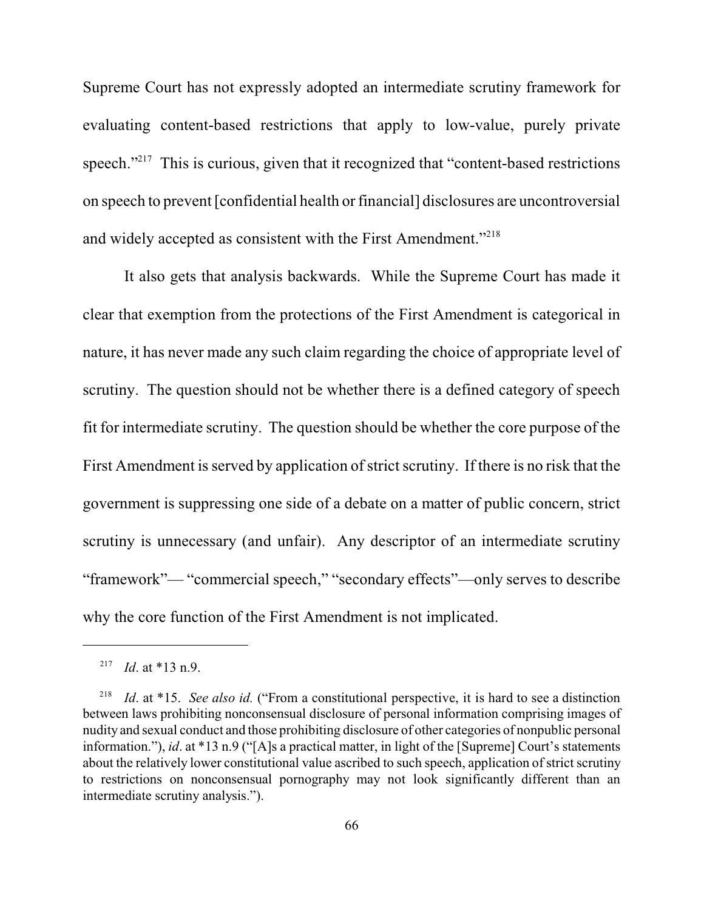Supreme Court has not expressly adopted an intermediate scrutiny framework for evaluating content-based restrictions that apply to low-value, purely private speech."[217] This is curious, given that it recognized that "content-based restrictions on speech to prevent [confidential health or financial] disclosures are uncontroversial and widely accepted as consistent with the First Amendment."[218]

It also gets that analysis backwards. While the Supreme Court has made it clear that exemption from the protections of the First Amendment is categorical in nature, it has never made any such claim regarding the choice of appropriate level of scrutiny. The question should not be whether there is a defined category of speech fit for intermediate scrutiny. The question should be whether the core purpose of the First Amendment is served by application of strict scrutiny. If there is no risk that the government is suppressing one side of a debate on a matter of public concern, strict scrutiny is unnecessary (and unfair). Any descriptor of an intermediate scrutiny "framework"— "commercial speech," "secondary effects"—only serves to describe why the core function of the First Amendment is not implicated.

---

[217] *Id*. at \*13 n.9.

[218] *Id*. at \*15. *See also id.* ("From a constitutional perspective, it is hard to see a distinction between laws prohibiting nonconsensual disclosure of personal information comprising images of nudity and sexual conduct and those prohibiting disclosure of other categories of nonpublic personal information."), *id*. at \*13 n.9 ("[A]s a practical matter, in light of the [Supreme] Court's statements about the relatively lower constitutional value ascribed to such speech, application of strict scrutiny to restrictions on nonconsensual pornography may not look significantly different than an intermediate scrutiny analysis.").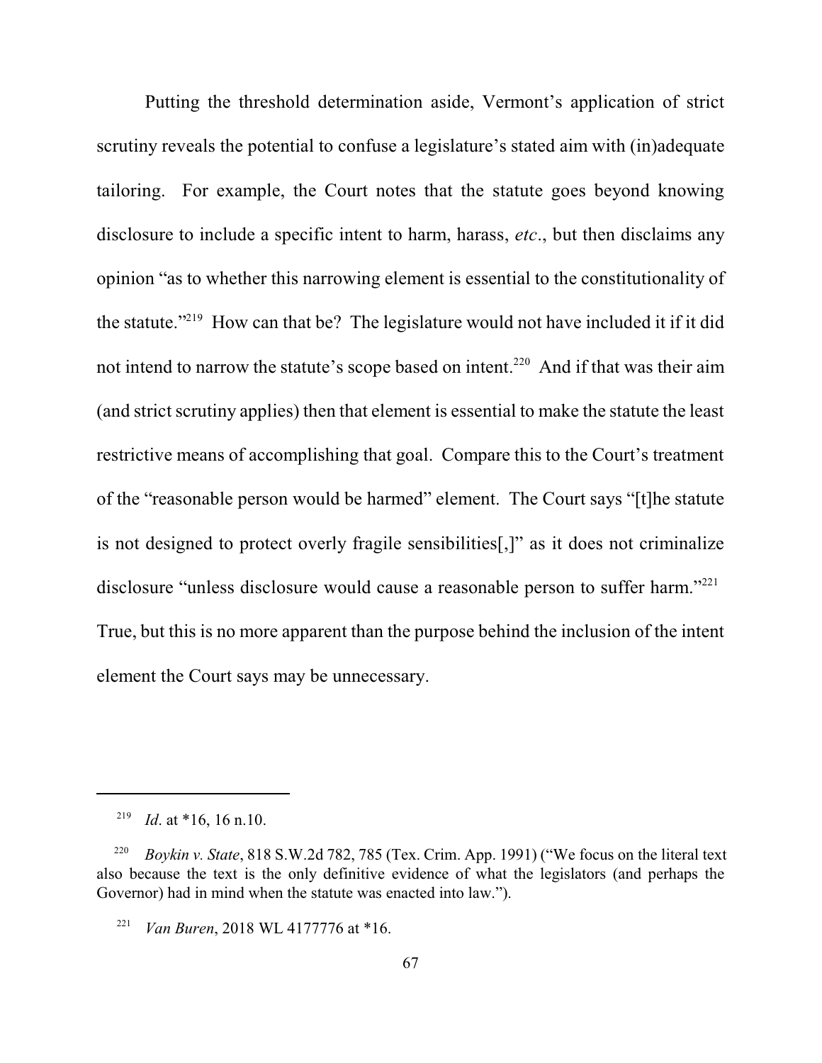Putting the threshold determination aside, Vermont's application of strict scrutiny reveals the potential to confuse a legislature's stated aim with (in)adequate tailoring. For example, the Court notes that the statute goes beyond knowing disclosure to include a specific intent to harm, harass, *etc*., but then disclaims any opinion "as to whether this narrowing element is essential to the constitutionality of the statute."[219] How can that be? The legislature would not have included it if it did not intend to narrow the statute's scope based on intent.[220] And if that was their aim (and strict scrutiny applies) then that element is essential to make the statute the least restrictive means of accomplishing that goal. Compare this to the Court's treatment of the "reasonable person would be harmed" element. The Court says "[t]he statute is not designed to protect overly fragile sensibilities[,]" as it does not criminalize disclosure "unless disclosure would cause a reasonable person to suffer harm."[221] True, but this is no more apparent than the purpose behind the inclusion of the intent element the Court says may be unnecessary.

---

[219] *Id*. at *16, 16 n.10.

[220] *Boykin v. State*, 818 S.W.2d 782, 785 (Tex. Crim. App. 1991) ("We focus on the literal text also because the text is the only definitive evidence of what the legislators (and perhaps the Governor) had in mind when the statute was enacted into law.").

[221] *Van Buren*, 2018 WL 4177776 at *16.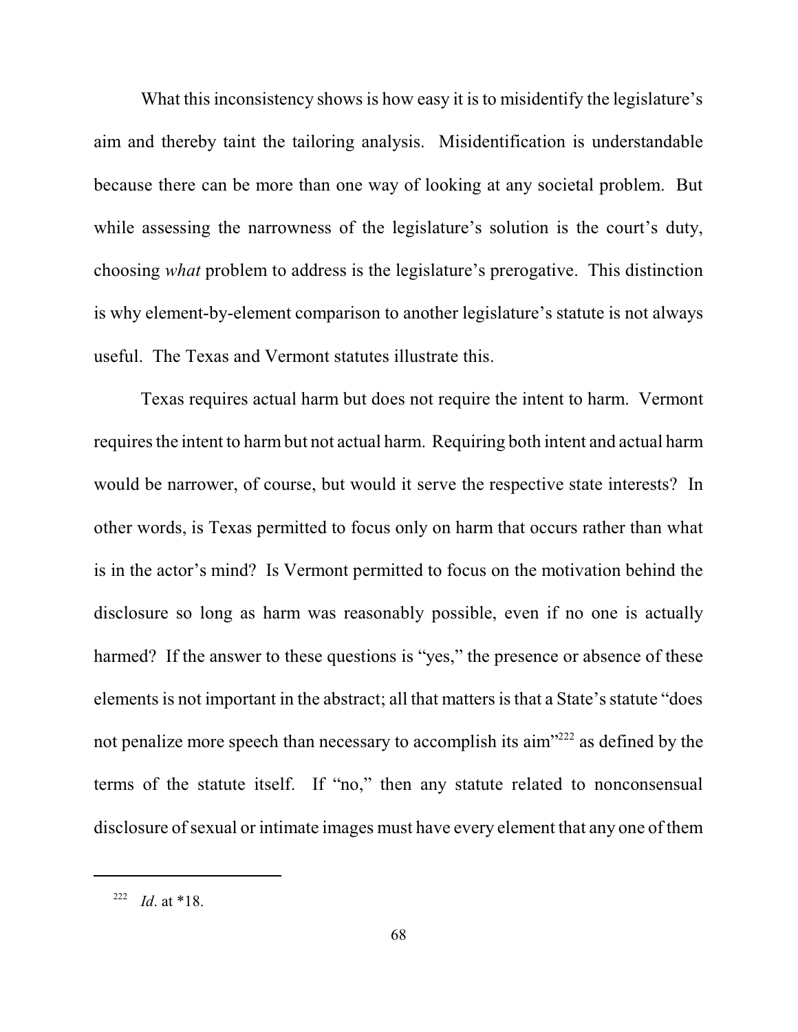What this inconsistency shows is how easy it is to misidentify the legislature's aim and thereby taint the tailoring analysis. Misidentification is understandable because there can be more than one way of looking at any societal problem. But while assessing the narrowness of the legislature's solution is the court's duty, choosing *what* problem to address is the legislature's prerogative. This distinction is why element-by-element comparison to another legislature's statute is not always useful. The Texas and Vermont statutes illustrate this.

Texas requires actual harm but does not require the intent to harm. Vermont requires the intent to harm but not actual harm. Requiring both intent and actual harm would be narrower, of course, but would it serve the respective state interests? In other words, is Texas permitted to focus only on harm that occurs rather than what is in the actor's mind? Is Vermont permitted to focus on the motivation behind the disclosure so long as harm was reasonably possible, even if no one is actually harmed? If the answer to these questions is "yes," the presence or absence of these elements is not important in the abstract; all that matters is that a State's statute "does not penalize more speech than necessary to accomplish its aim"[222] as defined by the terms of the statute itself. If "no," then any statute related to nonconsensual disclosure of sexual or intimate images must have every element that any one of them

---

[222] *Id*. at *18.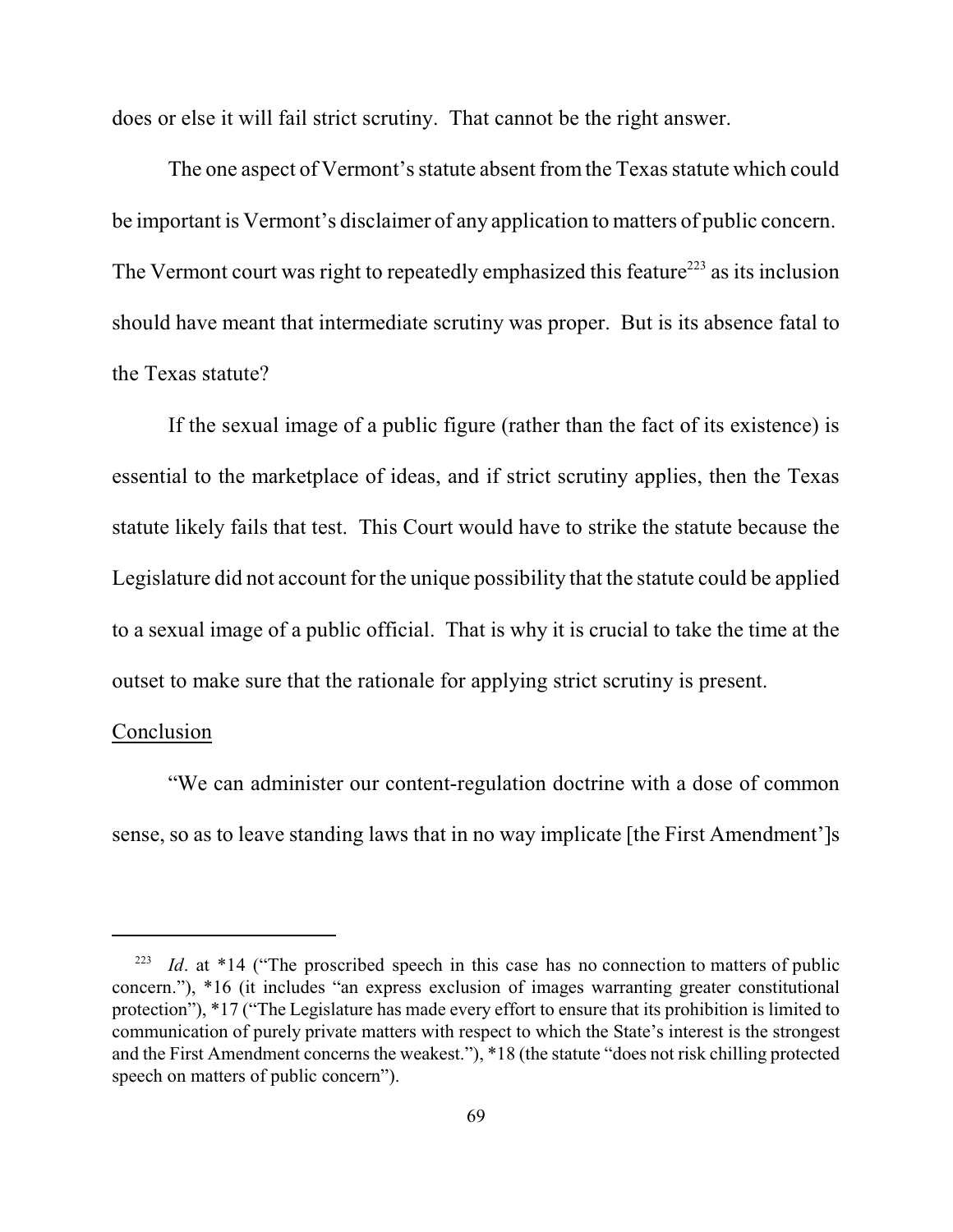does or else it will fail strict scrutiny. That cannot be the right answer.

The one aspect of Vermont's statute absent from the Texas statute which could be important is Vermont's disclaimer of any application to matters of public concern. The Vermont court was right to repeatedly emphasized this feature[223] as its inclusion should have meant that intermediate scrutiny was proper. But is its absence fatal to the Texas statute?

If the sexual image of a public figure (rather than the fact of its existence) is essential to the marketplace of ideas, and if strict scrutiny applies, then the Texas statute likely fails that test. This Court would have to strike the statute because the Legislature did not account for the unique possibility that the statute could be applied to a sexual image of a public official. That is why it is crucial to take the time at the outset to make sure that the rationale for applying strict scrutiny is present.

<u>Conclusion</u>

"We can administer our content-regulation doctrine with a dose of common sense, so as to leave standing laws that in no way implicate [the First Amendment']s

---

[223] *Id*. at \*14 ("The proscribed speech in this case has no connection to matters of public concern."), \*16 (it includes "an express exclusion of images warranting greater constitutional protection"), \*17 ("The Legislature has made every effort to ensure that its prohibition is limited to communication of purely private matters with respect to which the State's interest is the strongest and the First Amendment concerns the weakest."), \*18 (the statute "does not risk chilling protected speech on matters of public concern").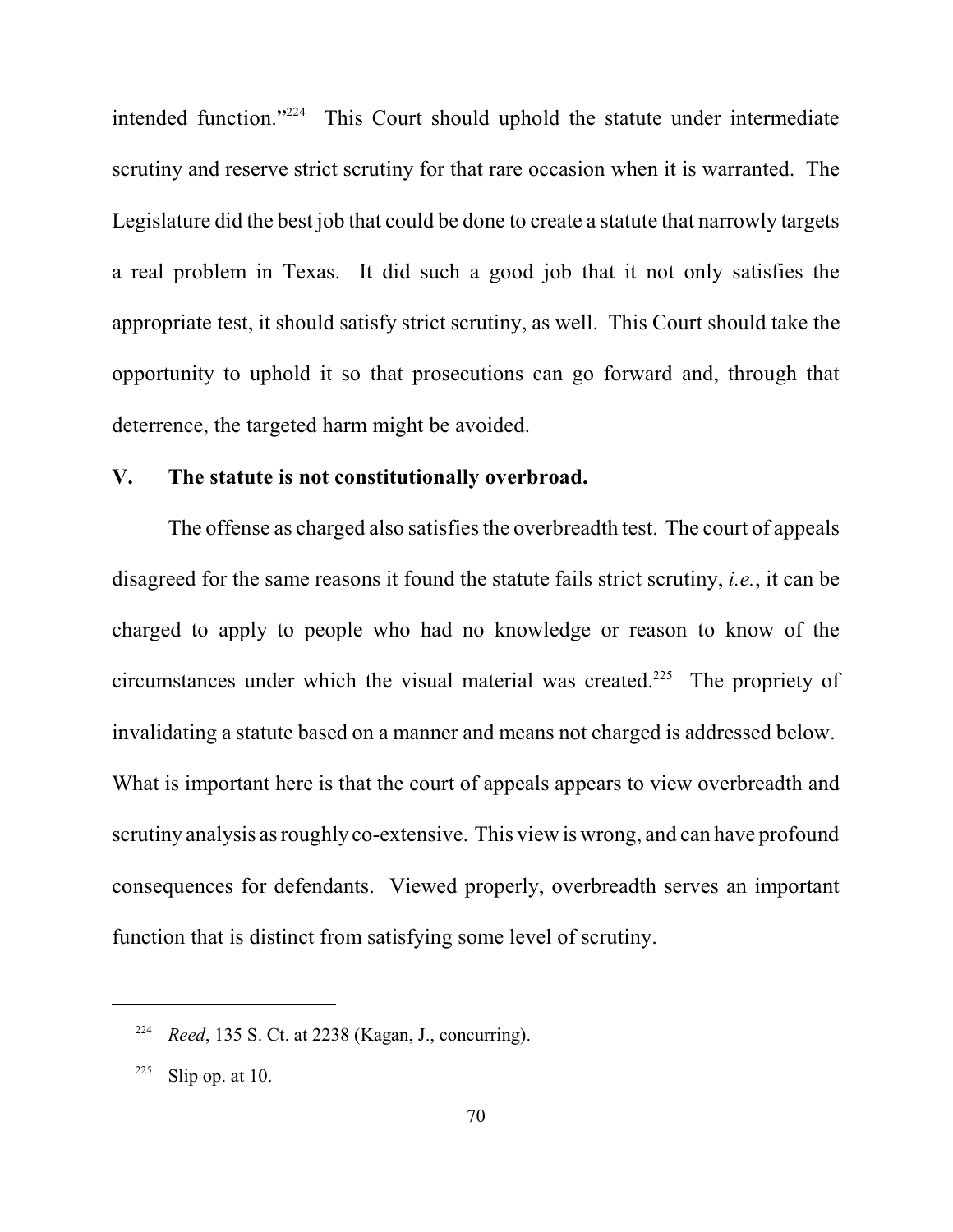intended function."[224] This Court should uphold the statute under intermediate scrutiny and reserve strict scrutiny for that rare occasion when it is warranted. The Legislature did the best job that could be done to create a statute that narrowly targets a real problem in Texas. It did such a good job that it not only satisfies the appropriate test, it should satisfy strict scrutiny, as well. This Court should take the opportunity to uphold it so that prosecutions can go forward and, through that deterrence, the targeted harm might be avoided.

## V. The statute is not constitutionally overbroad.

The offense as charged also satisfies the overbreadth test. The court of appeals disagreed for the same reasons it found the statute fails strict scrutiny, *i.e.*, it can be charged to apply to people who had no knowledge or reason to know of the circumstances under which the visual material was created.[225] The propriety of invalidating a statute based on a manner and means not charged is addressed below. What is important here is that the court of appeals appears to view overbreadth and scrutiny analysis as roughly co-extensive. This view is wrong, and can have profound consequences for defendants. Viewed properly, overbreadth serves an important function that is distinct from satisfying some level of scrutiny.

---

[224] *Reed*, 135 S. Ct. at 2238 (Kagan, J., concurring).

[225] Slip op. at 10.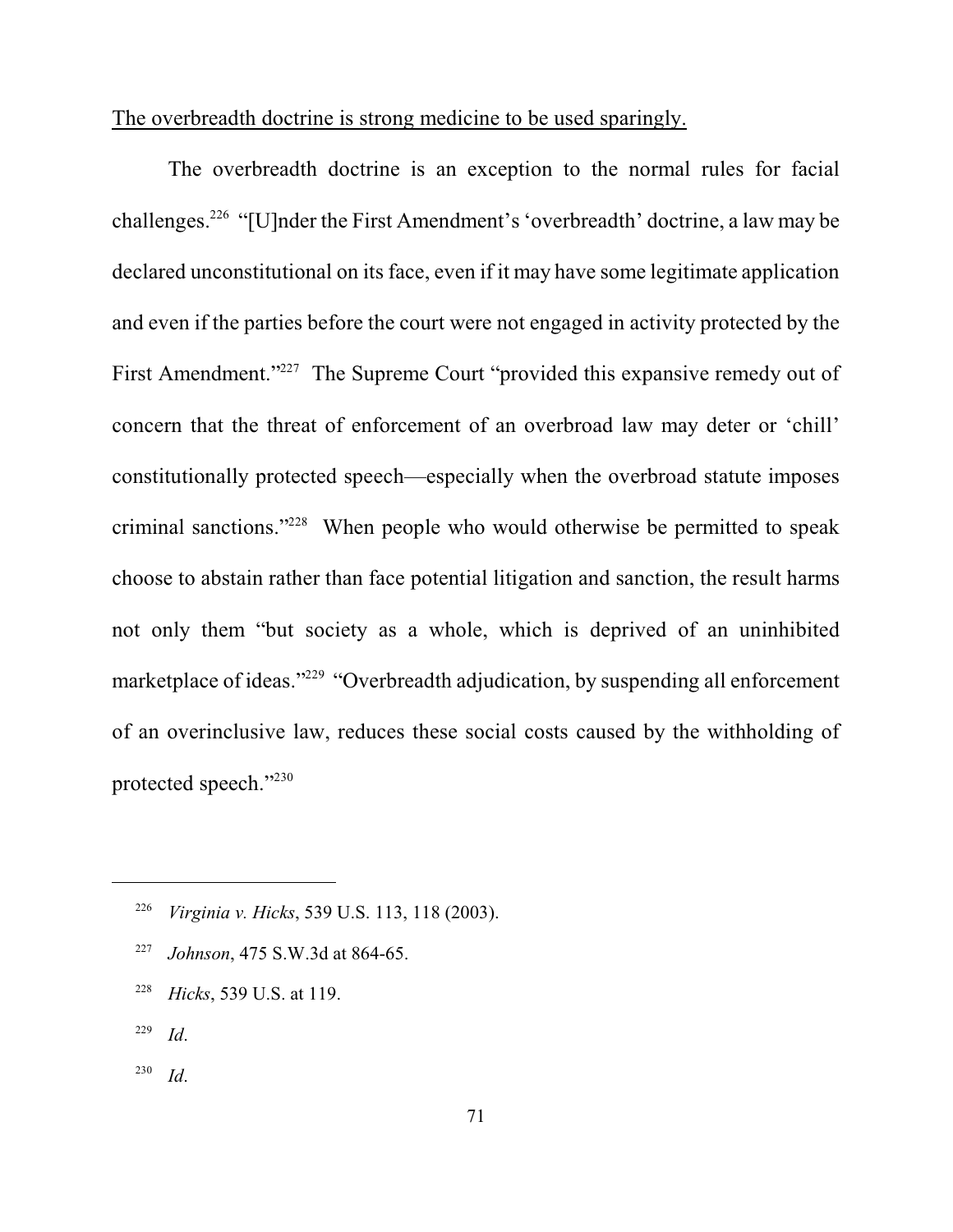<u>The overbreadth doctrine is strong medicine to be used sparingly.</u>

The overbreadth doctrine is an exception to the normal rules for facial challenges.[226] "[U]nder the First Amendment's 'overbreadth' doctrine, a law may be declared unconstitutional on its face, even if it may have some legitimate application and even if the parties before the court were not engaged in activity protected by the First Amendment."[227] The Supreme Court "provided this expansive remedy out of concern that the threat of enforcement of an overbroad law may deter or 'chill' constitutionally protected speech—especially when the overbroad statute imposes criminal sanctions."[228] When people who would otherwise be permitted to speak choose to abstain rather than face potential litigation and sanction, the result harms not only them "but society as a whole, which is deprived of an uninhibited marketplace of ideas."[229] "Overbreadth adjudication, by suspending all enforcement of an overinclusive law, reduces these social costs caused by the withholding of protected speech."[230]

---

[226] *Virginia v. Hicks*, 539 U.S. 113, 118 (2003).

[227] *Johnson*, 475 S.W.3d at 864-65.

[228] *Hicks*, 539 U.S. at 119.

[229] *Id*.

[230] *Id*.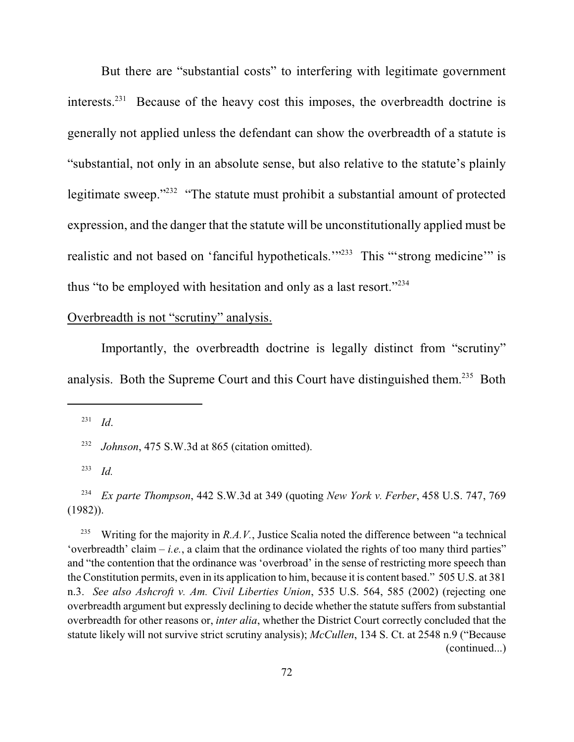But there are "substantial costs" to interfering with legitimate government interests.[231] Because of the heavy cost this imposes, the overbreadth doctrine is generally not applied unless the defendant can show the overbreadth of a statute is "substantial, not only in an absolute sense, but also relative to the statute's plainly legitimate sweep."[232] "The statute must prohibit a substantial amount of protected expression, and the danger that the statute will be unconstitutionally applied must be realistic and not based on 'fanciful hypotheticals.'"[233] This "'strong medicine'" is thus "to be employed with hesitation and only as a last resort."[234]

<u>Overbreadth is not "scrutiny" analysis.</u>

Importantly, the overbreadth doctrine is legally distinct from "scrutiny" analysis. Both the Supreme Court and this Court have distinguished them.[235] Both

---

[231] *Id*.

[232] *Johnson*, 475 S.W.3d at 865 (citation omitted).

[233] *Id.*

[234] *Ex parte Thompson*, 442 S.W.3d at 349 (quoting *New York v. Ferber*, 458 U.S. 747, 769 (1982)).

[235] Writing for the majority in *R.A.V.*, Justice Scalia noted the difference between "a technical 'overbreadth' claim – *i.e.*, a claim that the ordinance violated the rights of too many third parties" and "the contention that the ordinance was 'overbroad' in the sense of restricting more speech than the Constitution permits, even in its application to him, because it is content based." 505 U.S. at 381 n.3. *See also Ashcroft v. Am. Civil Liberties Union*, 535 U.S. 564, 585 (2002) (rejecting one overbreadth argument but expressly declining to decide whether the statute suffers from substantial overbreadth for other reasons or, *inter alia*, whether the District Court correctly concluded that the statute likely will not survive strict scrutiny analysis); *McCullen*, 134 S. Ct. at 2548 n.9 ("Because (continued...)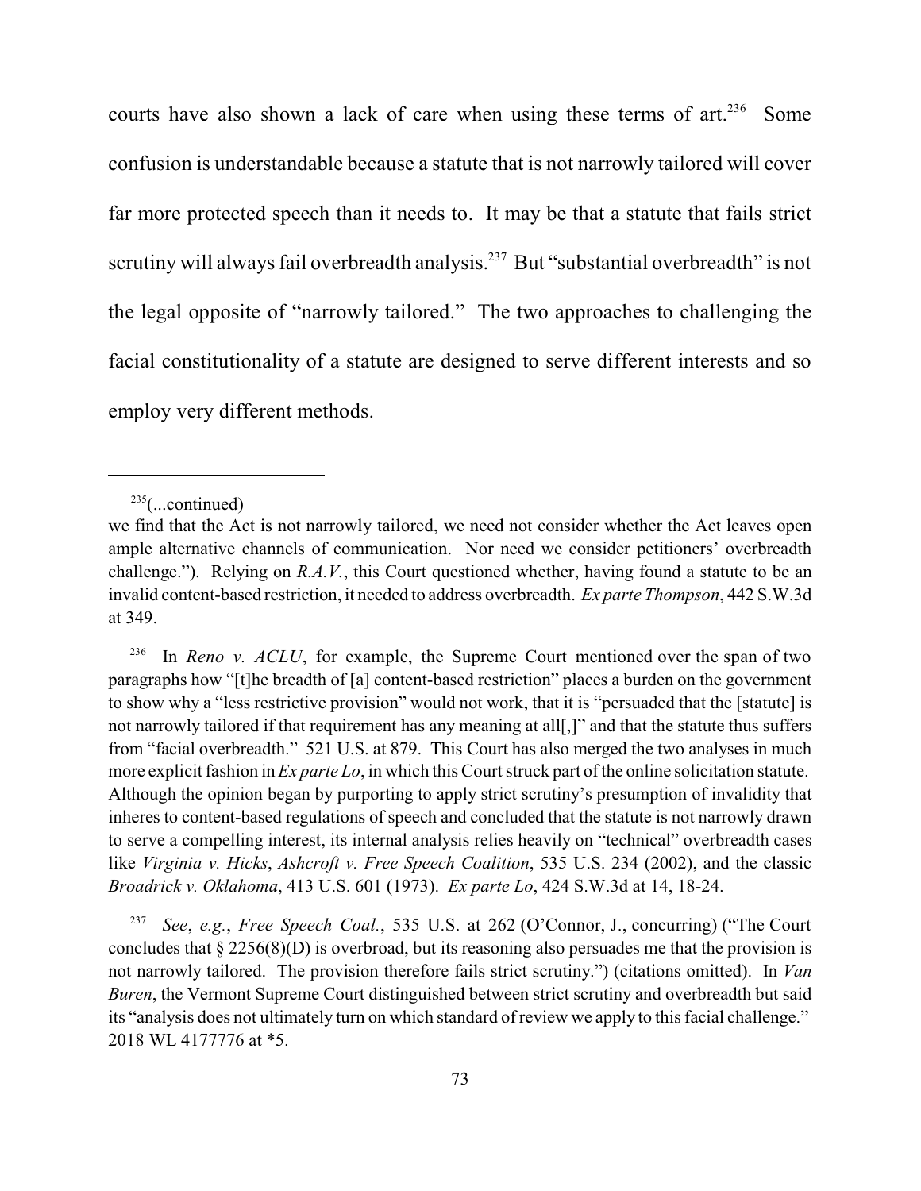courts have also shown a lack of care when using these terms of art.[236] Some confusion is understandable because a statute that is not narrowly tailored will cover far more protected speech than it needs to. It may be that a statute that fails strict scrutiny will always fail overbreadth analysis.[237] But "substantial overbreadth" is not the legal opposite of "narrowly tailored." The two approaches to challenging the facial constitutionality of a statute are designed to serve different interests and so employ very different methods.

---

[235](...continued)
we find that the Act is not narrowly tailored, we need not consider whether the Act leaves open ample alternative channels of communication. Nor need we consider petitioners' overbreadth challenge."). Relying on *R.A.V.*, this Court questioned whether, having found a statute to be an invalid content-based restriction, it needed to address overbreadth. *Ex parte Thompson*, 442 S.W.3d at 349.

[236] In *Reno v. ACLU*, for example, the Supreme Court mentioned over the span of two paragraphs how "[t]he breadth of [a] content-based restriction" places a burden on the government to show why a "less restrictive provision" would not work, that it is "persuaded that the [statute] is not narrowly tailored if that requirement has any meaning at all[,]" and that the statute thus suffers from "facial overbreadth." 521 U.S. at 879. This Court has also merged the two analyses in much more explicit fashion in *Ex parte Lo*, in which this Court struck part of the online solicitation statute. Although the opinion began by purporting to apply strict scrutiny's presumption of invalidity that inheres to content-based regulations of speech and concluded that the statute is not narrowly drawn to serve a compelling interest, its internal analysis relies heavily on "technical" overbreadth cases like *Virginia v. Hicks*, *Ashcroft v. Free Speech Coalition*, 535 U.S. 234 (2002), and the classic *Broadrick v. Oklahoma*, 413 U.S. 601 (1973). *Ex parte Lo*, 424 S.W.3d at 14, 18-24.

[237] *See*, *e.g.*, *Free Speech Coal.*, 535 U.S. at 262 (O'Connor, J., concurring) ("The Court concludes that § 2256(8)(D) is overbroad, but its reasoning also persuades me that the provision is not narrowly tailored. The provision therefore fails strict scrutiny.") (citations omitted). In *Van Buren*, the Vermont Supreme Court distinguished between strict scrutiny and overbreadth but said its "analysis does not ultimately turn on which standard of review we apply to this facial challenge." 2018 WL 4177776 at *5.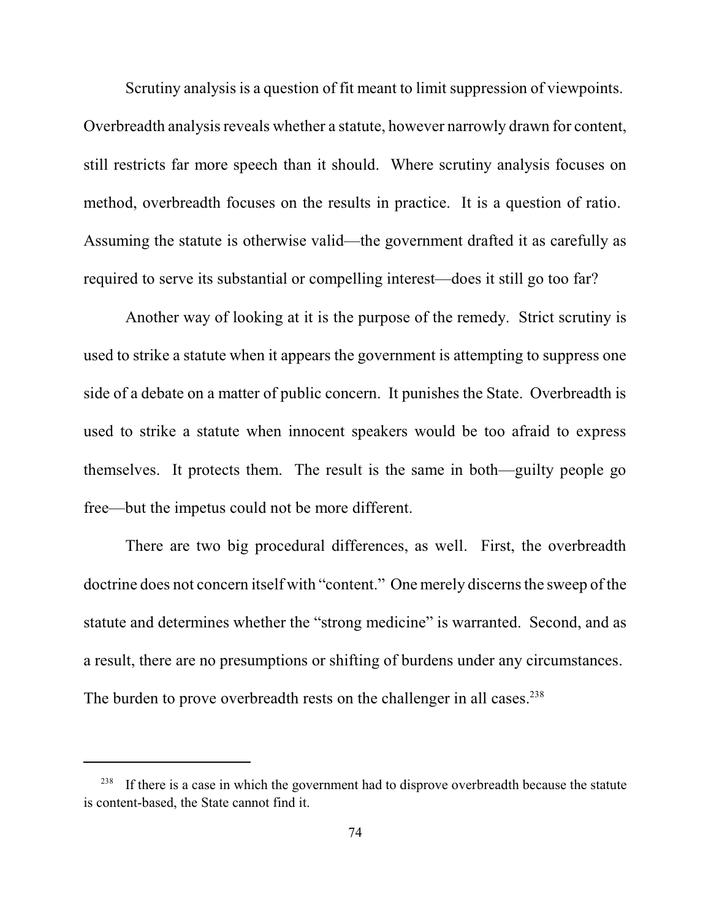Scrutiny analysis is a question of fit meant to limit suppression of viewpoints. Overbreadth analysis reveals whether a statute, however narrowly drawn for content, still restricts far more speech than it should. Where scrutiny analysis focuses on method, overbreadth focuses on the results in practice. It is a question of ratio. Assuming the statute is otherwise valid—the government drafted it as carefully as required to serve its substantial or compelling interest—does it still go too far?

Another way of looking at it is the purpose of the remedy. Strict scrutiny is used to strike a statute when it appears the government is attempting to suppress one side of a debate on a matter of public concern. It punishes the State. Overbreadth is used to strike a statute when innocent speakers would be too afraid to express themselves. It protects them. The result is the same in both—guilty people go free—but the impetus could not be more different.

There are two big procedural differences, as well. First, the overbreadth doctrine does not concern itself with "content." One merely discerns the sweep of the statute and determines whether the "strong medicine" is warranted. Second, and as a result, there are no presumptions or shifting of burdens under any circumstances. The burden to prove overbreadth rests on the challenger in all cases.[238]

---

[238] If there is a case in which the government had to disprove overbreadth because the statute is content-based, the State cannot find it.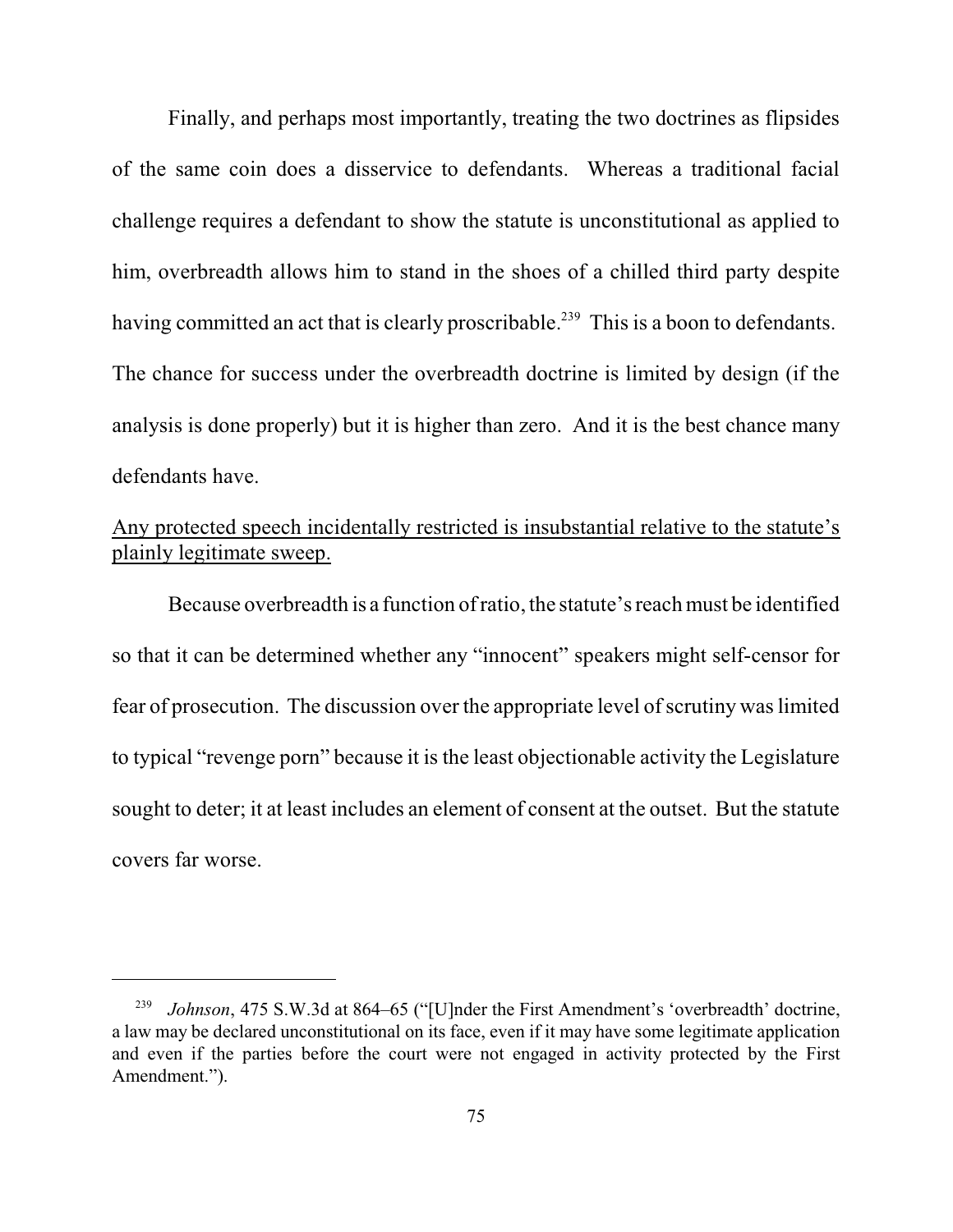Finally, and perhaps most importantly, treating the two doctrines as flipsides of the same coin does a disservice to defendants. Whereas a traditional facial challenge requires a defendant to show the statute is unconstitutional as applied to him, overbreadth allows him to stand in the shoes of a chilled third party despite having committed an act that is clearly proscribable.[239] This is a boon to defendants. The chance for success under the overbreadth doctrine is limited by design (if the analysis is done properly) but it is higher than zero. And it is the best chance many defendants have.

<u>Any protected speech incidentally restricted is insubstantial relative to the statute's plainly legitimate sweep.</u>

Because overbreadth is a function of ratio, the statute's reach must be identified so that it can be determined whether any "innocent" speakers might self-censor for fear of prosecution. The discussion over the appropriate level of scrutiny was limited to typical "revenge porn" because it is the least objectionable activity the Legislature sought to deter; it at least includes an element of consent at the outset. But the statute covers far worse.

---

[239] *Johnson*, 475 S.W.3d at 864–65 ("[U]nder the First Amendment's 'overbreadth' doctrine, a law may be declared unconstitutional on its face, even if it may have some legitimate application and even if the parties before the court were not engaged in activity protected by the First Amendment.").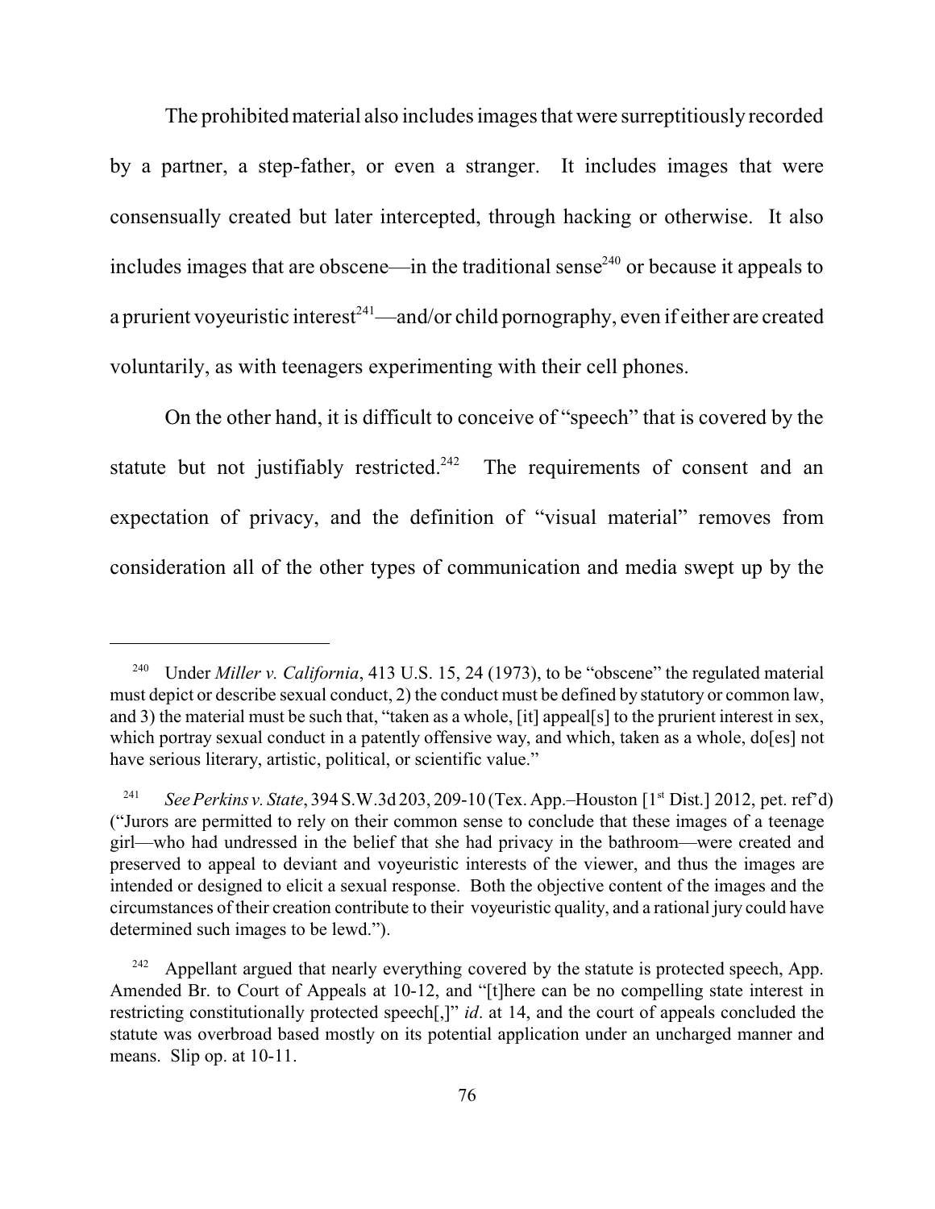The prohibited material also includes images that were surreptitiously recorded by a partner, a step-father, or even a stranger. It includes images that were consensually created but later intercepted, through hacking or otherwise. It also includes images that are obscene—in the traditional sense[240] or because it appeals to a prurient voyeuristic interest[241]—and/or child pornography, even if either are created voluntarily, as with teenagers experimenting with their cell phones.

On the other hand, it is difficult to conceive of "speech" that is covered by the statute but not justifiably restricted.[242] The requirements of consent and an expectation of privacy, and the definition of "visual material" removes from consideration all of the other types of communication and media swept up by the

---

[240] Under *Miller v. California*, 413 U.S. 15, 24 (1973), to be "obscene" the regulated material must depict or describe sexual conduct, 2) the conduct must be defined by statutory or common law, and 3) the material must be such that, "taken as a whole, [it] appeal[s] to the prurient interest in sex, which portray sexual conduct in a patently offensive way, and which, taken as a whole, do[es] not have serious literary, artistic, political, or scientific value."

[241] *See Perkins v. State*, 394 S.W.3d 203, 209-10 (Tex. App.–Houston [1st Dist.] 2012, pet. ref'd) ("Jurors are permitted to rely on their common sense to conclude that these images of a teenage girl—who had undressed in the belief that she had privacy in the bathroom—were created and preserved to appeal to deviant and voyeuristic interests of the viewer, and thus the images are intended or designed to elicit a sexual response. Both the objective content of the images and the circumstances of their creation contribute to their voyeuristic quality, and a rational jury could have determined such images to be lewd.").

[242] Appellant argued that nearly everything covered by the statute is protected speech, App. Amended Br. to Court of Appeals at 10-12, and "[t]here can be no compelling state interest in restricting constitutionally protected speech[,]" *id*. at 14, and the court of appeals concluded the statute was overbroad based mostly on its potential application under an uncharged manner and means. Slip op. at 10-11.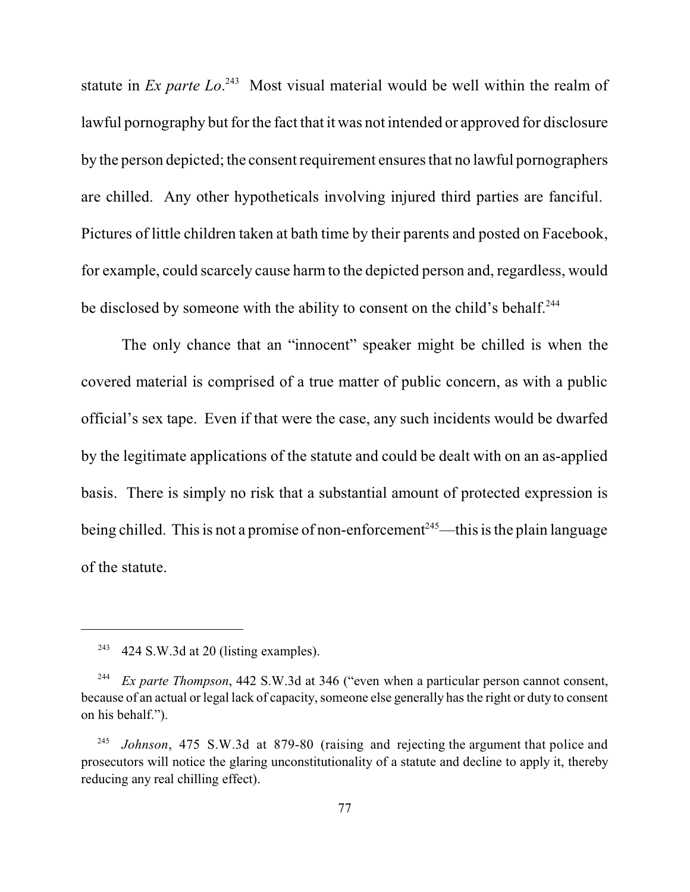statute in *Ex parte Lo*.[243] Most visual material would be well within the realm of lawful pornography but for the fact that it was not intended or approved for disclosure by the person depicted; the consent requirement ensures that no lawful pornographers are chilled. Any other hypotheticals involving injured third parties are fanciful. Pictures of little children taken at bath time by their parents and posted on Facebook, for example, could scarcely cause harm to the depicted person and, regardless, would be disclosed by someone with the ability to consent on the child's behalf.[244]

The only chance that an "innocent" speaker might be chilled is when the covered material is comprised of a true matter of public concern, as with a public official's sex tape. Even if that were the case, any such incidents would be dwarfed by the legitimate applications of the statute and could be dealt with on an as-applied basis. There is simply no risk that a substantial amount of protected expression is being chilled. This is not a promise of non-enforcement[245]—this is the plain language of the statute.

---

[243] 424 S.W.3d at 20 (listing examples).

[244] *Ex parte Thompson*, 442 S.W.3d at 346 ("even when a particular person cannot consent, because of an actual or legal lack of capacity, someone else generally has the right or duty to consent on his behalf.").

[245] *Johnson*, 475 S.W.3d at 879-80 (raising and rejecting the argument that police and prosecutors will notice the glaring unconstitutionality of a statute and decline to apply it, thereby reducing any real chilling effect).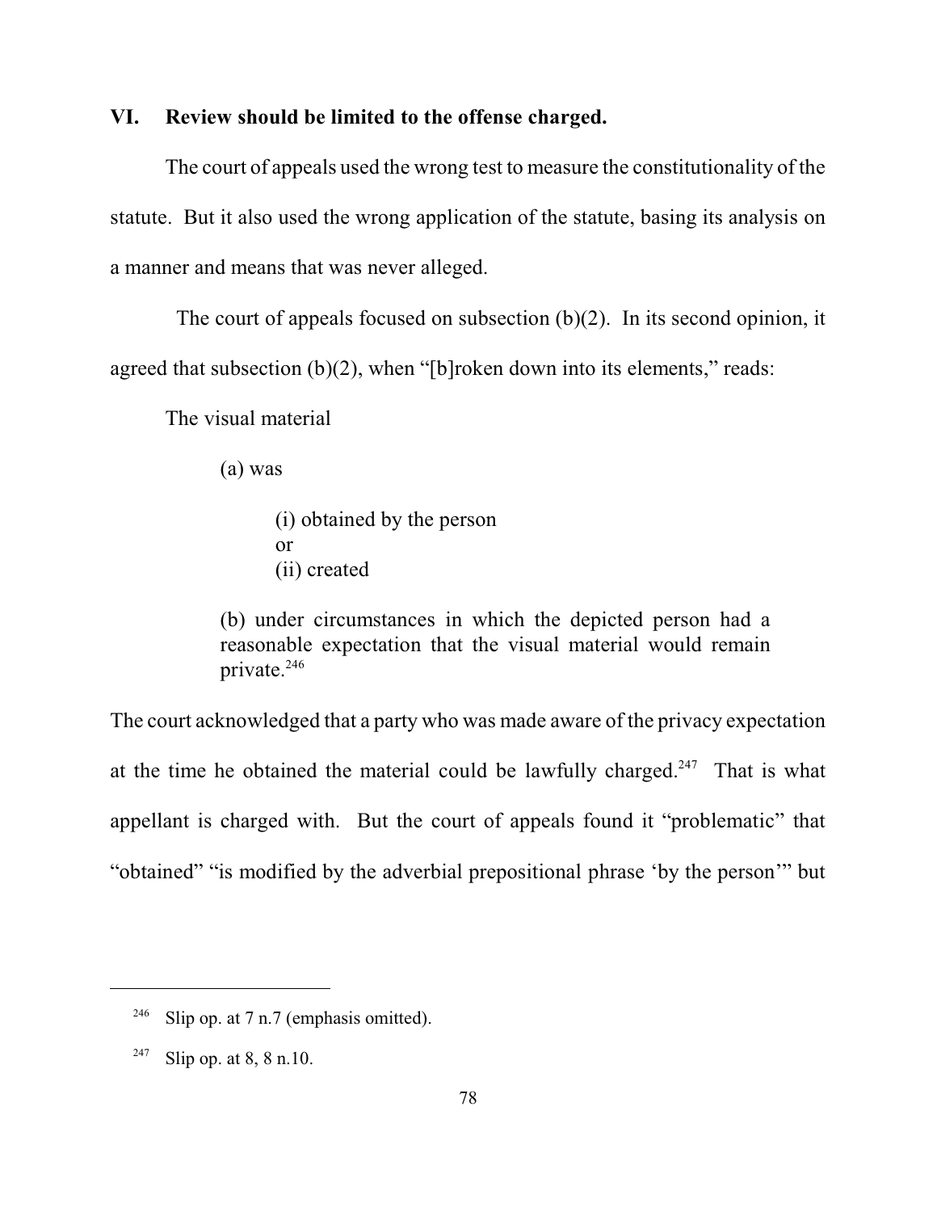## VI. Review should be limited to the offense charged.

The court of appeals used the wrong test to measure the constitutionality of the statute. But it also used the wrong application of the statute, basing its analysis on a manner and means that was never alleged.

The court of appeals focused on subsection (b)(2). In its second opinion, it agreed that subsection (b)(2), when "[b]roken down into its elements," reads:

> The visual material
>
> > (a) was
> >
> > > (i) obtained by the person
> > > or
> > > (ii) created
> >
> > (b) under circumstances in which the depicted person had a reasonable expectation that the visual material would remain private.[246]

The court acknowledged that a party who was made aware of the privacy expectation at the time he obtained the material could be lawfully charged.[247] That is what appellant is charged with. But the court of appeals found it "problematic" that "obtained" "is modified by the adverbial prepositional phrase 'by the person'" but

---

[246] Slip op. at 7 n.7 (emphasis omitted).

[247] Slip op. at 8, 8 n.10.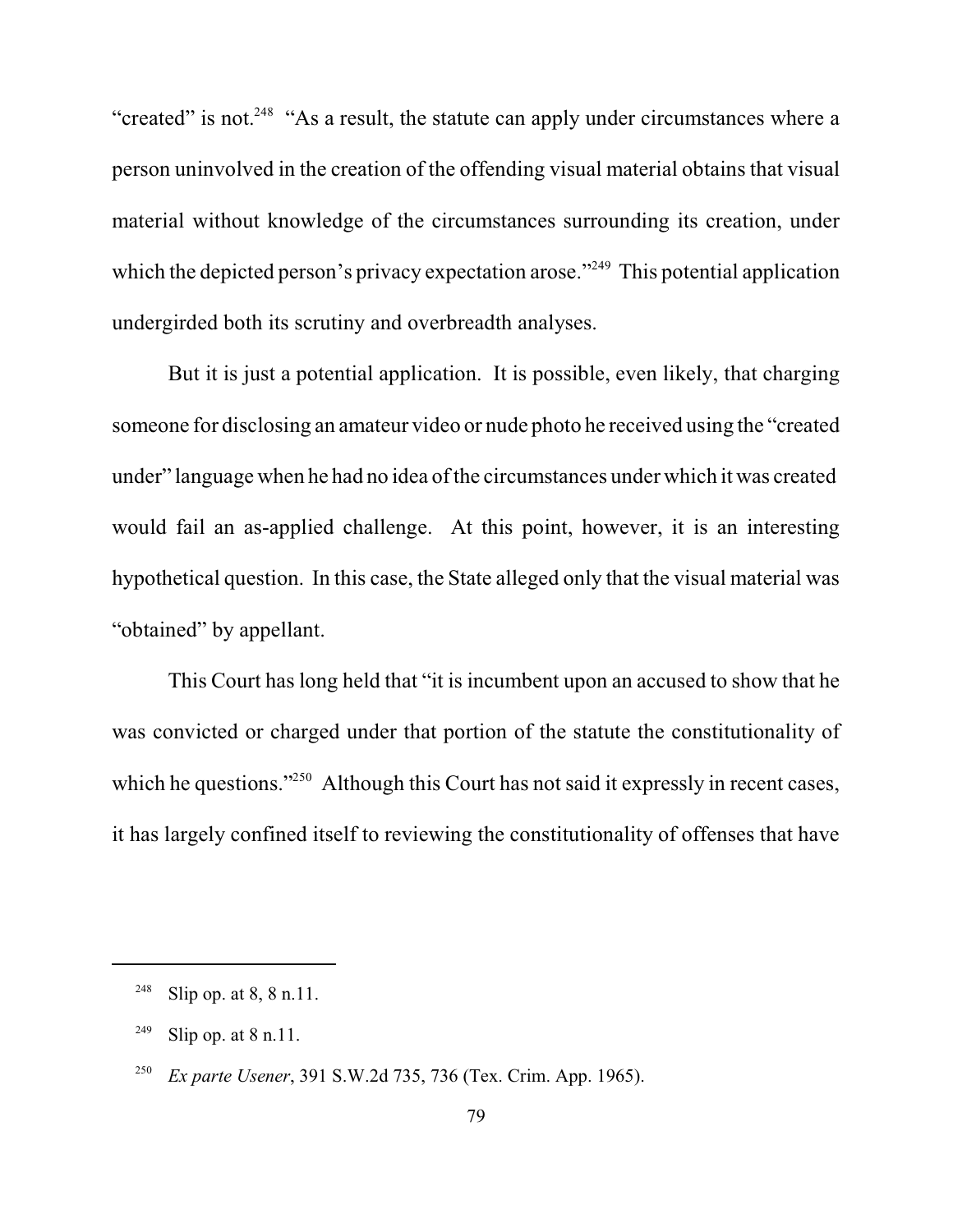"created" is not.[248] "As a result, the statute can apply under circumstances where a person uninvolved in the creation of the offending visual material obtains that visual material without knowledge of the circumstances surrounding its creation, under which the depicted person's privacy expectation arose."[249] This potential application undergirded both its scrutiny and overbreadth analyses.

But it is just a potential application. It is possible, even likely, that charging someone for disclosing an amateur video or nude photo he received using the "created under" language when he had no idea of the circumstances under which it was created would fail an as-applied challenge. At this point, however, it is an interesting hypothetical question. In this case, the State alleged only that the visual material was "obtained" by appellant.

This Court has long held that "it is incumbent upon an accused to show that he was convicted or charged under that portion of the statute the constitutionality of which he questions."[250] Although this Court has not said it expressly in recent cases, it has largely confined itself to reviewing the constitutionality of offenses that have

---

[248] Slip op. at 8, 8 n.11.

[249] Slip op. at 8 n.11.

[250] *Ex parte Usener*, 391 S.W.2d 735, 736 (Tex. Crim. App. 1965).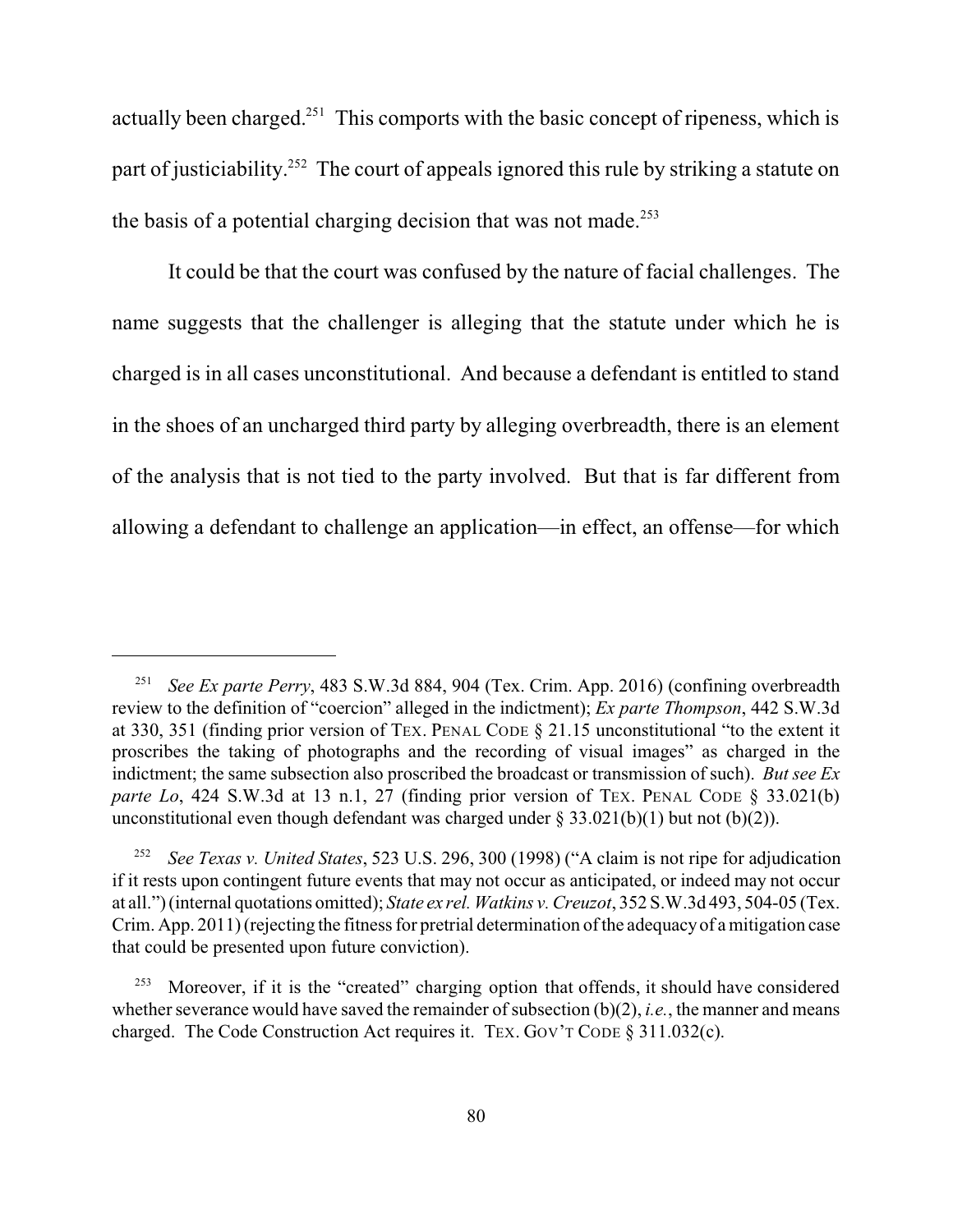actually been charged.[251] This comports with the basic concept of ripeness, which is part of justiciability.[252] The court of appeals ignored this rule by striking a statute on the basis of a potential charging decision that was not made.[253]

It could be that the court was confused by the nature of facial challenges. The name suggests that the challenger is alleging that the statute under which he is charged is in all cases unconstitutional. And because a defendant is entitled to stand in the shoes of an uncharged third party by alleging overbreadth, there is an element of the analysis that is not tied to the party involved. But that is far different from allowing a defendant to challenge an application—in effect, an offense—for which

---

[251] *See Ex parte Perry*, 483 S.W.3d 884, 904 (Tex. Crim. App. 2016) (confining overbreadth review to the definition of "coercion" alleged in the indictment); *Ex parte Thompson*, 442 S.W.3d at 330, 351 (finding prior version of TEX. PENAL CODE § 21.15 unconstitutional "to the extent it proscribes the taking of photographs and the recording of visual images" as charged in the indictment; the same subsection also proscribed the broadcast or transmission of such). *But see Ex parte Lo*, 424 S.W.3d at 13 n.1, 27 (finding prior version of TEX. PENAL CODE § 33.021(b) unconstitutional even though defendant was charged under § 33.021(b)(1) but not (b)(2)).

[252] *See Texas v. United States*, 523 U.S. 296, 300 (1998) ("A claim is not ripe for adjudication if it rests upon contingent future events that may not occur as anticipated, or indeed may not occur at all.") (internal quotations omitted); *State ex rel. Watkins v. Creuzot*, 352 S.W.3d 493, 504-05 (Tex. Crim. App. 2011) (rejecting the fitness for pretrial determination of the adequacy of a mitigation case that could be presented upon future conviction).

[253] Moreover, if it is the "created" charging option that offends, it should have considered whether severance would have saved the remainder of subsection (b)(2), *i.e.*, the manner and means charged. The Code Construction Act requires it. TEX. GOV'T CODE § 311.032(c).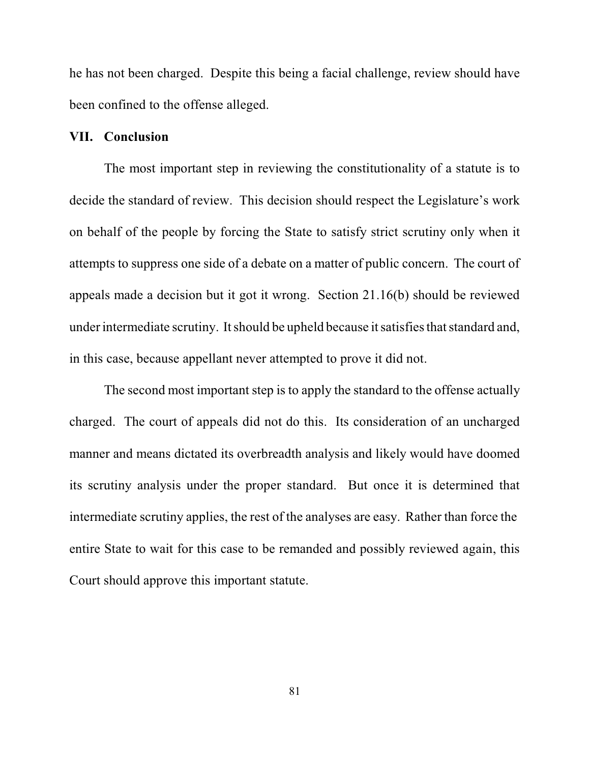he has not been charged. Despite this being a facial challenge, review should have been confined to the offense alleged.

## VII. Conclusion

The most important step in reviewing the constitutionality of a statute is to decide the standard of review. This decision should respect the Legislature's work on behalf of the people by forcing the State to satisfy strict scrutiny only when it attempts to suppress one side of a debate on a matter of public concern. The court of appeals made a decision but it got it wrong. Section 21.16(b) should be reviewed under intermediate scrutiny. It should be upheld because it satisfies that standard and, in this case, because appellant never attempted to prove it did not.

The second most important step is to apply the standard to the offense actually charged. The court of appeals did not do this. Its consideration of an uncharged manner and means dictated its overbreadth analysis and likely would have doomed its scrutiny analysis under the proper standard. But once it is determined that intermediate scrutiny applies, the rest of the analyses are easy. Rather than force the entire State to wait for this case to be remanded and possibly reviewed again, this Court should approve this important statute.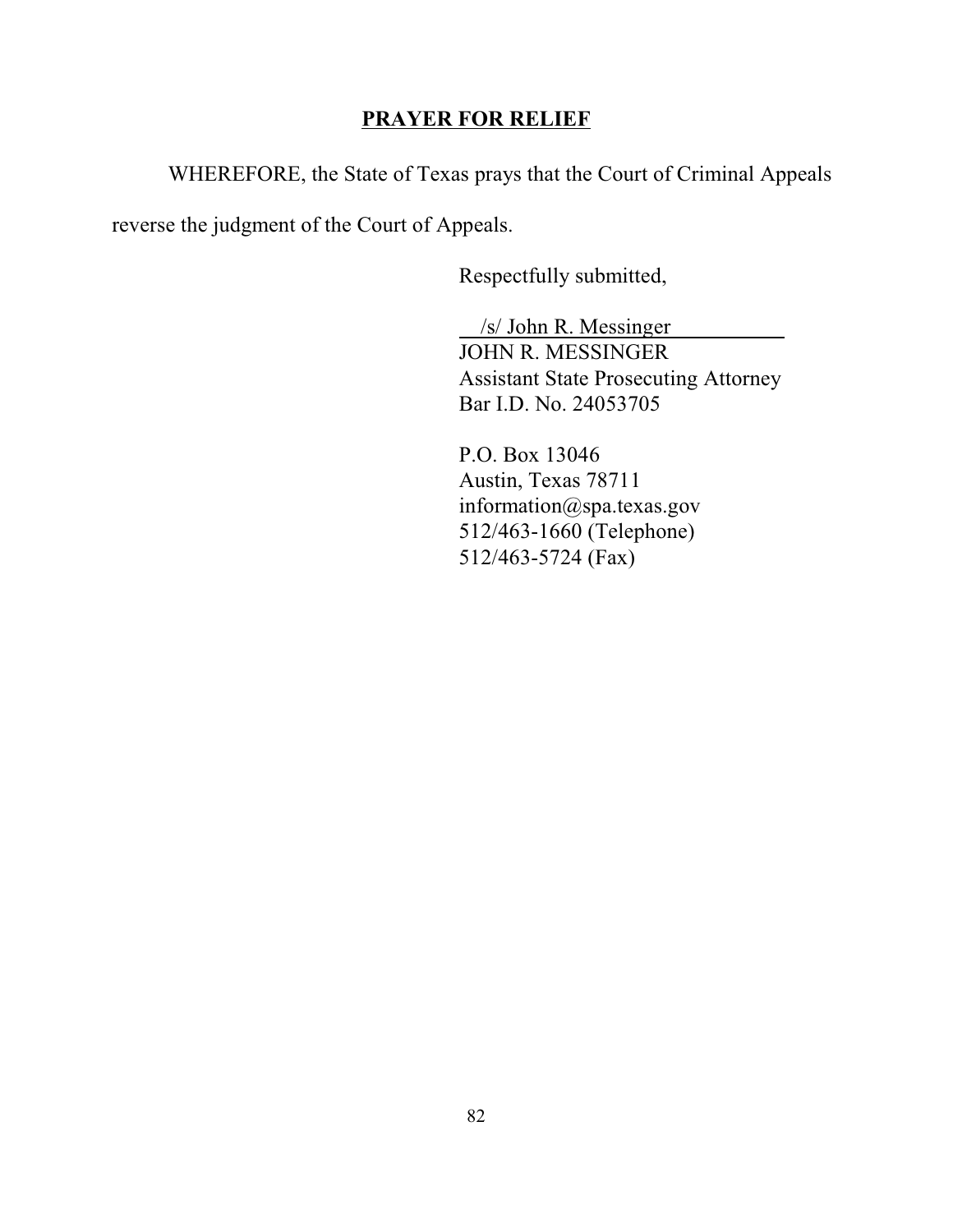## PRAYER FOR RELIEF

WHEREFORE, the State of Texas prays that the Court of Criminal Appeals reverse the judgment of the Court of Appeals.

Respectfully submitted,

/s/ John R. Messinger
JOHN R. MESSINGER
Assistant State Prosecuting Attorney
Bar I.D. No. 24053705

P.O. Box 13046
Austin, Texas 78711
information@spa.texas.gov
512/463-1660 (Telephone)
512/463-5724 (Fax)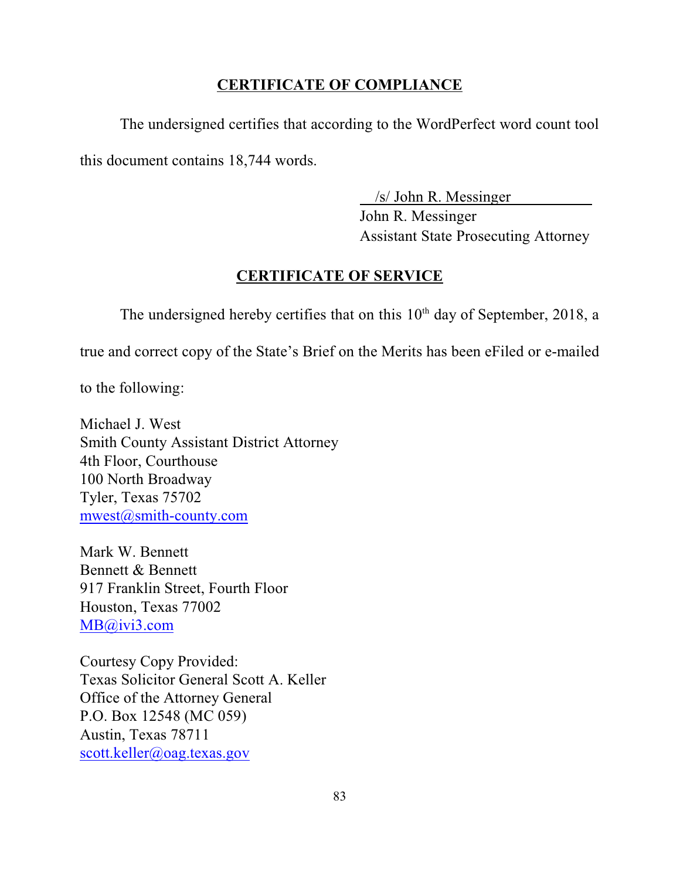## CERTIFICATE OF COMPLIANCE

The undersigned certifies that according to the WordPerfect word count tool this document contains 18,744 words.

/s/ John R. Messinger
John R. Messinger
Assistant State Prosecuting Attorney

## CERTIFICATE OF SERVICE

The undersigned hereby certifies that on this 10th day of September, 2018, a true and correct copy of the State's Brief on the Merits has been eFiled or e-mailed to the following:

Michael J. West
Smith County Assistant District Attorney
4th Floor, Courthouse
100 North Broadway
Tyler, Texas 75702
mwest@smith-county.com

Mark W. Bennett
Bennett & Bennett
917 Franklin Street, Fourth Floor
Houston, Texas 77002
MB@ivi3.com

Courtesy Copy Provided:
Texas Solicitor General Scott A. Keller
Office of the Attorney General
P.O. Box 12548 (MC 059)
Austin, Texas 78711
scott.keller@oag.texas.gov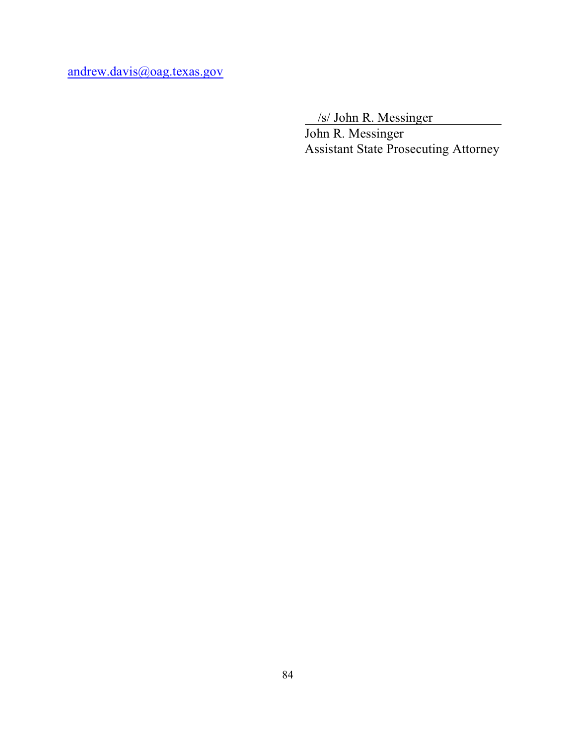andrew.davis@oag.texas.gov

/s/ John R. Messinger

John R. Messinger
Assistant State Prosecuting Attorney